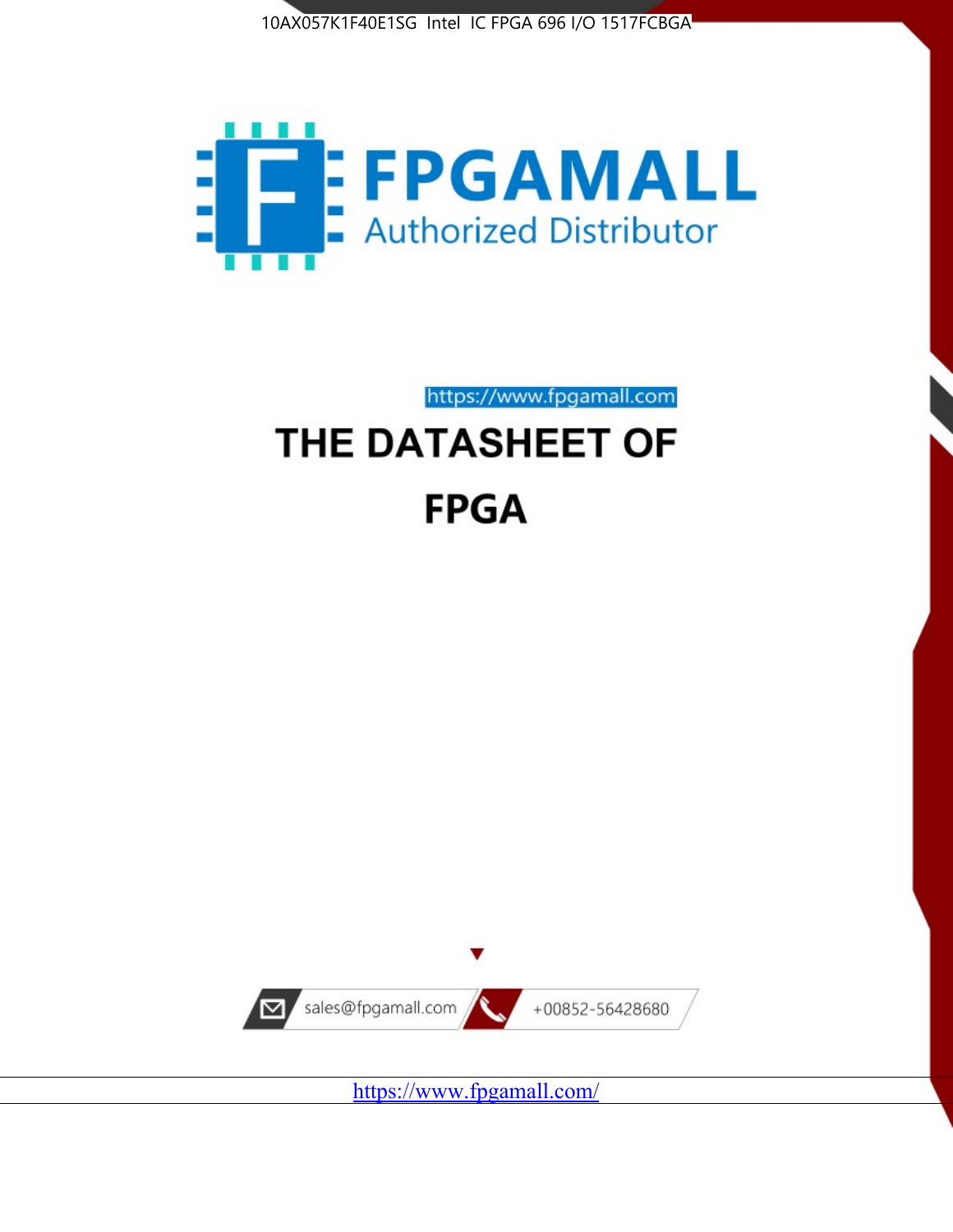10AX057K1F40E1SG Intel IC FPGA 696 I/O 1517FCBGA

FPGAMALL

Authorized Distributor

https://www.fpgamall.com

# THE DATASHEET OF

# FPGA

sales@fpgamall.com

+00852-56428680

https://www.fpgamall.com/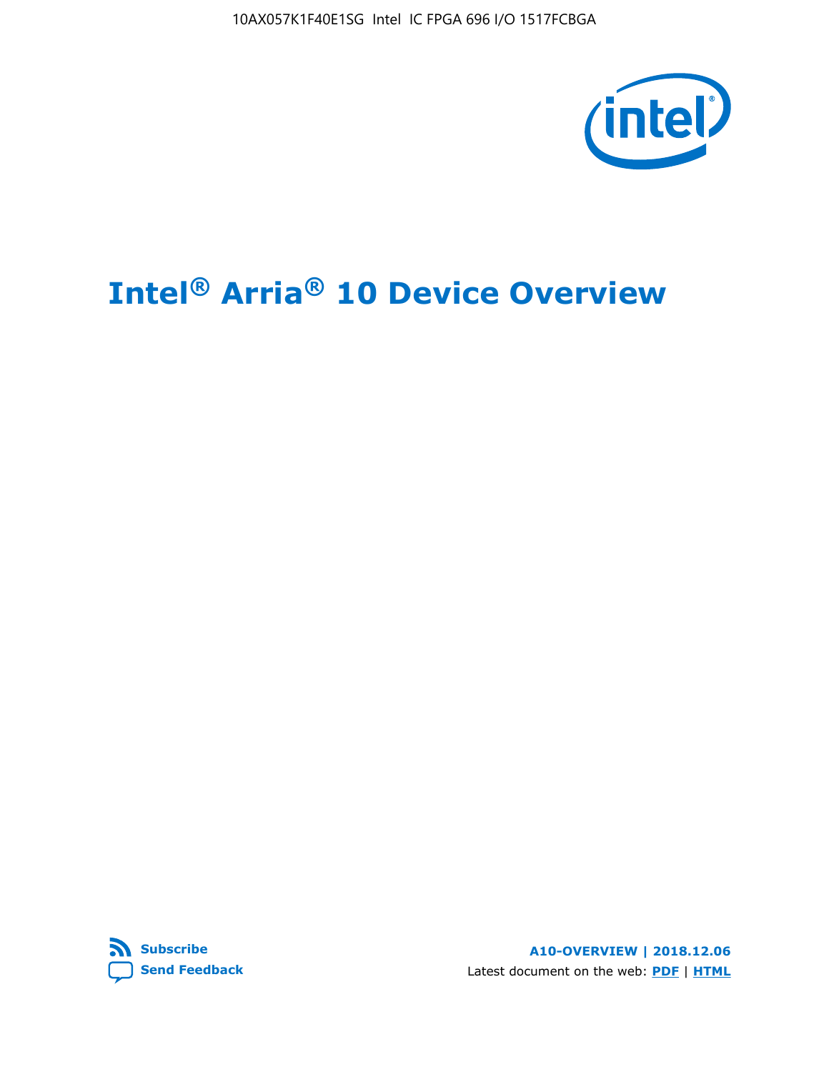# Intel® Arria® 10 Device Overview

Subscribe

Send Feedback

A10-OVERVIEW | 2018.12.06

Latest document on the web: PDF | HTML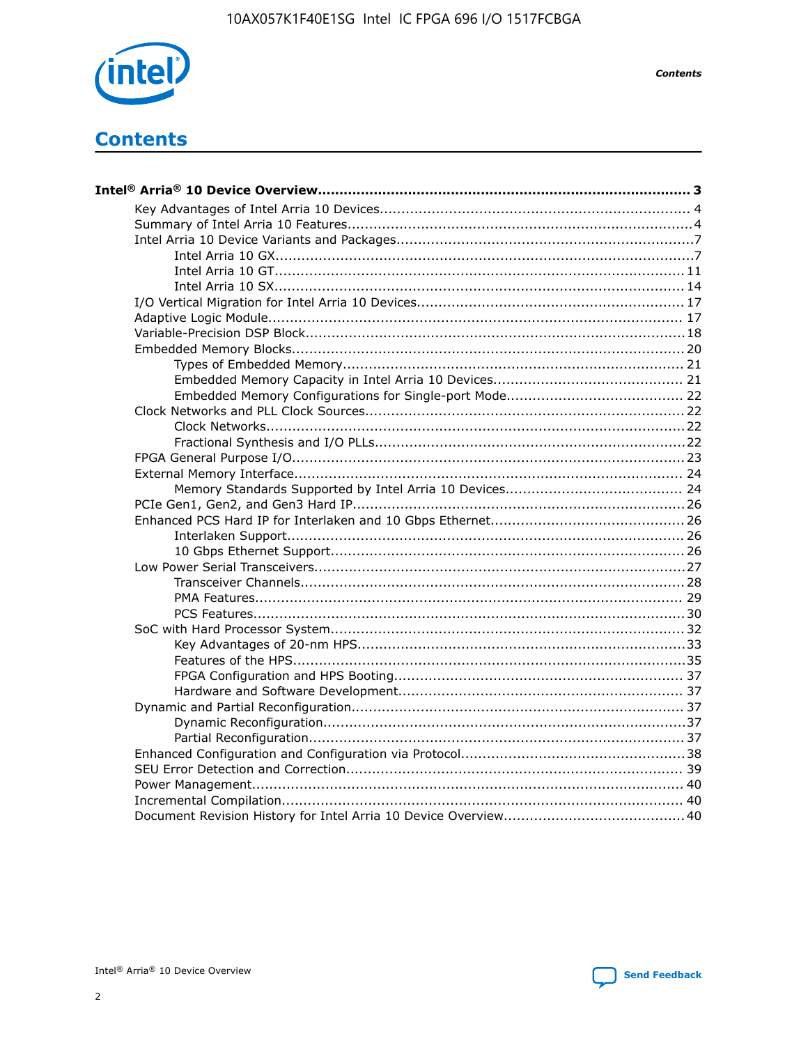# Contents

**Intel® Arria® 10 Device Overview....................................................................................... 3**

- Key Advantages of Intel Arria 10 Devices........................................................................ 4
- Summary of Intel Arria 10 Features................................................................................4
- Intel Arria 10 Device Variants and Packages.....................................................................7
  - Intel Arria 10 GX................................................................................................7
  - Intel Arria 10 GT.............................................................................................. 11
  - Intel Arria 10 SX.............................................................................................. 14
- I/O Vertical Migration for Intel Arria 10 Devices.............................................................. 17
- Adaptive Logic Module................................................................................................ 17
- Variable-Precision DSP Block.......................................................................................18
- Embedded Memory Blocks...........................................................................................20
  - Types of Embedded Memory............................................................................... 21
  - Embedded Memory Capacity in Intel Arria 10 Devices............................................ 21
  - Embedded Memory Configurations for Single-port Mode......................................... 22
- Clock Networks and PLL Clock Sources.........................................................................22
  - Clock Networks.................................................................................................22
  - Fractional Synthesis and I/O PLLs........................................................................22
- FPGA General Purpose I/O..........................................................................................23
- External Memory Interface.......................................................................................... 24
  - Memory Standards Supported by Intel Arria 10 Devices......................................... 24
- PCIe Gen1, Gen2, and Gen3 Hard IP.............................................................................26
- Enhanced PCS Hard IP for Interlaken and 10 Gbps Ethernet.............................................26
  - Interlaken Support............................................................................................ 26
  - 10 Gbps Ethernet Support.................................................................................. 26
- Low Power Serial Transceivers.....................................................................................27
  - Transceiver Channels.........................................................................................28
  - PMA Features................................................................................................... 29
  - PCS Features....................................................................................................30
- SoC with Hard Processor System..................................................................................32
  - Key Advantages of 20-nm HPS............................................................................33
  - Features of the HPS...........................................................................................35
  - FPGA Configuration and HPS Booting................................................................... 37
  - Hardware and Software Development.................................................................. 37
- Dynamic and Partial Reconfiguration.............................................................................37
  - Dynamic Reconfiguration....................................................................................37
  - Partial Reconfiguration.......................................................................................37
- Enhanced Configuration and Configuration via Protocol....................................................38
- SEU Error Detection and Correction.............................................................................. 39
- Power Management................................................................................................... 40
- Incremental Compilation............................................................................................. 40
- Document Revision History for Intel Arria 10 Device Overview.......................................... 40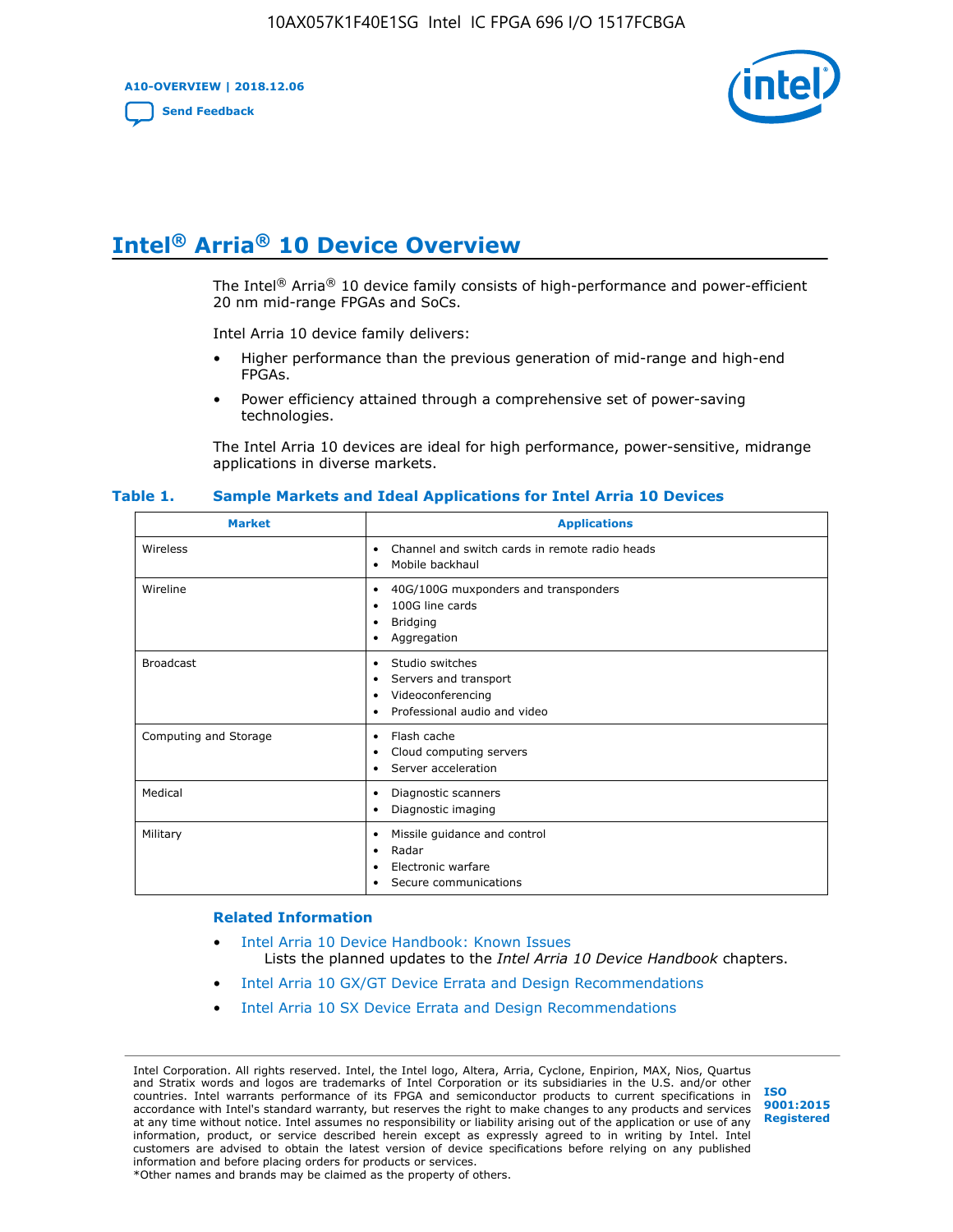# Intel® Arria® 10 Device Overview

The Intel® Arria® 10 device family consists of high-performance and power-efficient 20 nm mid-range FPGAs and SoCs.

Intel Arria 10 device family delivers:

- Higher performance than the previous generation of mid-range and high-end FPGAs.
- Power efficiency attained through a comprehensive set of power-saving technologies.

The Intel Arria 10 devices are ideal for high performance, power-sensitive, midrange applications in diverse markets.

**Table 1. Sample Markets and Ideal Applications for Intel Arria 10 Devices**

| Market | Applications |
|---|---|
| Wireless | • Channel and switch cards in remote radio heads<br>• Mobile backhaul |
| Wireline | • 40G/100G muxponders and transponders<br>• 100G line cards<br>• Bridging<br>• Aggregation |
| Broadcast | • Studio switches<br>• Servers and transport<br>• Videoconferencing<br>• Professional audio and video |
| Computing and Storage | • Flash cache<br>• Cloud computing servers<br>• Server acceleration |
| Medical | • Diagnostic scanners<br>• Diagnostic imaging |
| Military | • Missile guidance and control<br>• Radar<br>• Electronic warfare<br>• Secure communications |

### Related Information

- Intel Arria 10 Device Handbook: Known Issues
  Lists the planned updates to the *Intel Arria 10 Device Handbook* chapters.
- Intel Arria 10 GX/GT Device Errata and Design Recommendations
- Intel Arria 10 SX Device Errata and Design Recommendations

Intel Corporation. All rights reserved. Intel, the Intel logo, Altera, Arria, Cyclone, Enpirion, MAX, Nios, Quartus and Stratix words and logos are trademarks of Intel Corporation or its subsidiaries in the U.S. and/or other countries. Intel warrants performance of its FPGA and semiconductor products to current specifications in accordance with Intel's standard warranty, but reserves the right to make changes to any products and services at any time without notice. Intel assumes no responsibility or liability arising out of the application or use of any information, product, or service described herein except as expressly agreed to in writing by Intel. Intel customers are advised to obtain the latest version of device specifications before relying on any published information and before placing orders for products or services.
*Other names and brands may be claimed as the property of others.

ISO 9001:2015 Registered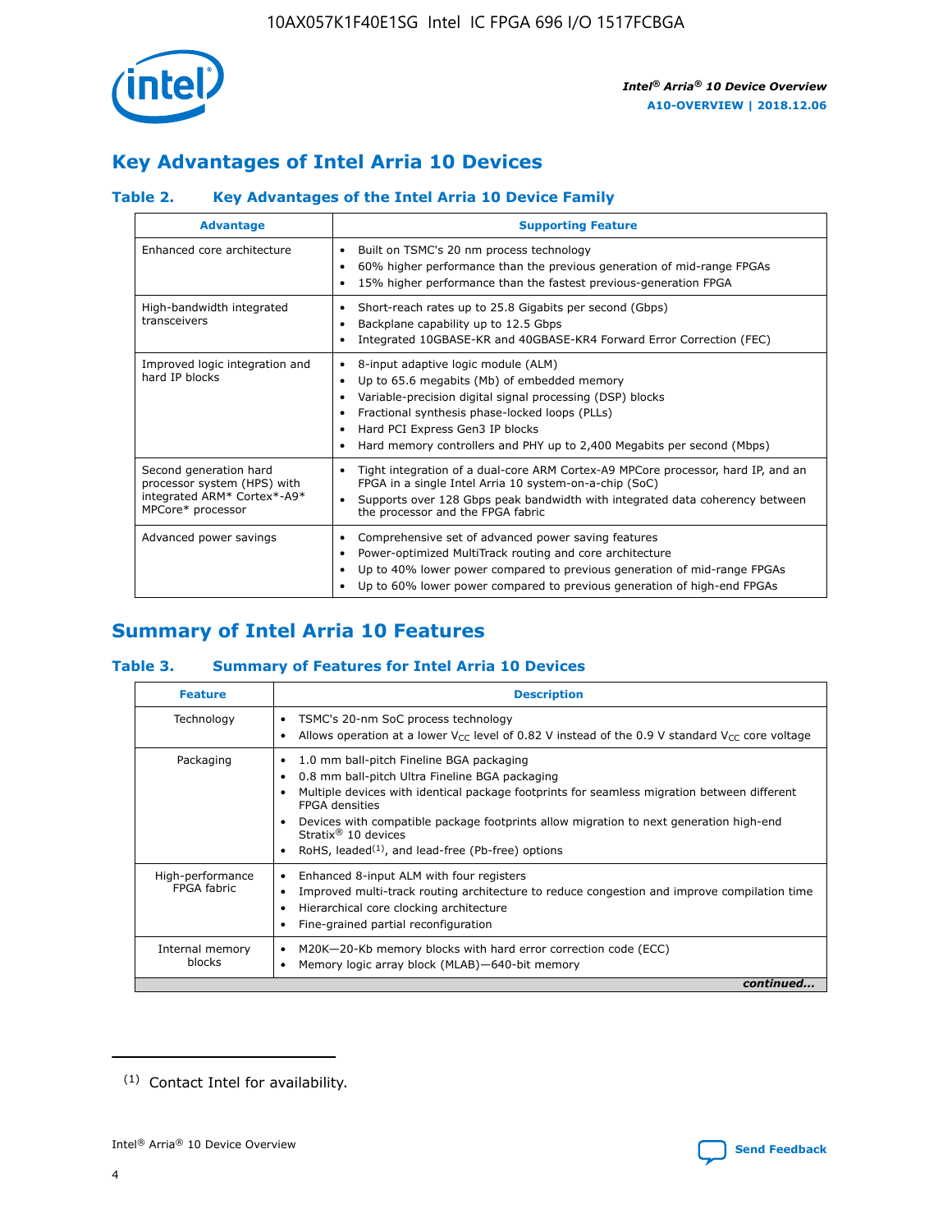## Key Advantages of Intel Arria 10 Devices

### Table 2. Key Advantages of the Intel Arria 10 Device Family

| Advantage | Supporting Feature |
|---|---|
| Enhanced core architecture | • Built on TSMC's 20 nm process technology<br>• 60% higher performance than the previous generation of mid-range FPGAs<br>• 15% higher performance than the fastest previous-generation FPGA |
| High-bandwidth integrated transceivers | • Short-reach rates up to 25.8 Gigabits per second (Gbps)<br>• Backplane capability up to 12.5 Gbps<br>• Integrated 10GBASE-KR and 40GBASE-KR4 Forward Error Correction (FEC) |
| Improved logic integration and hard IP blocks | • 8-input adaptive logic module (ALM)<br>• Up to 65.6 megabits (Mb) of embedded memory<br>• Variable-precision digital signal processing (DSP) blocks<br>• Fractional synthesis phase-locked loops (PLLs)<br>• Hard PCI Express Gen3 IP blocks<br>• Hard memory controllers and PHY up to 2,400 Megabits per second (Mbps) |
| Second generation hard processor system (HPS) with integrated ARM* Cortex*-A9* MPCore* processor | • Tight integration of a dual-core ARM Cortex-A9 MPCore processor, hard IP, and an FPGA in a single Intel Arria 10 system-on-a-chip (SoC)<br>• Supports over 128 Gbps peak bandwidth with integrated data coherency between the processor and the FPGA fabric |
| Advanced power savings | • Comprehensive set of advanced power saving features<br>• Power-optimized MultiTrack routing and core architecture<br>• Up to 40% lower power compared to previous generation of mid-range FPGAs<br>• Up to 60% lower power compared to previous generation of high-end FPGAs |

## Summary of Intel Arria 10 Features

### Table 3. Summary of Features for Intel Arria 10 Devices

| Feature | Description |
|---|---|
| Technology | • TSMC's 20-nm SoC process technology<br>• Allows operation at a lower $V_{CC}$ level of 0.82 V instead of the 0.9 V standard $V_{CC}$ core voltage |
| Packaging | • 1.0 mm ball-pitch Fineline BGA packaging<br>• 0.8 mm ball-pitch Ultra Fineline BGA packaging<br>• Multiple devices with identical package footprints for seamless migration between different FPGA densities<br>• Devices with compatible package footprints allow migration to next generation high-end Stratix® 10 devices<br>• RoHS, leaded[(1)], and lead-free (Pb-free) options |
| High-performance FPGA fabric | • Enhanced 8-input ALM with four registers<br>• Improved multi-track routing architecture to reduce congestion and improve compilation time<br>• Hierarchical core clocking architecture<br>• Fine-grained partial reconfiguration |
| Internal memory blocks | • M20K—20-Kb memory blocks with hard error correction code (ECC)<br>• Memory logic array block (MLAB)—640-bit memory |

*continued...*

(1) Contact Intel for availability.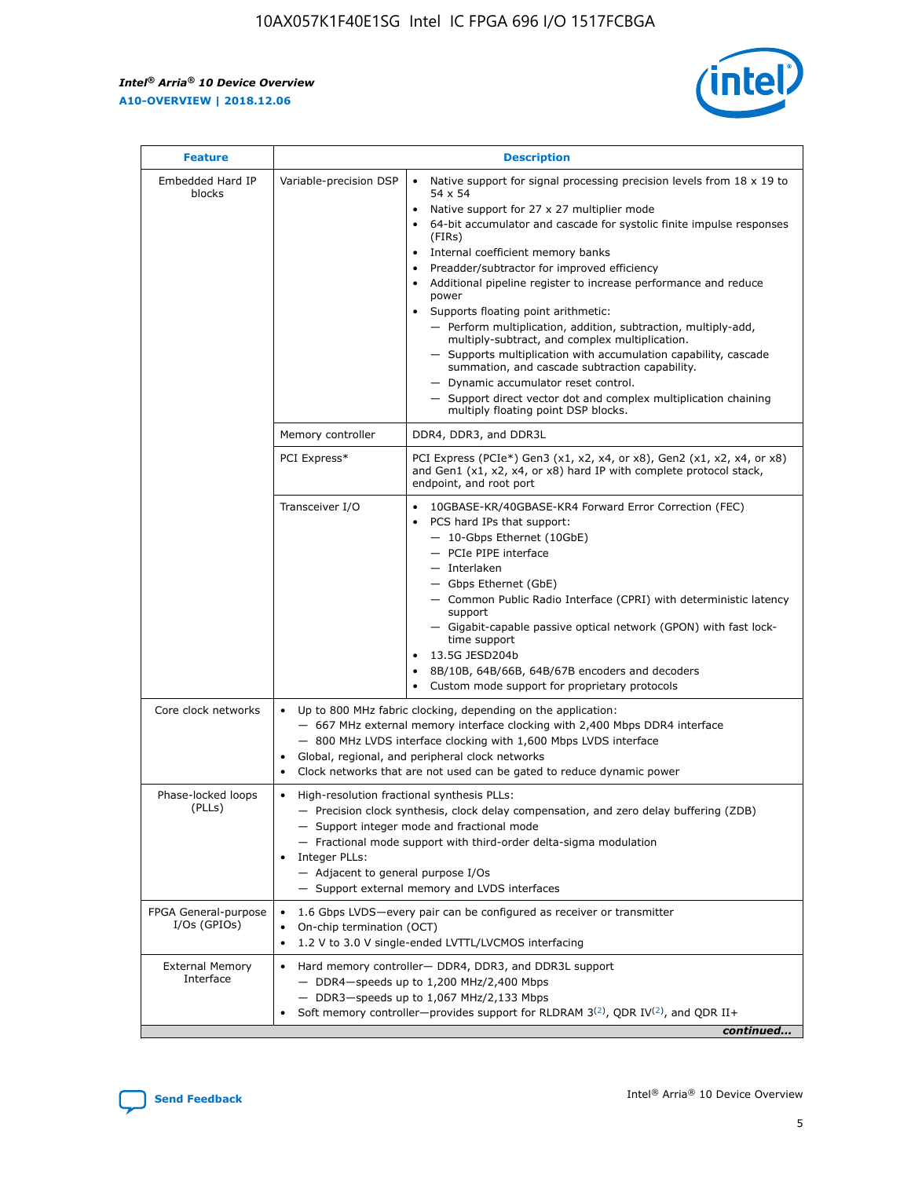| Feature | Description | |
|---|---|---|
| Embedded Hard IP blocks | Variable-precision DSP | • Native support for signal processing precision levels from 18 x 19 to 54 x 54<br>• Native support for 27 x 27 multiplier mode<br>• 64-bit accumulator and cascade for systolic finite impulse responses (FIRs)<br>• Internal coefficient memory banks<br>• Preadder/subtractor for improved efficiency<br>• Additional pipeline register to increase performance and reduce power<br>• Supports floating point arithmetic:<br>— Perform multiplication, addition, subtraction, multiply-add, multiply-subtract, and complex multiplication.<br>— Supports multiplication with accumulation capability, cascade summation, and cascade subtraction capability.<br>— Dynamic accumulator reset control.<br>— Support direct vector dot and complex multiplication chaining multiply floating point DSP blocks. |
| | Memory controller | DDR4, DDR3, and DDR3L |
| | PCI Express* | PCI Express (PCIe*) Gen3 (x1, x2, x4, or x8), Gen2 (x1, x2, x4, or x8) and Gen1 (x1, x2, x4, or x8) hard IP with complete protocol stack, endpoint, and root port |
| | Transceiver I/O | • 10GBASE-KR/40GBASE-KR4 Forward Error Correction (FEC)<br>• PCS hard IPs that support:<br>— 10-Gbps Ethernet (10GbE)<br>— PCIe PIPE interface<br>— Interlaken<br>— Gbps Ethernet (GbE)<br>— Common Public Radio Interface (CPRI) with deterministic latency support<br>— Gigabit-capable passive optical network (GPON) with fast lock-time support<br>• 13.5G JESD204b<br>• 8B/10B, 64B/66B, 64B/67B encoders and decoders<br>• Custom mode support for proprietary protocols |
| Core clock networks | • Up to 800 MHz fabric clocking, depending on the application:<br>— 667 MHz external memory interface clocking with 2,400 Mbps DDR4 interface<br>— 800 MHz LVDS interface clocking with 1,600 Mbps LVDS interface<br>• Global, regional, and peripheral clock networks<br>• Clock networks that are not used can be gated to reduce dynamic power | |
| Phase-locked loops (PLLs) | • High-resolution fractional synthesis PLLs:<br>— Precision clock synthesis, clock delay compensation, and zero delay buffering (ZDB)<br>— Support integer mode and fractional mode<br>— Fractional mode support with third-order delta-sigma modulation<br>• Integer PLLs:<br>— Adjacent to general purpose I/Os<br>— Support external memory and LVDS interfaces | |
| FPGA General-purpose I/Os (GPIOs) | • 1.6 Gbps LVDS—every pair can be configured as receiver or transmitter<br>• On-chip termination (OCT)<br>• 1.2 V to 3.0 V single-ended LVTTL/LVCMOS interfacing | |
| External Memory Interface | • Hard memory controller— DDR4, DDR3, and DDR3L support<br>— DDR4—speeds up to 1,200 MHz/2,400 Mbps<br>— DDR3—speeds up to 1,067 MHz/2,133 Mbps<br>• Soft memory controller—provides support for RLDRAM 3[(2)], QDR IV[(2)], and QDR II+ | |

*continued...*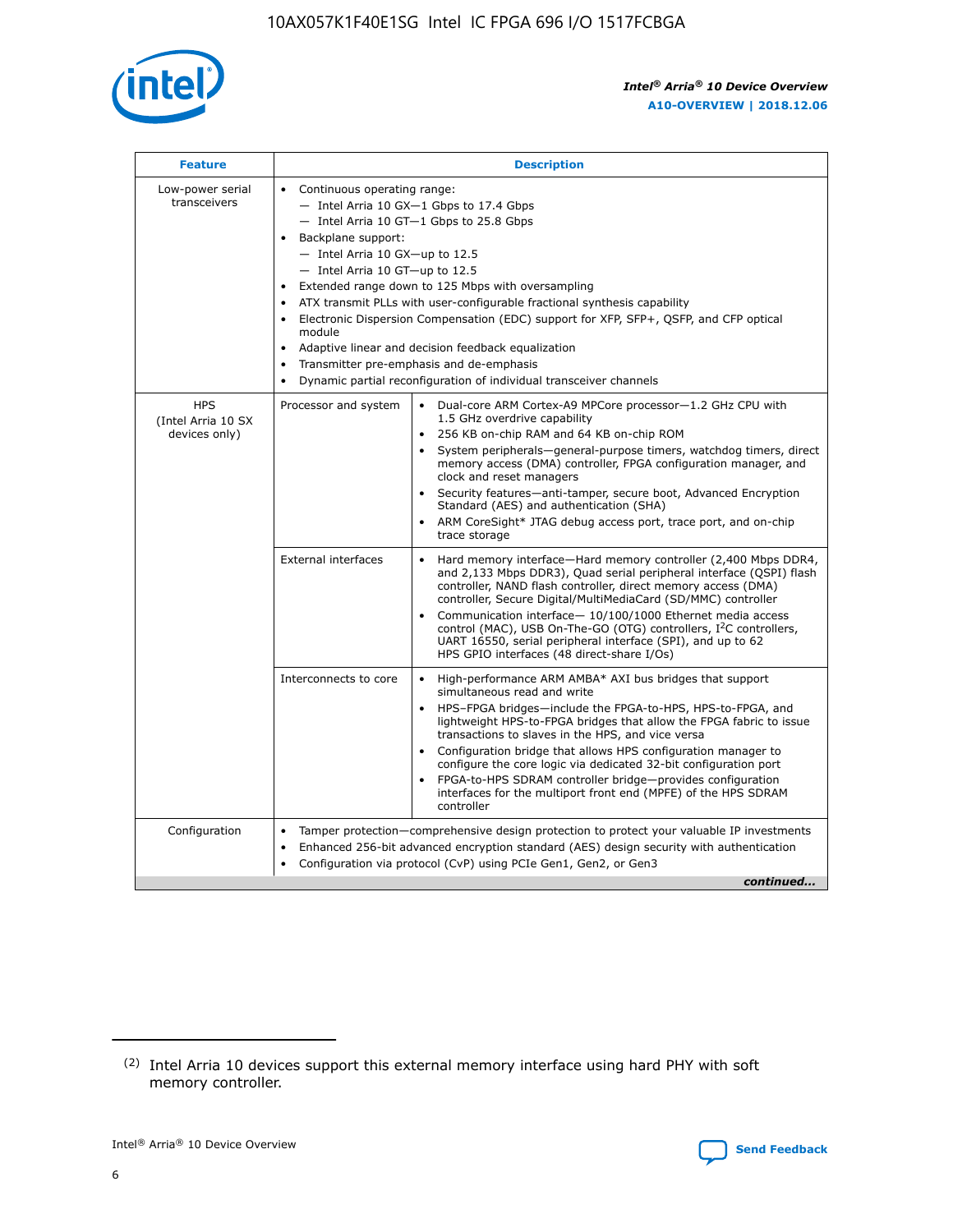| Feature | Description | |
|---|---|---|
| Low-power serial transceivers | • Continuous operating range:<br>— Intel Arria 10 GX—1 Gbps to 17.4 Gbps<br>— Intel Arria 10 GT—1 Gbps to 25.8 Gbps<br>• Backplane support:<br>— Intel Arria 10 GX—up to 12.5<br>— Intel Arria 10 GT—up to 12.5<br>• Extended range down to 125 Mbps with oversampling<br>• ATX transmit PLLs with user-configurable fractional synthesis capability<br>• Electronic Dispersion Compensation (EDC) support for XFP, SFP+, QSFP, and CFP optical module<br>• Adaptive linear and decision feedback equalization<br>• Transmitter pre-emphasis and de-emphasis<br>• Dynamic partial reconfiguration of individual transceiver channels | |
| HPS (Intel Arria 10 SX devices only) | Processor and system | • Dual-core ARM Cortex-A9 MPCore processor—1.2 GHz CPU with 1.5 GHz overdrive capability<br>• 256 KB on-chip RAM and 64 KB on-chip ROM<br>• System peripherals—general-purpose timers, watchdog timers, direct memory access (DMA) controller, FPGA configuration manager, and clock and reset managers<br>• Security features—anti-tamper, secure boot, Advanced Encryption Standard (AES) and authentication (SHA)<br>• ARM CoreSight* JTAG debug access port, trace port, and on-chip trace storage |
| | External interfaces | • Hard memory interface—Hard memory controller (2,400 Mbps DDR4, and 2,133 Mbps DDR3), Quad serial peripheral interface (QSPI) flash controller, NAND flash controller, direct memory access (DMA) controller, Secure Digital/MultiMediaCard (SD/MMC) controller<br>• Communication interface— 10/100/1000 Ethernet media access control (MAC), USB On-The-GO (OTG) controllers, I²C controllers, UART 16550, serial peripheral interface (SPI), and up to 62 HPS GPIO interfaces (48 direct-share I/Os) |
| | Interconnects to core | • High-performance ARM AMBA* AXI bus bridges that support simultaneous read and write<br>• HPS–FPGA bridges—include the FPGA-to-HPS, HPS-to-FPGA, and lightweight HPS-to-FPGA bridges that allow the FPGA fabric to issue transactions to slaves in the HPS, and vice versa<br>• Configuration bridge that allows HPS configuration manager to configure the core logic via dedicated 32-bit configuration port<br>• FPGA-to-HPS SDRAM controller bridge—provides configuration interfaces for the multiport front end (MPFE) of the HPS SDRAM controller |
| Configuration | • Tamper protection—comprehensive design protection to protect your valuable IP investments<br>• Enhanced 256-bit advanced encryption standard (AES) design security with authentication<br>• Configuration via protocol (CvP) using PCIe Gen1, Gen2, or Gen3 | |

*continued...*

(2) Intel Arria 10 devices support this external memory interface using hard PHY with soft memory controller.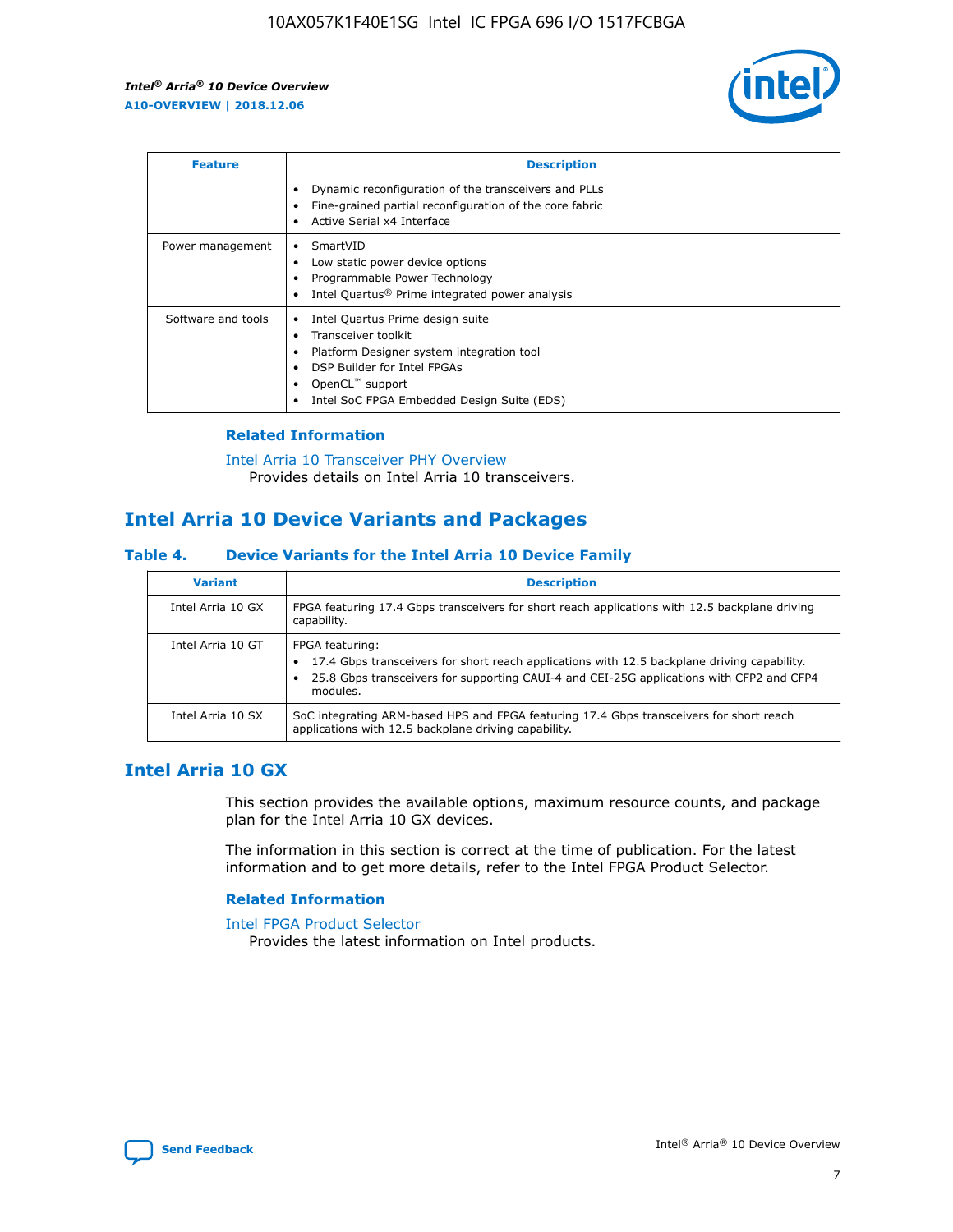| Feature | Description |
| --- | --- |
|  | • Dynamic reconfiguration of the transceivers and PLLs<br>• Fine-grained partial reconfiguration of the core fabric<br>• Active Serial x4 Interface |
| Power management | • SmartVID<br>• Low static power device options<br>• Programmable Power Technology<br>• Intel Quartus® Prime integrated power analysis |
| Software and tools | • Intel Quartus Prime design suite<br>• Transceiver toolkit<br>• Platform Designer system integration tool<br>• DSP Builder for Intel FPGAs<br>• OpenCL™ support<br>• Intel SoC FPGA Embedded Design Suite (EDS) |

### Related Information

Intel Arria 10 Transceiver PHY Overview
Provides details on Intel Arria 10 transceivers.

## Intel Arria 10 Device Variants and Packages

### Table 4. Device Variants for the Intel Arria 10 Device Family

| Variant | Description |
| --- | --- |
| Intel Arria 10 GX | FPGA featuring 17.4 Gbps transceivers for short reach applications with 12.5 backplane driving capability. |
| Intel Arria 10 GT | FPGA featuring:<br>• 17.4 Gbps transceivers for short reach applications with 12.5 backplane driving capability.<br>• 25.8 Gbps transceivers for supporting CAUI-4 and CEI-25G applications with CFP2 and CFP4 modules. |
| Intel Arria 10 SX | SoC integrating ARM-based HPS and FPGA featuring 17.4 Gbps transceivers for short reach applications with 12.5 backplane driving capability. |

## Intel Arria 10 GX

This section provides the available options, maximum resource counts, and package plan for the Intel Arria 10 GX devices.

The information in this section is correct at the time of publication. For the latest information and to get more details, refer to the Intel FPGA Product Selector.

### Related Information

Intel FPGA Product Selector
Provides the latest information on Intel products.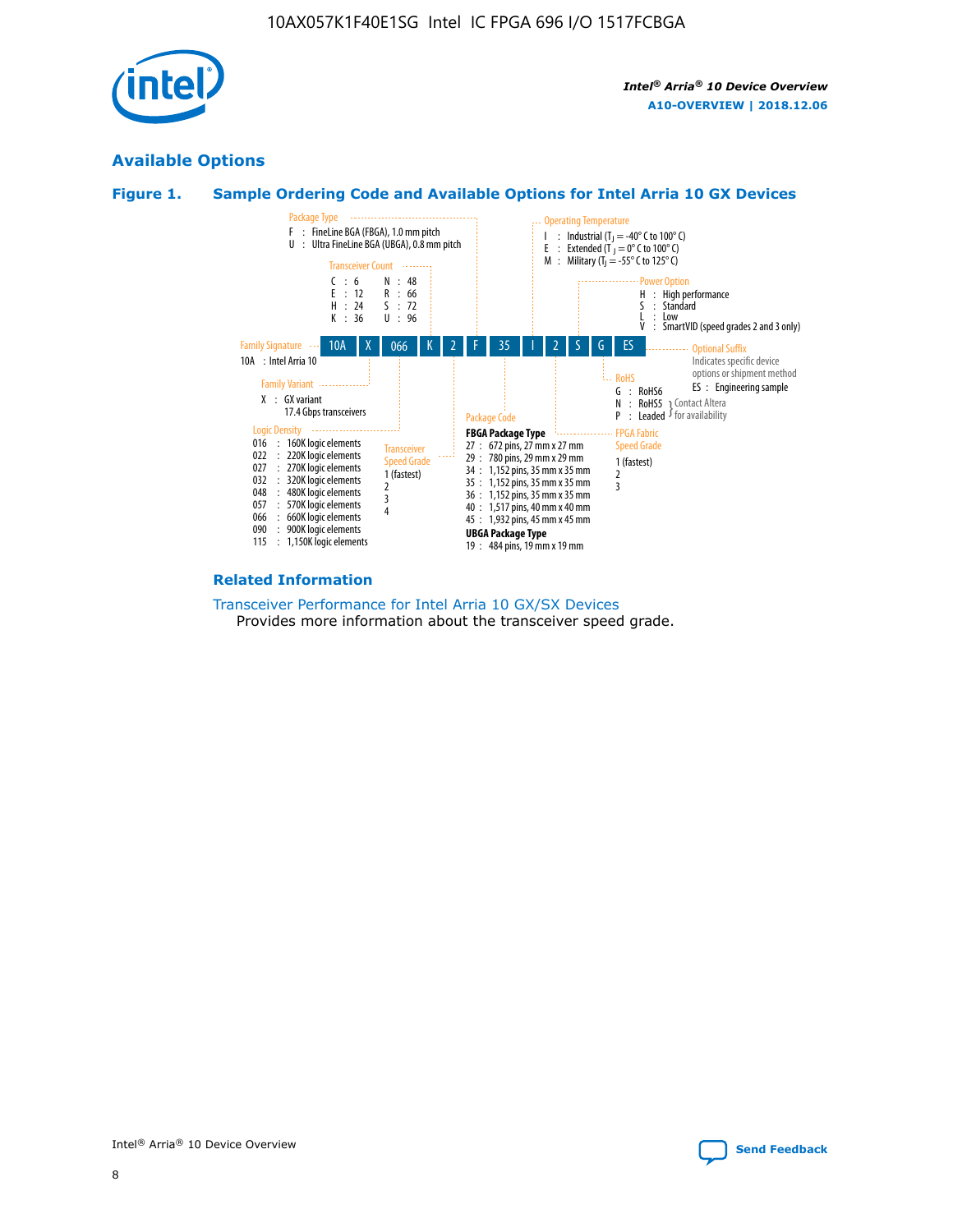## Available Options

### Figure 1. Sample Ordering Code and Available Options for Intel Arria 10 GX Devices

10A | X | 066 | K | 2 | F | 35 | I | 2 | S | G | ES

**Family Signature**
10A : Intel Arria 10

**Family Variant**
X : GX variant
17.4 Gbps transceivers

**Logic Density**
016 : 160K logic elements
022 : 220K logic elements
027 : 270K logic elements
032 : 320K logic elements
048 : 480K logic elements
057 : 570K logic elements
066 : 660K logic elements
090 : 900K logic elements
115 : 1,150K logic elements

**Transceiver Count**
C : 6
E : 12
H : 24
K : 36
N : 48
R : 66
S : 72
U : 96

**Transceiver Speed Grade**
1 (fastest)
2
3
4

**Package Type**
F : FineLine BGA (FBGA), 1.0 mm pitch
U : Ultra FineLine BGA (UBGA), 0.8 mm pitch

**Package Code**

**FBGA Package Type**
27 : 672 pins, 27 mm x 27 mm
29 : 780 pins, 29 mm x 29 mm
34 : 1,152 pins, 35 mm x 35 mm
35 : 1,152 pins, 35 mm x 35 mm
36 : 1,152 pins, 35 mm x 35 mm
40 : 1,517 pins, 40 mm x 40 mm
45 : 1,932 pins, 45 mm x 45 mm

**UBGA Package Type**
19 : 484 pins, 19 mm x 19 mm

**Operating Temperature**
I : Industrial ($T_J$ = -40° C to 100° C)
E : Extended ($T_J$ = 0° C to 100° C)
M : Military ($T_J$ = -55° C to 125° C)

**FPGA Fabric Speed Grade**
1 (fastest)
2
3

**Power Option**
H : High performance
S : Standard
L : Low
V : SmartVID (speed grades 2 and 3 only)

**RoHS**
G : RoHS6
N : RoHS5 (Contact Altera for availability)
P : Leaded (Contact Altera for availability)

**Optional Suffix**
Indicates specific device options or shipment method
ES : Engineering sample

### Related Information

Transceiver Performance for Intel Arria 10 GX/SX Devices
Provides more information about the transceiver speed grade.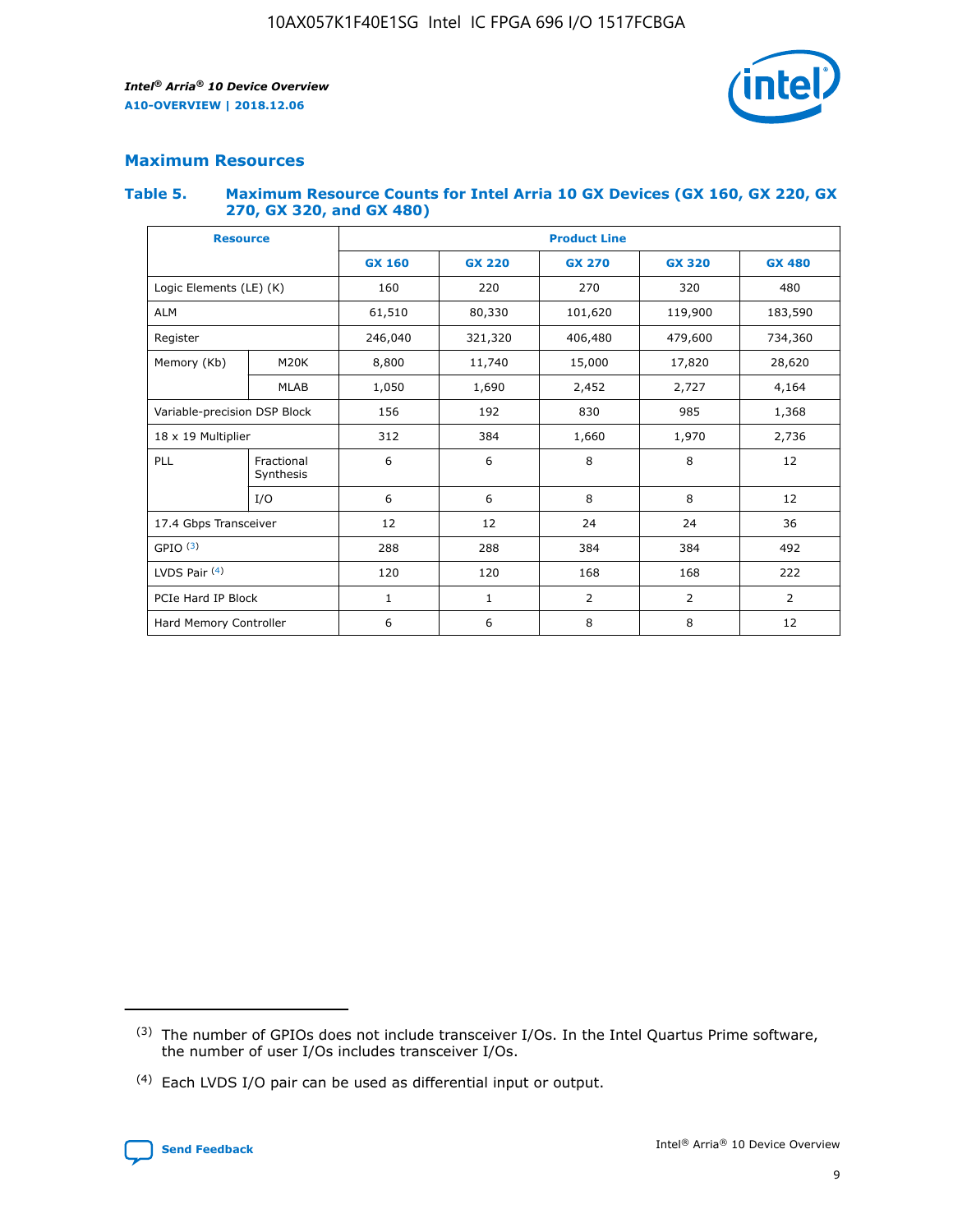## Maximum Resources

### Table 5. Maximum Resource Counts for Intel Arria 10 GX Devices (GX 160, GX 220, GX 270, GX 320, and GX 480)

| Resource | | Product Line | | | | |
|---|---|---|---|---|---|---|
| | | GX 160 | GX 220 | GX 270 | GX 320 | GX 480 |
| Logic Elements (LE) (K) | | 160 | 220 | 270 | 320 | 480 |
| ALM | | 61,510 | 80,330 | 101,620 | 119,900 | 183,590 |
| Register | | 246,040 | 321,320 | 406,480 | 479,600 | 734,360 |
| Memory (Kb) | M20K | 8,800 | 11,740 | 15,000 | 17,820 | 28,620 |
| | MLAB | 1,050 | 1,690 | 2,452 | 2,727 | 4,164 |
| Variable-precision DSP Block | | 156 | 192 | 830 | 985 | 1,368 |
| 18 x 19 Multiplier | | 312 | 384 | 1,660 | 1,970 | 2,736 |
| PLL | Fractional Synthesis | 6 | 6 | 8 | 8 | 12 |
| | I/O | 6 | 6 | 8 | 8 | 12 |
| 17.4 Gbps Transceiver | | 12 | 12 | 24 | 24 | 36 |
| GPIO (3) | | 288 | 288 | 384 | 384 | 492 |
| LVDS Pair (4) | | 120 | 120 | 168 | 168 | 222 |
| PCIe Hard IP Block | | 1 | 1 | 2 | 2 | 2 |
| Hard Memory Controller | | 6 | 6 | 8 | 8 | 12 |

(3) The number of GPIOs does not include transceiver I/Os. In the Intel Quartus Prime software, the number of user I/Os includes transceiver I/Os.

(4) Each LVDS I/O pair can be used as differential input or output.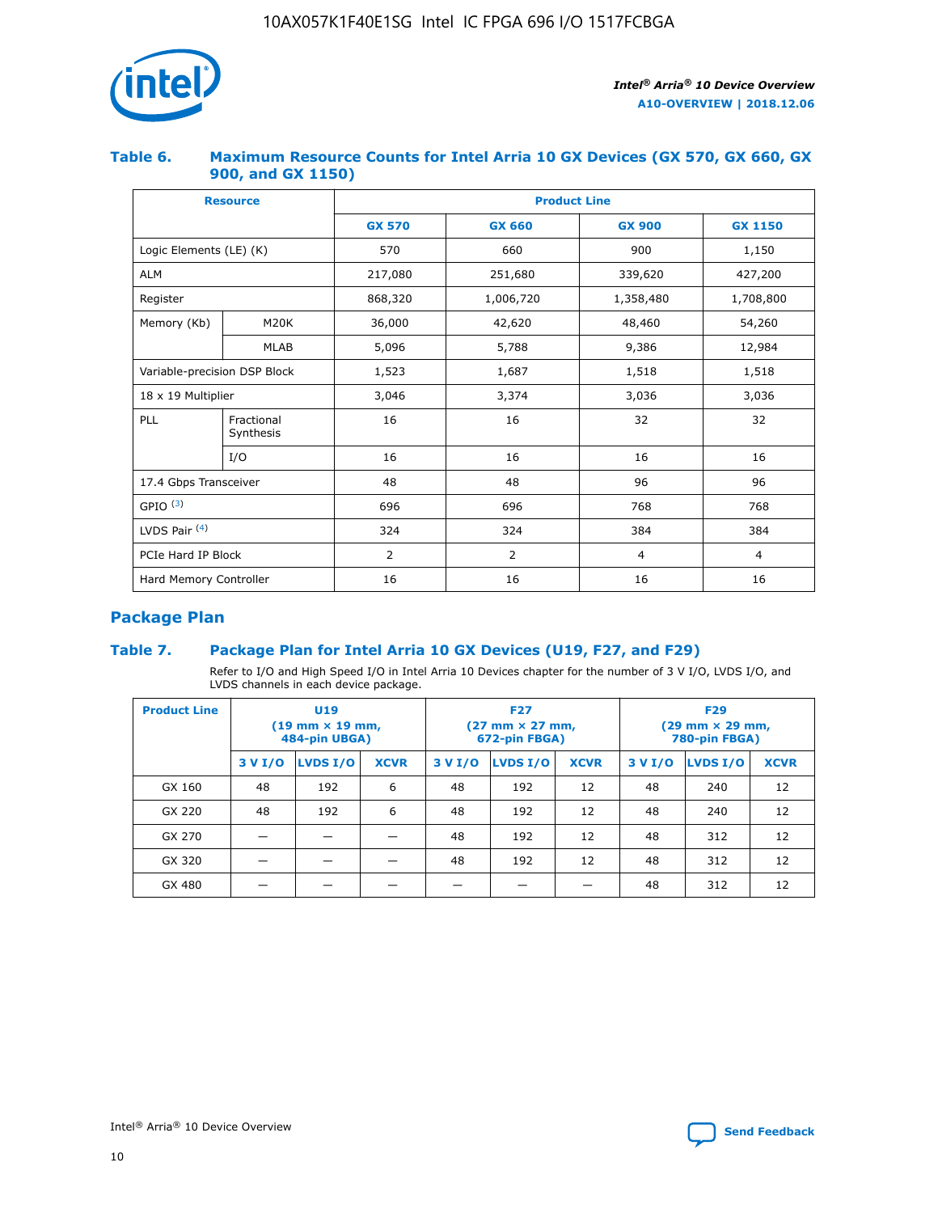### Table 6. Maximum Resource Counts for Intel Arria 10 GX Devices (GX 570, GX 660, GX 900, and GX 1150)

| Resource | | Product Line | | | |
|---|---|---|---|---|---|
| | | GX 570 | GX 660 | GX 900 | GX 1150 |
| Logic Elements (LE) (K) | | 570 | 660 | 900 | 1,150 |
| ALM | | 217,080 | 251,680 | 339,620 | 427,200 |
| Register | | 868,320 | 1,006,720 | 1,358,480 | 1,708,800 |
| Memory (Kb) | M20K | 36,000 | 42,620 | 48,460 | 54,260 |
| | MLAB | 5,096 | 5,788 | 9,386 | 12,984 |
| Variable-precision DSP Block | | 1,523 | 1,687 | 1,518 | 1,518 |
| 18 x 19 Multiplier | | 3,046 | 3,374 | 3,036 | 3,036 |
| PLL | Fractional Synthesis | 16 | 16 | 32 | 32 |
| | I/O | 16 | 16 | 16 | 16 |
| 17.4 Gbps Transceiver | | 48 | 48 | 96 | 96 |
| GPIO [(3)] | | 696 | 696 | 768 | 768 |
| LVDS Pair [(4)] | | 324 | 324 | 384 | 384 |
| PCIe Hard IP Block | | 2 | 2 | 4 | 4 |
| Hard Memory Controller | | 16 | 16 | 16 | 16 |

## Package Plan

### Table 7. Package Plan for Intel Arria 10 GX Devices (U19, F27, and F29)

Refer to I/O and High Speed I/O in Intel Arria 10 Devices chapter for the number of 3 V I/O, LVDS I/O, and LVDS channels in each device package.

| Product Line | U19 (19 mm × 19 mm, 484-pin UBGA) | | | F27 (27 mm × 27 mm, 672-pin FBGA) | | | F29 (29 mm × 29 mm, 780-pin FBGA) | | |
|---|---|---|---|---|---|---|---|---|---|
| | 3 V I/O | LVDS I/O | XCVR | 3 V I/O | LVDS I/O | XCVR | 3 V I/O | LVDS I/O | XCVR |
| GX 160 | 48 | 192 | 6 | 48 | 192 | 12 | 48 | 240 | 12 |
| GX 220 | 48 | 192 | 6 | 48 | 192 | 12 | 48 | 240 | 12 |
| GX 270 | — | — | — | 48 | 192 | 12 | 48 | 312 | 12 |
| GX 320 | — | — | — | 48 | 192 | 12 | 48 | 312 | 12 |
| GX 480 | — | — | — | — | — | — | 48 | 312 | 12 |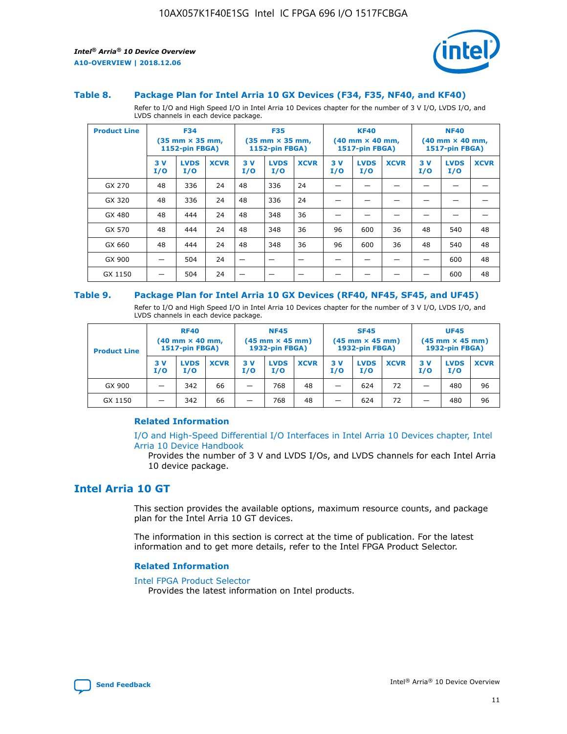### Table 8. Package Plan for Intel Arria 10 GX Devices (F34, F35, NF40, and KF40)

Refer to I/O and High Speed I/O in Intel Arria 10 Devices chapter for the number of 3 V I/O, LVDS I/O, and LVDS channels in each device package.

| Product Line | F34 (35 mm × 35 mm, 1152-pin FBGA) | | | F35 (35 mm × 35 mm, 1152-pin FBGA) | | | KF40 (40 mm × 40 mm, 1517-pin FBGA) | | | NF40 (40 mm × 40 mm, 1517-pin FBGA) | | |
|---|---|---|---|---|---|---|---|---|---|---|---|---|
| | 3 V I/O | LVDS I/O | XCVR | 3 V I/O | LVDS I/O | XCVR | 3 V I/O | LVDS I/O | XCVR | 3 V I/O | LVDS I/O | XCVR |
| GX 270 | 48 | 336 | 24 | 48 | 336 | 24 | — | — | — | — | — | — |
| GX 320 | 48 | 336 | 24 | 48 | 336 | 24 | — | — | — | — | — | — |
| GX 480 | 48 | 444 | 24 | 48 | 348 | 36 | — | — | — | — | — | — |
| GX 570 | 48 | 444 | 24 | 48 | 348 | 36 | 96 | 600 | 36 | 48 | 540 | 48 |
| GX 660 | 48 | 444 | 24 | 48 | 348 | 36 | 96 | 600 | 36 | 48 | 540 | 48 |
| GX 900 | — | 504 | 24 | — | — | — | — | — | — | — | 600 | 48 |
| GX 1150 | — | 504 | 24 | — | — | — | — | — | — | — | 600 | 48 |

### Table 9. Package Plan for Intel Arria 10 GX Devices (RF40, NF45, SF45, and UF45)

Refer to I/O and High Speed I/O in Intel Arria 10 Devices chapter for the number of 3 V I/O, LVDS I/O, and LVDS channels in each device package.

| Product Line | RF40 (40 mm × 40 mm, 1517-pin FBGA) | | | NF45 (45 mm × 45 mm) 1932-pin FBGA) | | | SF45 (45 mm × 45 mm) 1932-pin FBGA) | | | UF45 (45 mm × 45 mm) 1932-pin FBGA) | | |
|---|---|---|---|---|---|---|---|---|---|---|---|---|
| | 3 V I/O | LVDS I/O | XCVR | 3 V I/O | LVDS I/O | XCVR | 3 V I/O | LVDS I/O | XCVR | 3 V I/O | LVDS I/O | XCVR |
| GX 900 | — | 342 | 66 | — | 768 | 48 | — | 624 | 72 | — | 480 | 96 |
| GX 1150 | — | 342 | 66 | — | 768 | 48 | — | 624 | 72 | — | 480 | 96 |

#### Related Information

I/O and High-Speed Differential I/O Interfaces in Intel Arria 10 Devices chapter, Intel Arria 10 Device Handbook

Provides the number of 3 V and LVDS I/Os, and LVDS channels for each Intel Arria 10 device package.

## Intel Arria 10 GT

This section provides the available options, maximum resource counts, and package plan for the Intel Arria 10 GT devices.

The information in this section is correct at the time of publication. For the latest information and to get more details, refer to the Intel FPGA Product Selector.

#### Related Information

Intel FPGA Product Selector

Provides the latest information on Intel products.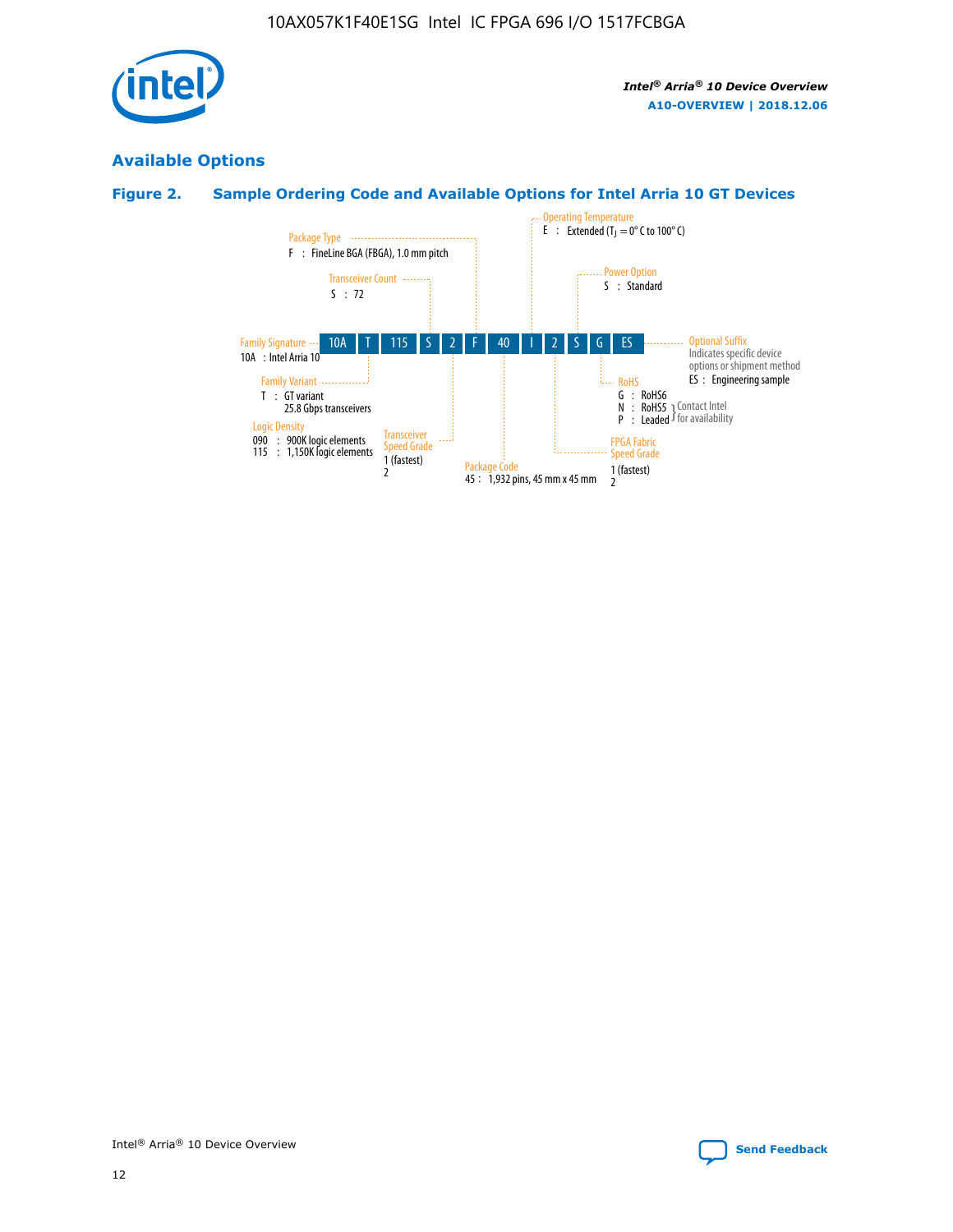## Available Options

### Figure 2. Sample Ordering Code and Available Options for Intel Arria 10 GT Devices

Sample ordering code: 10A T 115 S 2 F 40 I 2 S G ES

- **Family Signature**
  - 10A : Intel Arria 10
- **Family Variant**
  - T : GT variant 25.8 Gbps transceivers
- **Logic Density**
  - 090 : 900K logic elements
  - 115 : 1,150K logic elements
- **Transceiver Count**
  - S : 72
- **Transceiver Speed Grade**
  - 1 (fastest)
  - 2
- **Package Type**
  - F : FineLine BGA (FBGA), 1.0 mm pitch
- **Package Code**
  - 45 : 1,932 pins, 45 mm x 45 mm
- **Operating Temperature**
  - E : Extended ($T_J$ = 0° C to 100° C)
- **FPGA Fabric Speed Grade**
  - 1 (fastest)
  - 2
- **Power Option**
  - S : Standard
- **RoHS**
  - G : RoHS6
  - N : RoHS5 (Contact Intel for availability)
  - P : Leaded (Contact Intel for availability)
- **Optional Suffix**
  - Indicates specific device options or shipment method
  - ES : Engineering sample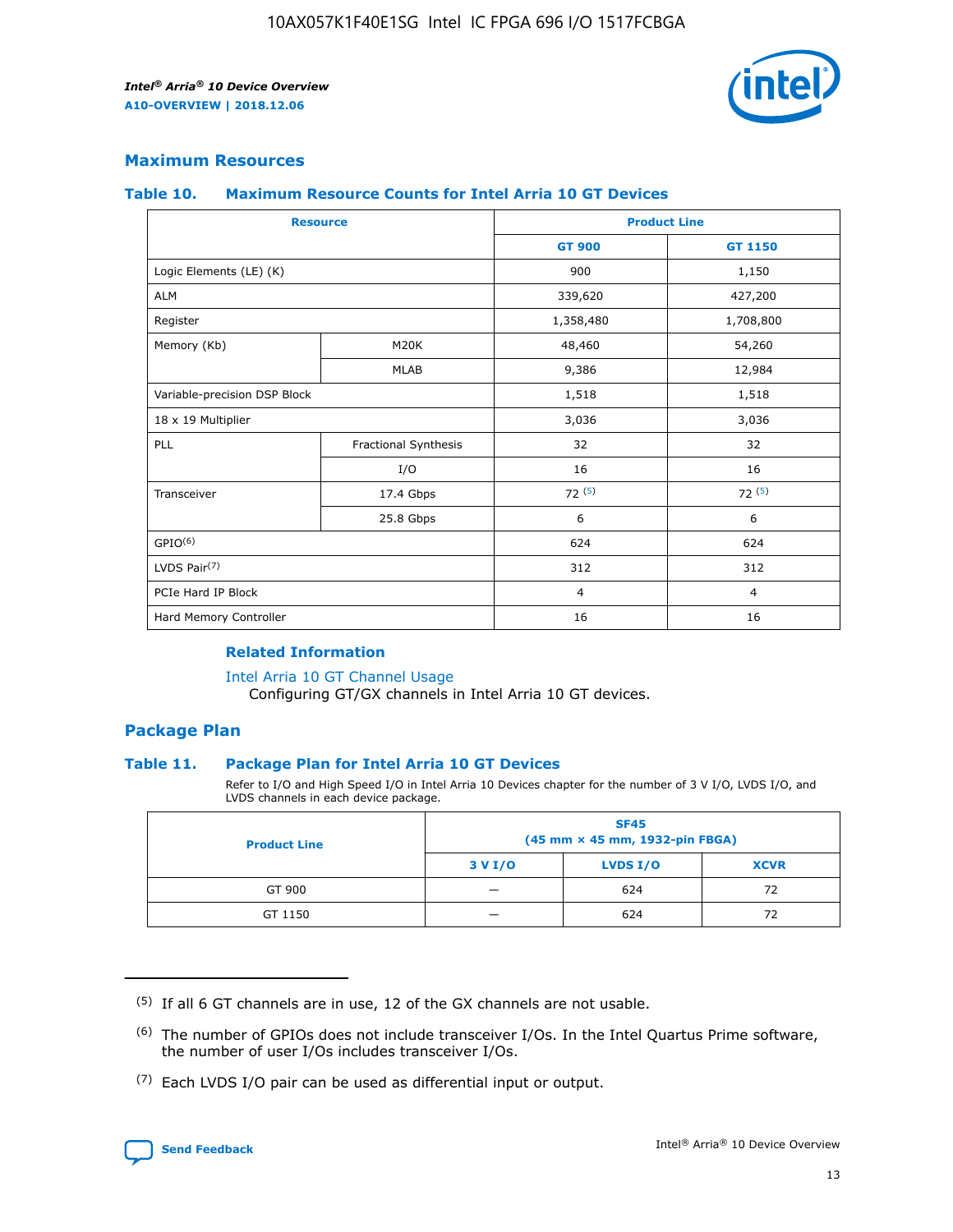## Maximum Resources

### Table 10. Maximum Resource Counts for Intel Arria 10 GT Devices

| Resource | | Product Line | |
|---|---|---|---|
| | | GT 900 | GT 1150 |
| Logic Elements (LE) (K) | | 900 | 1,150 |
| ALM | | 339,620 | 427,200 |
| Register | | 1,358,480 | 1,708,800 |
| Memory (Kb) | M20K | 48,460 | 54,260 |
| | MLAB | 9,386 | 12,984 |
| Variable-precision DSP Block | | 1,518 | 1,518 |
| 18 x 19 Multiplier | | 3,036 | 3,036 |
| PLL | Fractional Synthesis | 32 | 32 |
| | I/O | 16 | 16 |
| Transceiver | 17.4 Gbps | 72 (5) | 72 (5) |
| | 25.8 Gbps | 6 | 6 |
| GPIO(6) | | 624 | 624 |
| LVDS Pair(7) | | 312 | 312 |
| PCIe Hard IP Block | | 4 | 4 |
| Hard Memory Controller | | 16 | 16 |

#### Related Information

Intel Arria 10 GT Channel Usage
Configuring GT/GX channels in Intel Arria 10 GT devices.

## Package Plan

### Table 11. Package Plan for Intel Arria 10 GT Devices

Refer to I/O and High Speed I/O in Intel Arria 10 Devices chapter for the number of 3 V I/O, LVDS I/O, and LVDS channels in each device package.

| Product Line | SF45 (45 mm × 45 mm, 1932-pin FBGA) | | |
|---|---|---|---|
| | 3 V I/O | LVDS I/O | XCVR |
| GT 900 | — | 624 | 72 |
| GT 1150 | — | 624 | 72 |

(5) If all 6 GT channels are in use, 12 of the GX channels are not usable.

(6) The number of GPIOs does not include transceiver I/Os. In the Intel Quartus Prime software, the number of user I/Os includes transceiver I/Os.

(7) Each LVDS I/O pair can be used as differential input or output.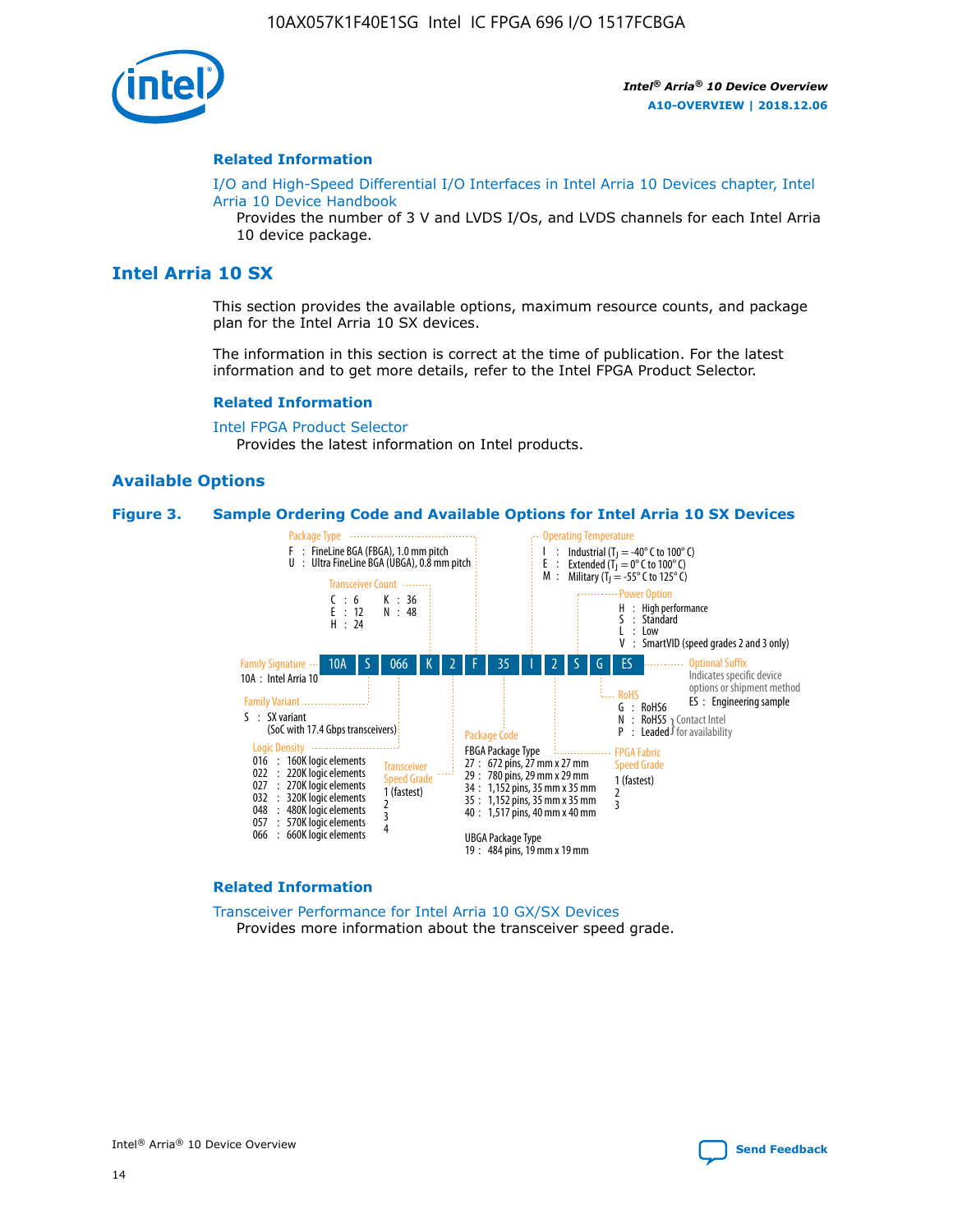## Related Information

I/O and High-Speed Differential I/O Interfaces in Intel Arria 10 Devices chapter, Intel Arria 10 Device Handbook

Provides the number of 3 V and LVDS I/Os, and LVDS channels for each Intel Arria 10 device package.

# Intel Arria 10 SX

This section provides the available options, maximum resource counts, and package plan for the Intel Arria 10 SX devices.

The information in this section is correct at the time of publication. For the latest information and to get more details, refer to the Intel FPGA Product Selector.

## Related Information

Intel FPGA Product Selector

Provides the latest information on Intel products.

## Available Options

**Figure 3. Sample Ordering Code and Available Options for Intel Arria 10 SX Devices**

Sample ordering code: 10A S 066 K 2 F 35 I 2 S G ES

**Family Signature**
- 10A : Intel Arria 10

**Family Variant**
- S : SX variant (SoC with 17.4 Gbps transceivers)

**Logic Density**
- 016 : 160K logic elements
- 022 : 220K logic elements
- 027 : 270K logic elements
- 032 : 320K logic elements
- 048 : 480K logic elements
- 057 : 570K logic elements
- 066 : 660K logic elements

**Transceiver Count**
- C : 6
- E : 12
- H : 24
- K : 36
- N : 48

**Transceiver Speed Grade**
- 1 (fastest)
- 2
- 3
- 4

**Package Type**
- F : FineLine BGA (FBGA), 1.0 mm pitch
- U : Ultra FineLine BGA (UBGA), 0.8 mm pitch

**Package Code**

FBGA Package Type
- 27 : 672 pins, 27 mm x 27 mm
- 29 : 780 pins, 29 mm x 29 mm
- 34 : 1,152 pins, 35 mm x 35 mm
- 35 : 1,152 pins, 35 mm x 35 mm
- 40 : 1,517 pins, 40 mm x 40 mm

UBGA Package Type
- 19 : 484 pins, 19 mm x 19 mm

**Operating Temperature**
- I : Industrial ($T_J$ = -40° C to 100° C)
- E : Extended ($T_J$ = 0° C to 100° C)
- M : Military ($T_J$ = -55° C to 125° C)

**FPGA Fabric Speed Grade**
- 1 (fastest)
- 2
- 3

**Power Option**
- H : High performance
- S : Standard
- L : Low
- V : SmartVID (speed grades 2 and 3 only)

**RoHS**
- G : RoHS6
- N : RoHS5 } Contact Intel for availability
- P : Leaded } Contact Intel for availability

**Optional Suffix**

Indicates specific device options or shipment method
- ES : Engineering sample

## Related Information

Transceiver Performance for Intel Arria 10 GX/SX Devices

Provides more information about the transceiver speed grade.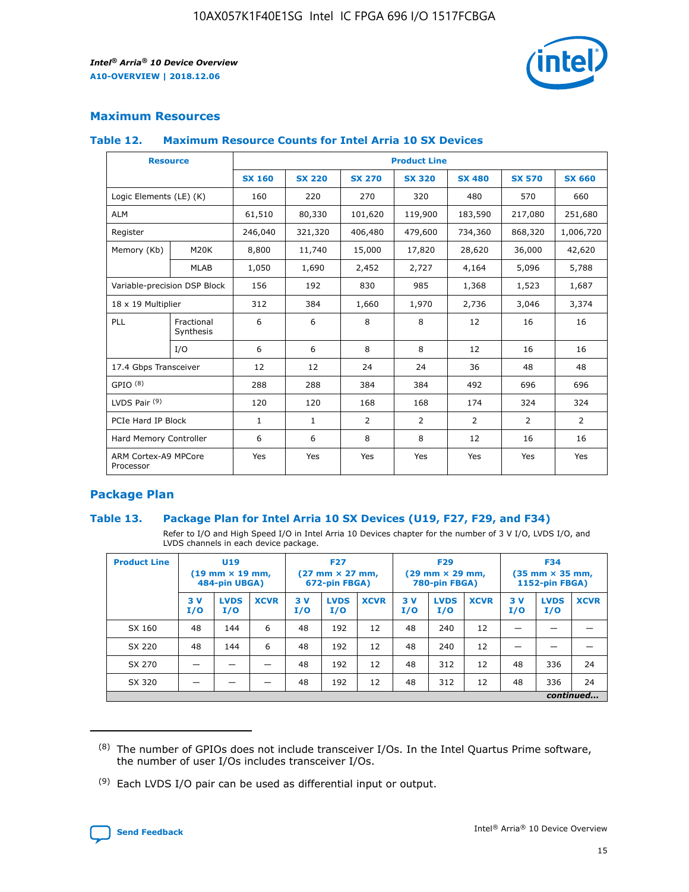## Maximum Resources

### Table 12. Maximum Resource Counts for Intel Arria 10 SX Devices

| Resource | | Product Line | | | | | | |
|---|---|---|---|---|---|---|---|---|
| | | SX 160 | SX 220 | SX 270 | SX 320 | SX 480 | SX 570 | SX 660 |
| Logic Elements (LE) (K) | | 160 | 220 | 270 | 320 | 480 | 570 | 660 |
| ALM | | 61,510 | 80,330 | 101,620 | 119,900 | 183,590 | 217,080 | 251,680 |
| Register | | 246,040 | 321,320 | 406,480 | 479,600 | 734,360 | 868,320 | 1,006,720 |
| Memory (Kb) | M20K | 8,800 | 11,740 | 15,000 | 17,820 | 28,620 | 36,000 | 42,620 |
| | MLAB | 1,050 | 1,690 | 2,452 | 2,727 | 4,164 | 5,096 | 5,788 |
| Variable-precision DSP Block | | 156 | 192 | 830 | 985 | 1,368 | 1,523 | 1,687 |
| 18 x 19 Multiplier | | 312 | 384 | 1,660 | 1,970 | 2,736 | 3,046 | 3,374 |
| PLL | Fractional Synthesis | 6 | 6 | 8 | 8 | 12 | 16 | 16 |
| | I/O | 6 | 6 | 8 | 8 | 12 | 16 | 16 |
| 17.4 Gbps Transceiver | | 12 | 12 | 24 | 24 | 36 | 48 | 48 |
| GPIO [8] | | 288 | 288 | 384 | 384 | 492 | 696 | 696 |
| LVDS Pair [9] | | 120 | 120 | 168 | 168 | 174 | 324 | 324 |
| PCIe Hard IP Block | | 1 | 1 | 2 | 2 | 2 | 2 | 2 |
| Hard Memory Controller | | 6 | 6 | 8 | 8 | 12 | 16 | 16 |
| ARM Cortex-A9 MPCore Processor | | Yes | Yes | Yes | Yes | Yes | Yes | Yes |

## Package Plan

### Table 13. Package Plan for Intel Arria 10 SX Devices (U19, F27, F29, and F34)

Refer to I/O and High Speed I/O in Intel Arria 10 Devices chapter for the number of 3 V I/O, LVDS I/O, and LVDS channels in each device package.

| Product Line | U19 (19 mm × 19 mm, 484-pin UBGA) | | | F27 (27 mm × 27 mm, 672-pin FBGA) | | | F29 (29 mm × 29 mm, 780-pin FBGA) | | | F34 (35 mm × 35 mm, 1152-pin FBGA) | | |
|---|---|---|---|---|---|---|---|---|---|---|---|---|
| | 3 V I/O | LVDS I/O | XCVR | 3 V I/O | LVDS I/O | XCVR | 3 V I/O | LVDS I/O | XCVR | 3 V I/O | LVDS I/O | XCVR |
| SX 160 | 48 | 144 | 6 | 48 | 192 | 12 | 48 | 240 | 12 | — | — | — |
| SX 220 | 48 | 144 | 6 | 48 | 192 | 12 | 48 | 240 | 12 | — | — | — |
| SX 270 | — | — | — | 48 | 192 | 12 | 48 | 312 | 12 | 48 | 336 | 24 |
| SX 320 | — | — | — | 48 | 192 | 12 | 48 | 312 | 12 | 48 | 336 | 24 |

*continued...*

(8) The number of GPIOs does not include transceiver I/Os. In the Intel Quartus Prime software, the number of user I/Os includes transceiver I/Os.

(9) Each LVDS I/O pair can be used as differential input or output.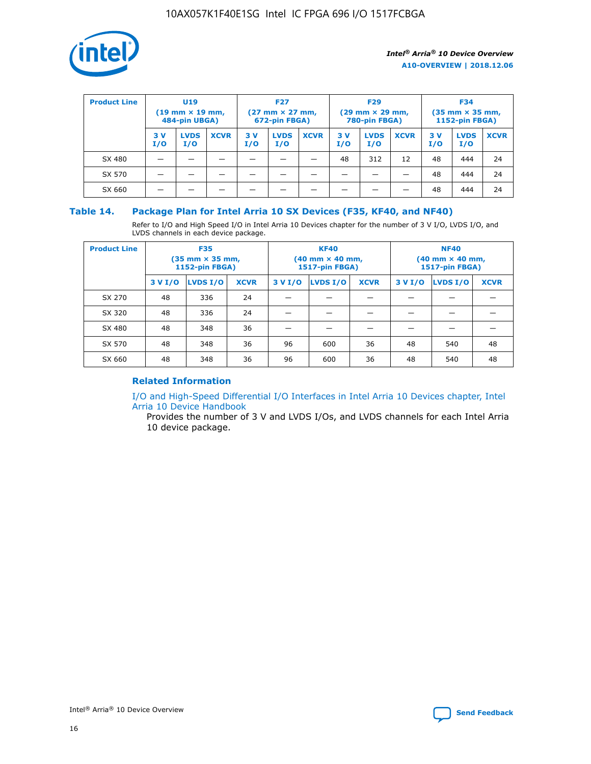| Product Line | U19 (19 mm × 19 mm, 484-pin UBGA) | | | F27 (27 mm × 27 mm, 672-pin FBGA) | | | F29 (29 mm × 29 mm, 780-pin FBGA) | | | F34 (35 mm × 35 mm, 1152-pin FBGA) | | |
|---|---|---|---|---|---|---|---|---|---|---|---|---|
| | 3 V I/O | LVDS I/O | XCVR | 3 V I/O | LVDS I/O | XCVR | 3 V I/O | LVDS I/O | XCVR | 3 V I/O | LVDS I/O | XCVR |
| SX 480 | — | — | — | — | — | — | 48 | 312 | 12 | 48 | 444 | 24 |
| SX 570 | — | — | — | — | — | — | — | — | — | 48 | 444 | 24 |
| SX 660 | — | — | — | — | — | — | — | — | — | 48 | 444 | 24 |

### Table 14. Package Plan for Intel Arria 10 SX Devices (F35, KF40, and NF40)

Refer to I/O and High Speed I/O in Intel Arria 10 Devices chapter for the number of 3 V I/O, LVDS I/O, and LVDS channels in each device package.

| Product Line | F35 (35 mm × 35 mm, 1152-pin FBGA) | | | KF40 (40 mm × 40 mm, 1517-pin FBGA) | | | NF40 (40 mm × 40 mm, 1517-pin FBGA) | | |
|---|---|---|---|---|---|---|---|---|---|
| | 3 V I/O | LVDS I/O | XCVR | 3 V I/O | LVDS I/O | XCVR | 3 V I/O | LVDS I/O | XCVR |
| SX 270 | 48 | 336 | 24 | — | — | — | — | — | — |
| SX 320 | 48 | 336 | 24 | — | — | — | — | — | — |
| SX 480 | 48 | 348 | 36 | — | — | — | — | — | — |
| SX 570 | 48 | 348 | 36 | 96 | 600 | 36 | 48 | 540 | 48 |
| SX 660 | 48 | 348 | 36 | 96 | 600 | 36 | 48 | 540 | 48 |

#### Related Information

I/O and High-Speed Differential I/O Interfaces in Intel Arria 10 Devices chapter, Intel Arria 10 Device Handbook

Provides the number of 3 V and LVDS I/Os, and LVDS channels for each Intel Arria 10 device package.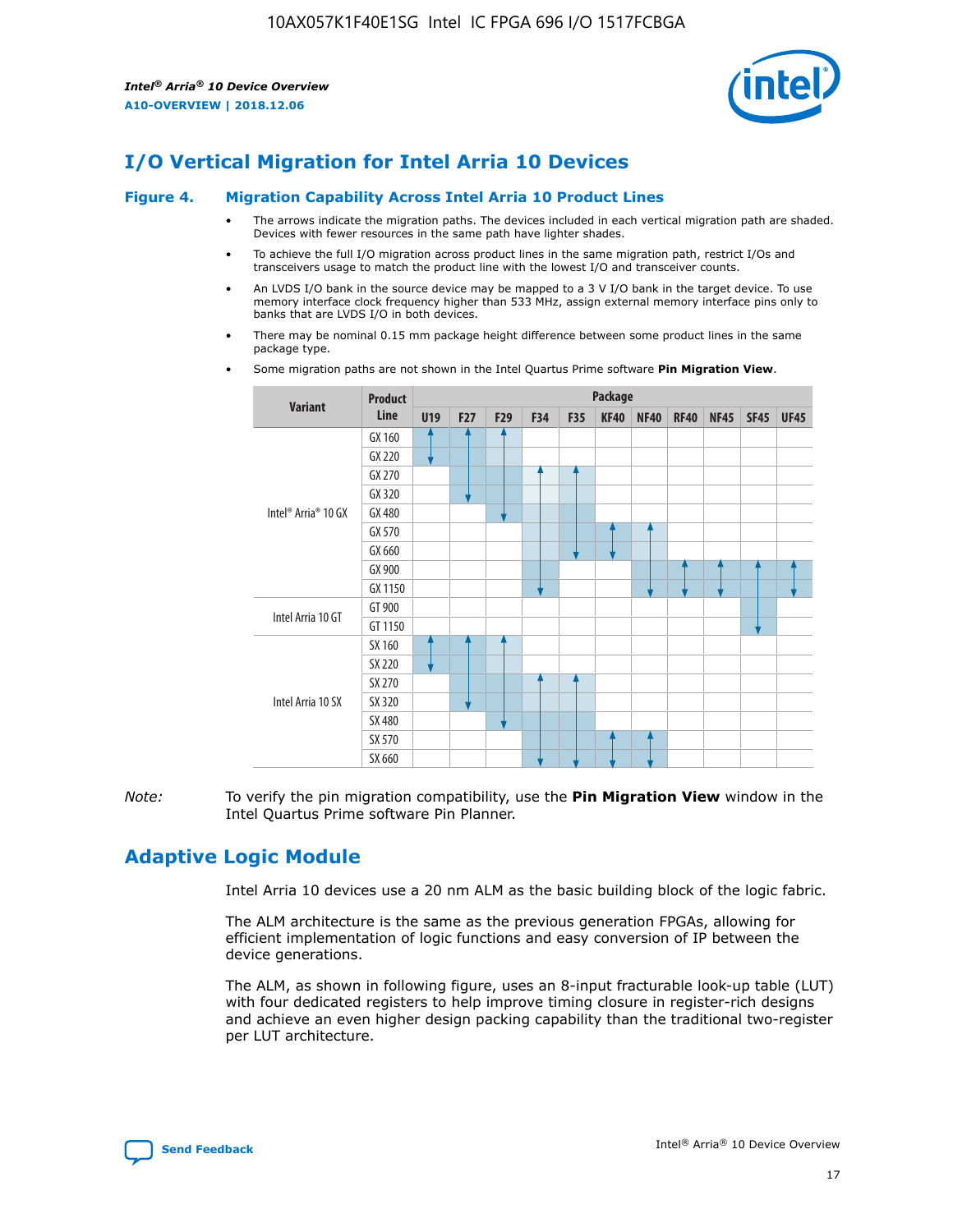# I/O Vertical Migration for Intel Arria 10 Devices

**Figure 4. Migration Capability Across Intel Arria 10 Product Lines**

- The arrows indicate the migration paths. The devices included in each vertical migration path are shaded. Devices with fewer resources in the same path have lighter shades.
- To achieve the full I/O migration across product lines in the same migration path, restrict I/Os and transceivers usage to match the product line with the lowest I/O and transceiver counts.
- An LVDS I/O bank in the source device may be mapped to a 3 V I/O bank in the target device. To use memory interface clock frequency higher than 533 MHz, assign external memory interface pins only to banks that are LVDS I/O in both devices.
- There may be nominal 0.15 mm package height difference between some product lines in the same package type.
- Some migration paths are not shown in the Intel Quartus Prime software **Pin Migration View**.

| Variant | Product Line | U19 | F27 | F29 | F34 | F35 | KF40 | NF40 | RF40 | NF45 | SF45 | UF45 |
|---|---|---|---|---|---|---|---|---|---|---|---|---|
| Intel® Arria® 10 GX | GX 160 | | | | | | | | | | | |
| | GX 220 | | | | | | | | | | | |
| | GX 270 | | | | | | | | | | | |
| | GX 320 | | | | | | | | | | | |
| | GX 480 | | | | | | | | | | | |
| | GX 570 | | | | | | | | | | | |
| | GX 660 | | | | | | | | | | | |
| | GX 900 | | | | | | | | | | | |
| | GX 1150 | | | | | | | | | | | |
| Intel Arria 10 GT | GT 900 | | | | | | | | | | | |
| | GT 1150 | | | | | | | | | | | |
| Intel Arria 10 SX | SX 160 | | | | | | | | | | | |
| | SX 220 | | | | | | | | | | | |
| | SX 270 | | | | | | | | | | | |
| | SX 320 | | | | | | | | | | | |
| | SX 480 | | | | | | | | | | | |
| | SX 570 | | | | | | | | | | | |
| | SX 660 | | | | | | | | | | | |

*Note:* To verify the pin migration compatibility, use the **Pin Migration View** window in the Intel Quartus Prime software Pin Planner.

# Adaptive Logic Module

Intel Arria 10 devices use a 20 nm ALM as the basic building block of the logic fabric.

The ALM architecture is the same as the previous generation FPGAs, allowing for efficient implementation of logic functions and easy conversion of IP between the device generations.

The ALM, as shown in following figure, uses an 8-input fracturable look-up table (LUT) with four dedicated registers to help improve timing closure in register-rich designs and achieve an even higher design packing capability than the traditional two-register per LUT architecture.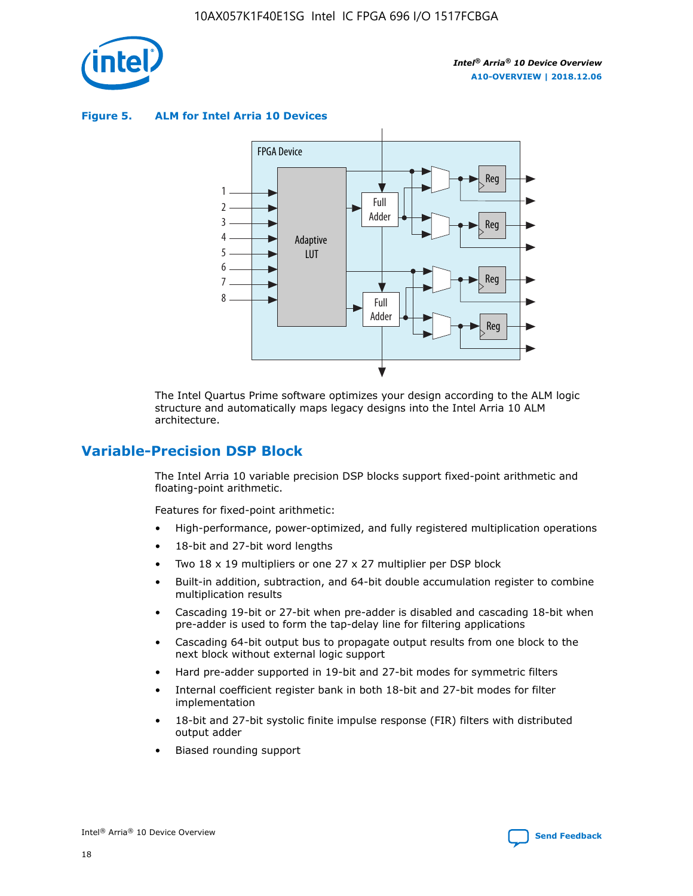**Figure 5. ALM for Intel Arria 10 Devices**

The Intel Quartus Prime software optimizes your design according to the ALM logic structure and automatically maps legacy designs into the Intel Arria 10 ALM architecture.

## Variable-Precision DSP Block

The Intel Arria 10 variable precision DSP blocks support fixed-point arithmetic and floating-point arithmetic.

Features for fixed-point arithmetic:

- High-performance, power-optimized, and fully registered multiplication operations
- 18-bit and 27-bit word lengths
- Two 18 x 19 multipliers or one 27 x 27 multiplier per DSP block
- Built-in addition, subtraction, and 64-bit double accumulation register to combine multiplication results
- Cascading 19-bit or 27-bit when pre-adder is disabled and cascading 18-bit when pre-adder is used to form the tap-delay line for filtering applications
- Cascading 64-bit output bus to propagate output results from one block to the next block without external logic support
- Hard pre-adder supported in 19-bit and 27-bit modes for symmetric filters
- Internal coefficient register bank in both 18-bit and 27-bit modes for filter implementation
- 18-bit and 27-bit systolic finite impulse response (FIR) filters with distributed output adder
- Biased rounding support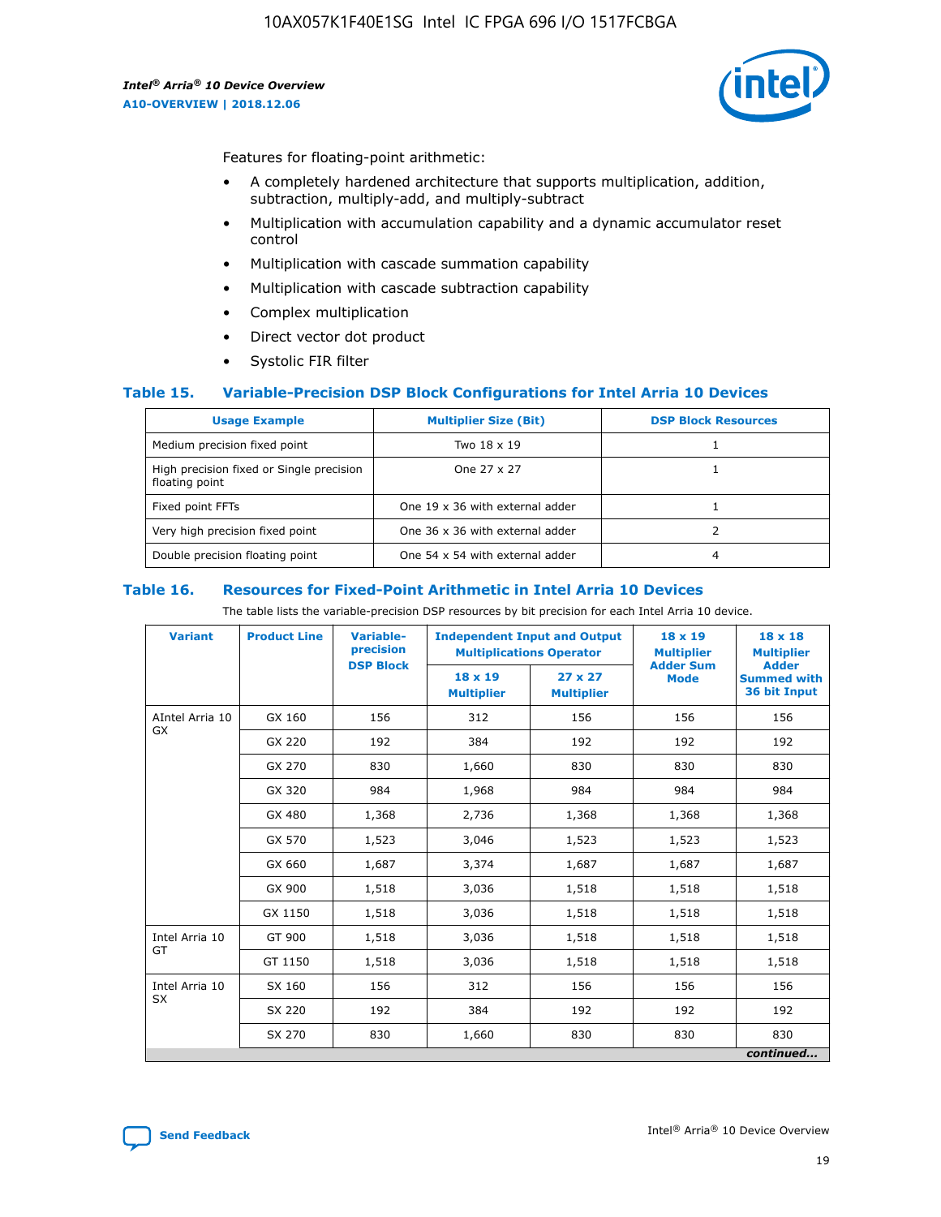Features for floating-point arithmetic:

- A completely hardened architecture that supports multiplication, addition, subtraction, multiply-add, and multiply-subtract
- Multiplication with accumulation capability and a dynamic accumulator reset control
- Multiplication with cascade summation capability
- Multiplication with cascade subtraction capability
- Complex multiplication
- Direct vector dot product
- Systolic FIR filter

### Table 15. Variable-Precision DSP Block Configurations for Intel Arria 10 Devices

| Usage Example | Multiplier Size (Bit) | DSP Block Resources |
|---|---|---|
| Medium precision fixed point | Two 18 x 19 | 1 |
| High precision fixed or Single precision floating point | One 27 x 27 | 1 |
| Fixed point FFTs | One 19 x 36 with external adder | 1 |
| Very high precision fixed point | One 36 x 36 with external adder | 2 |
| Double precision floating point | One 54 x 54 with external adder | 4 |

### Table 16. Resources for Fixed-Point Arithmetic in Intel Arria 10 Devices

The table lists the variable-precision DSP resources by bit precision for each Intel Arria 10 device.

| Variant | Product Line | Variable-precision DSP Block | Independent Input and Output Multiplications Operator | | 18 x 19 Multiplier Adder Sum Mode | 18 x 18 Multiplier Adder Summed with 36 bit Input |
|---|---|---|---|---|---|---|
| | | | 18 x 19 Multiplier | 27 x 27 Multiplier | | |
| AIntel Arria 10 GX | GX 160 | 156 | 312 | 156 | 156 | 156 |
| | GX 220 | 192 | 384 | 192 | 192 | 192 |
| | GX 270 | 830 | 1,660 | 830 | 830 | 830 |
| | GX 320 | 984 | 1,968 | 984 | 984 | 984 |
| | GX 480 | 1,368 | 2,736 | 1,368 | 1,368 | 1,368 |
| | GX 570 | 1,523 | 3,046 | 1,523 | 1,523 | 1,523 |
| | GX 660 | 1,687 | 3,374 | 1,687 | 1,687 | 1,687 |
| | GX 900 | 1,518 | 3,036 | 1,518 | 1,518 | 1,518 |
| | GX 1150 | 1,518 | 3,036 | 1,518 | 1,518 | 1,518 |
| Intel Arria 10 GT | GT 900 | 1,518 | 3,036 | 1,518 | 1,518 | 1,518 |
| | GT 1150 | 1,518 | 3,036 | 1,518 | 1,518 | 1,518 |
| Intel Arria 10 SX | SX 160 | 156 | 312 | 156 | 156 | 156 |
| | SX 220 | 192 | 384 | 192 | 192 | 192 |
| | SX 270 | 830 | 1,660 | 830 | 830 | 830 |

*continued...*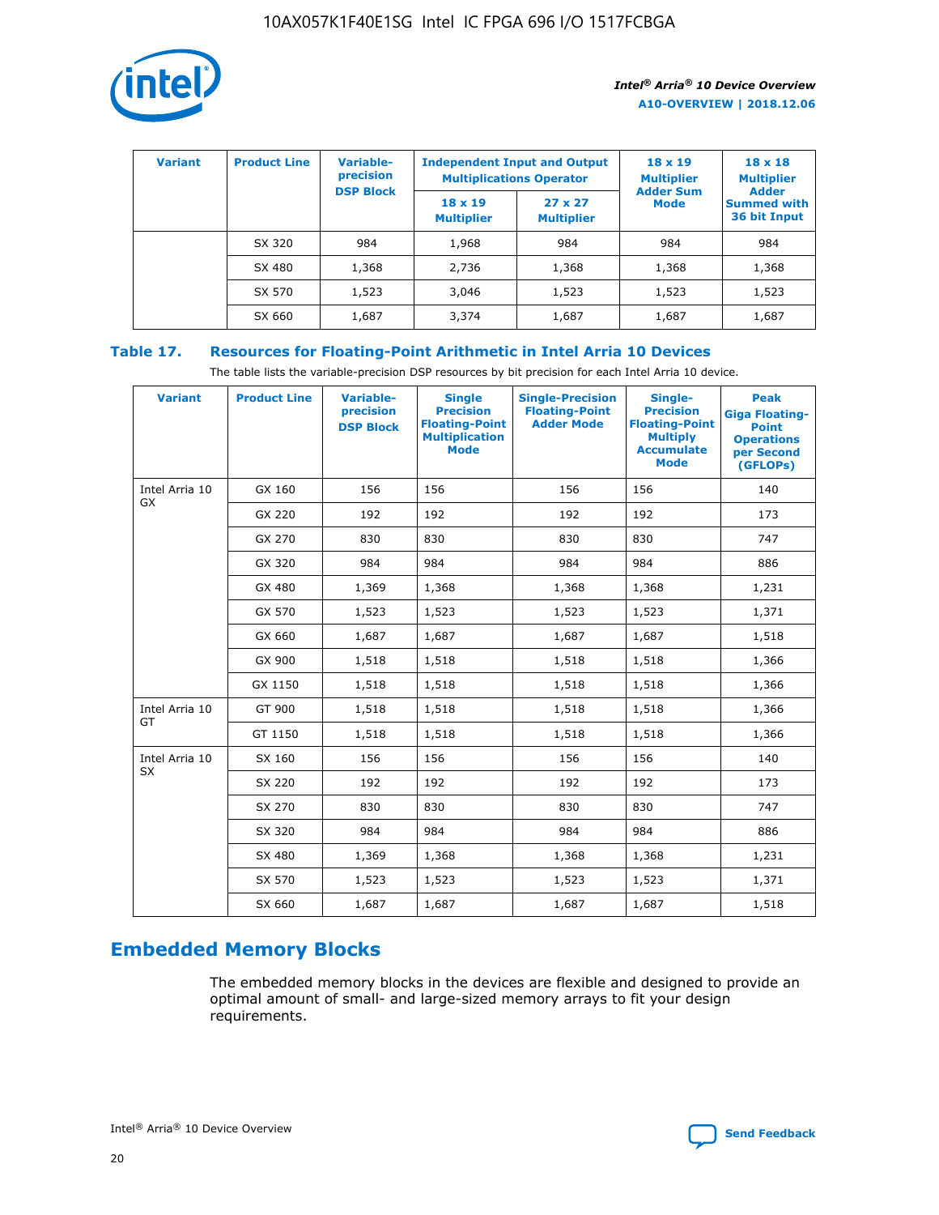| Variant | Product Line | Variable-precision DSP Block | Independent Input and Output Multiplications Operator | | 18 x 19 Multiplier Adder Sum Mode | 18 x 18 Multiplier Adder Summed with 36 bit Input |
|---|---|---|---|---|---|---|
| | | | 18 x 19 Multiplier | 27 x 27 Multiplier | | |
| | SX 320 | 984 | 1,968 | 984 | 984 | 984 |
| | SX 480 | 1,368 | 2,736 | 1,368 | 1,368 | 1,368 |
| | SX 570 | 1,523 | 3,046 | 1,523 | 1,523 | 1,523 |
| | SX 660 | 1,687 | 3,374 | 1,687 | 1,687 | 1,687 |

**Table 17. Resources for Floating-Point Arithmetic in Intel Arria 10 Devices**

The table lists the variable-precision DSP resources by bit precision for each Intel Arria 10 device.

| Variant | Product Line | Variable-precision DSP Block | Single Precision Floating-Point Multiplication Mode | Single-Precision Floating-Point Adder Mode | Single-Precision Floating-Point Multiply Accumulate Mode | Peak Giga Floating-Point Operations per Second (GFLOPs) |
|---|---|---|---|---|---|---|
| Intel Arria 10 GX | GX 160 | 156 | 156 | 156 | 156 | 140 |
| | GX 220 | 192 | 192 | 192 | 192 | 173 |
| | GX 270 | 830 | 830 | 830 | 830 | 747 |
| | GX 320 | 984 | 984 | 984 | 984 | 886 |
| | GX 480 | 1,369 | 1,368 | 1,368 | 1,368 | 1,231 |
| | GX 570 | 1,523 | 1,523 | 1,523 | 1,523 | 1,371 |
| | GX 660 | 1,687 | 1,687 | 1,687 | 1,687 | 1,518 |
| | GX 900 | 1,518 | 1,518 | 1,518 | 1,518 | 1,366 |
| | GX 1150 | 1,518 | 1,518 | 1,518 | 1,518 | 1,366 |
| Intel Arria 10 GT | GT 900 | 1,518 | 1,518 | 1,518 | 1,518 | 1,366 |
| | GT 1150 | 1,518 | 1,518 | 1,518 | 1,518 | 1,366 |
| Intel Arria 10 SX | SX 160 | 156 | 156 | 156 | 156 | 140 |
| | SX 220 | 192 | 192 | 192 | 192 | 173 |
| | SX 270 | 830 | 830 | 830 | 830 | 747 |
| | SX 320 | 984 | 984 | 984 | 984 | 886 |
| | SX 480 | 1,369 | 1,368 | 1,368 | 1,368 | 1,231 |
| | SX 570 | 1,523 | 1,523 | 1,523 | 1,523 | 1,371 |
| | SX 660 | 1,687 | 1,687 | 1,687 | 1,687 | 1,518 |

## Embedded Memory Blocks

The embedded memory blocks in the devices are flexible and designed to provide an optimal amount of small- and large-sized memory arrays to fit your design requirements.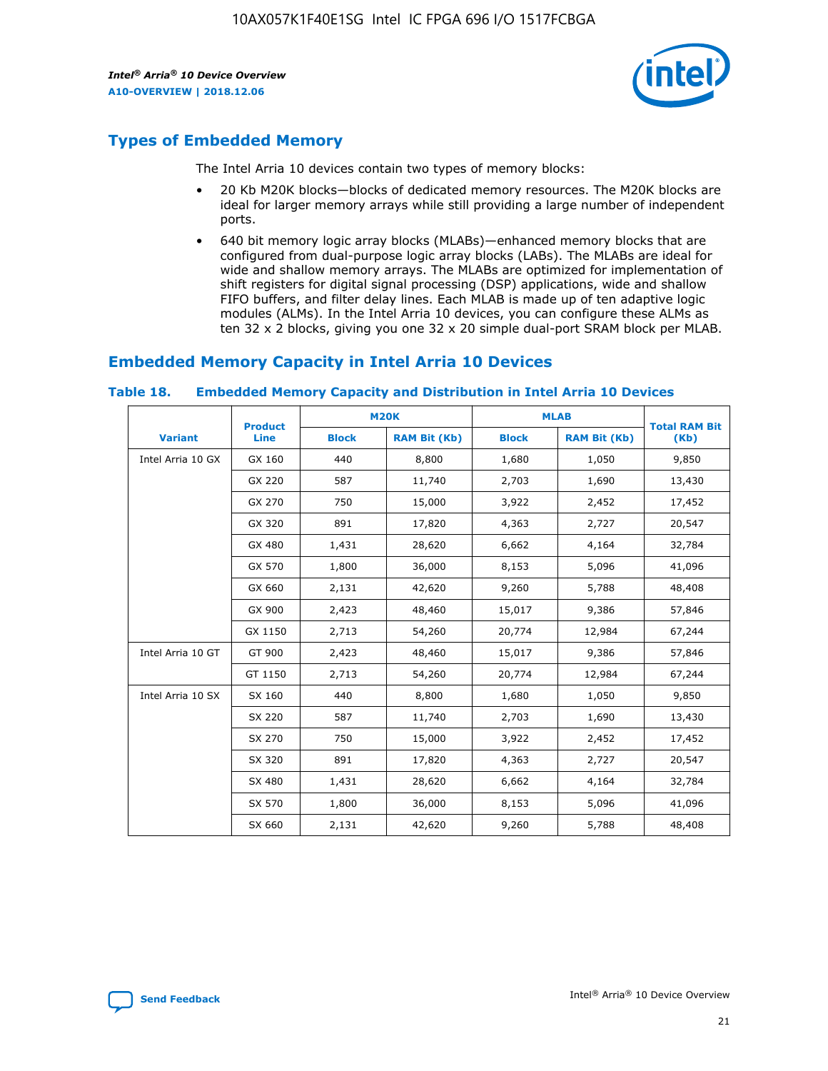## Types of Embedded Memory

The Intel Arria 10 devices contain two types of memory blocks:

- 20 Kb M20K blocks—blocks of dedicated memory resources. The M20K blocks are ideal for larger memory arrays while still providing a large number of independent ports.
- 640 bit memory logic array blocks (MLABs)—enhanced memory blocks that are configured from dual-purpose logic array blocks (LABs). The MLABs are ideal for wide and shallow memory arrays. The MLABs are optimized for implementation of shift registers for digital signal processing (DSP) applications, wide and shallow FIFO buffers, and filter delay lines. Each MLAB is made up of ten adaptive logic modules (ALMs). In the Intel Arria 10 devices, you can configure these ALMs as ten 32 x 2 blocks, giving you one 32 x 20 simple dual-port SRAM block per MLAB.

## Embedded Memory Capacity in Intel Arria 10 Devices

### Table 18. Embedded Memory Capacity and Distribution in Intel Arria 10 Devices

| Variant | Product Line | M20K | | MLAB | | Total RAM Bit (Kb) |
|---|---|---|---|---|---|---|
| | | Block | RAM Bit (Kb) | Block | RAM Bit (Kb) | |
| Intel Arria 10 GX | GX 160 | 440 | 8,800 | 1,680 | 1,050 | 9,850 |
| | GX 220 | 587 | 11,740 | 2,703 | 1,690 | 13,430 |
| | GX 270 | 750 | 15,000 | 3,922 | 2,452 | 17,452 |
| | GX 320 | 891 | 17,820 | 4,363 | 2,727 | 20,547 |
| | GX 480 | 1,431 | 28,620 | 6,662 | 4,164 | 32,784 |
| | GX 570 | 1,800 | 36,000 | 8,153 | 5,096 | 41,096 |
| | GX 660 | 2,131 | 42,620 | 9,260 | 5,788 | 48,408 |
| | GX 900 | 2,423 | 48,460 | 15,017 | 9,386 | 57,846 |
| | GX 1150 | 2,713 | 54,260 | 20,774 | 12,984 | 67,244 |
| Intel Arria 10 GT | GT 900 | 2,423 | 48,460 | 15,017 | 9,386 | 57,846 |
| | GT 1150 | 2,713 | 54,260 | 20,774 | 12,984 | 67,244 |
| Intel Arria 10 SX | SX 160 | 440 | 8,800 | 1,680 | 1,050 | 9,850 |
| | SX 220 | 587 | 11,740 | 2,703 | 1,690 | 13,430 |
| | SX 270 | 750 | 15,000 | 3,922 | 2,452 | 17,452 |
| | SX 320 | 891 | 17,820 | 4,363 | 2,727 | 20,547 |
| | SX 480 | 1,431 | 28,620 | 6,662 | 4,164 | 32,784 |
| | SX 570 | 1,800 | 36,000 | 8,153 | 5,096 | 41,096 |
| | SX 660 | 2,131 | 42,620 | 9,260 | 5,788 | 48,408 |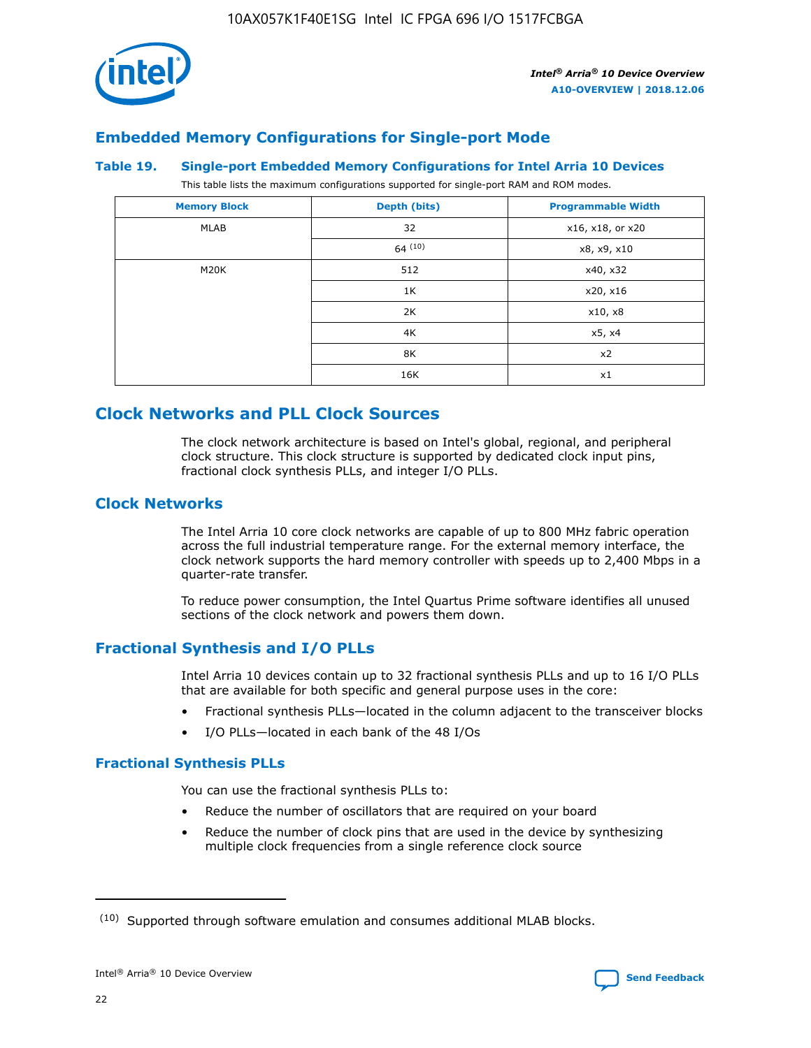## Embedded Memory Configurations for Single-port Mode

### Table 19. Single-port Embedded Memory Configurations for Intel Arria 10 Devices

This table lists the maximum configurations supported for single-port RAM and ROM modes.

| Memory Block | Depth (bits) | Programmable Width |
|---|---|---|
| MLAB | 32 | x16, x18, or x20 |
| | 64 [10] | x8, x9, x10 |
| M20K | 512 | x40, x32 |
| | 1K | x20, x16 |
| | 2K | x10, x8 |
| | 4K | x5, x4 |
| | 8K | x2 |
| | 16K | x1 |

# Clock Networks and PLL Clock Sources

The clock network architecture is based on Intel's global, regional, and peripheral clock structure. This clock structure is supported by dedicated clock input pins, fractional clock synthesis PLLs, and integer I/O PLLs.

## Clock Networks

The Intel Arria 10 core clock networks are capable of up to 800 MHz fabric operation across the full industrial temperature range. For the external memory interface, the clock network supports the hard memory controller with speeds up to 2,400 Mbps in a quarter-rate transfer.

To reduce power consumption, the Intel Quartus Prime software identifies all unused sections of the clock network and powers them down.

## Fractional Synthesis and I/O PLLs

Intel Arria 10 devices contain up to 32 fractional synthesis PLLs and up to 16 I/O PLLs that are available for both specific and general purpose uses in the core:

- Fractional synthesis PLLs—located in the column adjacent to the transceiver blocks
- I/O PLLs—located in each bank of the 48 I/Os

### Fractional Synthesis PLLs

You can use the fractional synthesis PLLs to:

- Reduce the number of oscillators that are required on your board
- Reduce the number of clock pins that are used in the device by synthesizing multiple clock frequencies from a single reference clock source

(10) Supported through software emulation and consumes additional MLAB blocks.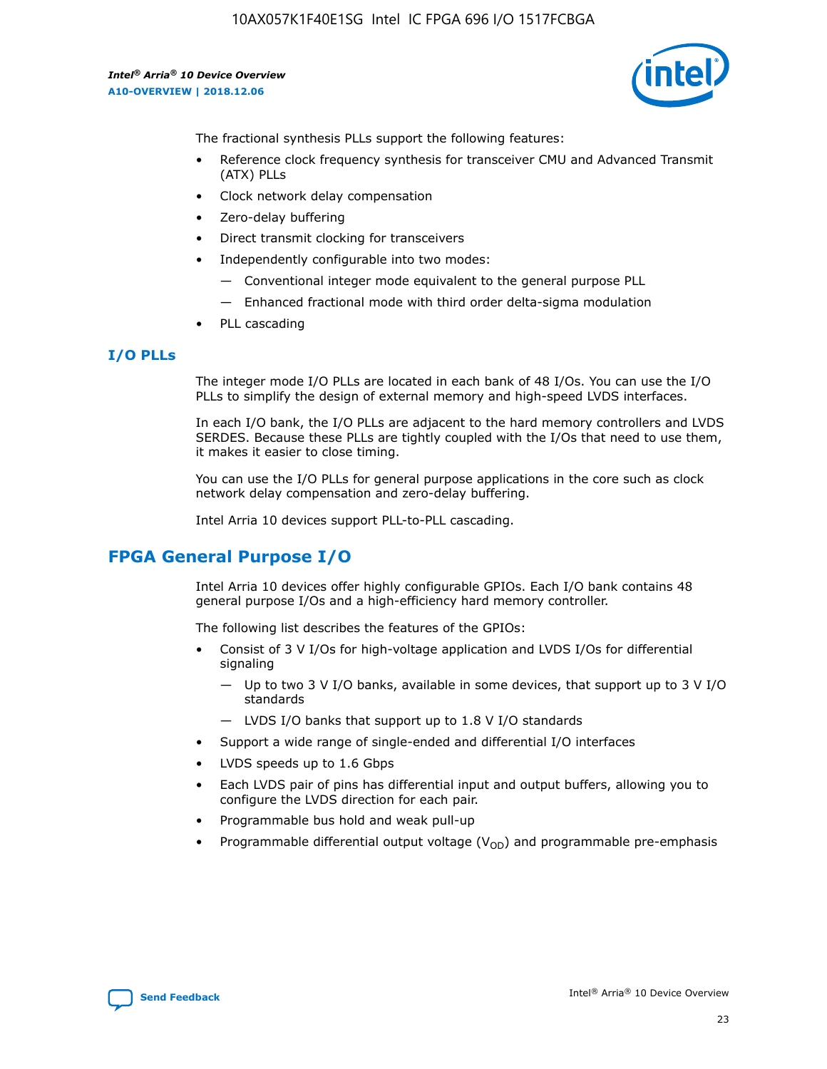The fractional synthesis PLLs support the following features:

- Reference clock frequency synthesis for transceiver CMU and Advanced Transmit (ATX) PLLs
- Clock network delay compensation
- Zero-delay buffering
- Direct transmit clocking for transceivers
- Independently configurable into two modes:
  - — Conventional integer mode equivalent to the general purpose PLL
  - — Enhanced fractional mode with third order delta-sigma modulation
- PLL cascading

### I/O PLLs

The integer mode I/O PLLs are located in each bank of 48 I/Os. You can use the I/O PLLs to simplify the design of external memory and high-speed LVDS interfaces.

In each I/O bank, the I/O PLLs are adjacent to the hard memory controllers and LVDS SERDES. Because these PLLs are tightly coupled with the I/Os that need to use them, it makes it easier to close timing.

You can use the I/O PLLs for general purpose applications in the core such as clock network delay compensation and zero-delay buffering.

Intel Arria 10 devices support PLL-to-PLL cascading.

## FPGA General Purpose I/O

Intel Arria 10 devices offer highly configurable GPIOs. Each I/O bank contains 48 general purpose I/Os and a high-efficiency hard memory controller.

The following list describes the features of the GPIOs:

- Consist of 3 V I/Os for high-voltage application and LVDS I/Os for differential signaling
  - — Up to two 3 V I/O banks, available in some devices, that support up to 3 V I/O standards
  - — LVDS I/O banks that support up to 1.8 V I/O standards
- Support a wide range of single-ended and differential I/O interfaces
- LVDS speeds up to 1.6 Gbps
- Each LVDS pair of pins has differential input and output buffers, allowing you to configure the LVDS direction for each pair.
- Programmable bus hold and weak pull-up
- Programmable differential output voltage ($V_{OD}$) and programmable pre-emphasis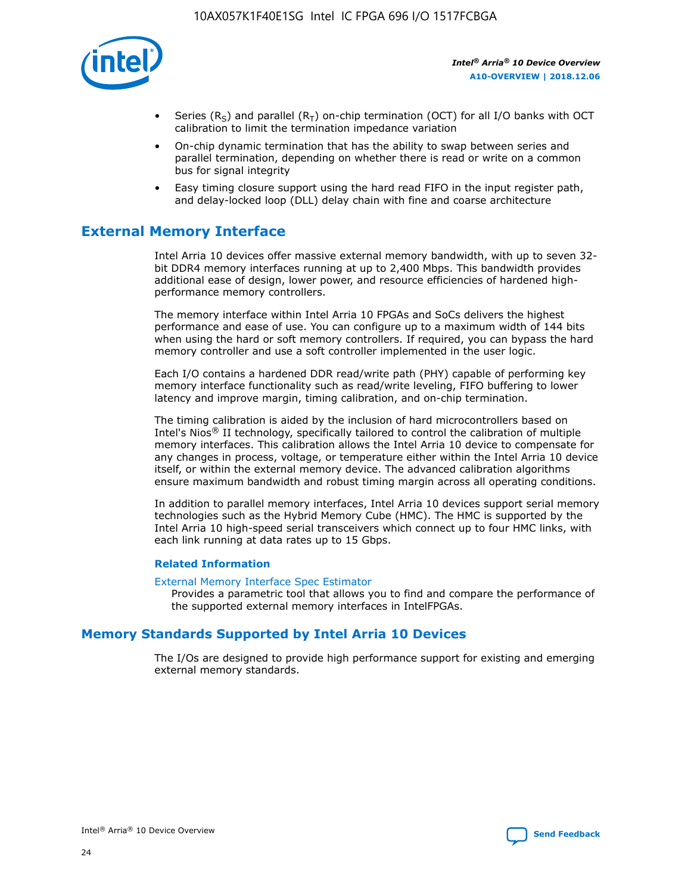- Series ($R_S$) and parallel ($R_T$) on-chip termination (OCT) for all I/O banks with OCT calibration to limit the termination impedance variation
- On-chip dynamic termination that has the ability to swap between series and parallel termination, depending on whether there is read or write on a common bus for signal integrity
- Easy timing closure support using the hard read FIFO in the input register path, and delay-locked loop (DLL) delay chain with fine and coarse architecture

## External Memory Interface

Intel Arria 10 devices offer massive external memory bandwidth, with up to seven 32-bit DDR4 memory interfaces running at up to 2,400 Mbps. This bandwidth provides additional ease of design, lower power, and resource efficiencies of hardened high-performance memory controllers.

The memory interface within Intel Arria 10 FPGAs and SoCs delivers the highest performance and ease of use. You can configure up to a maximum width of 144 bits when using the hard or soft memory controllers. If required, you can bypass the hard memory controller and use a soft controller implemented in the user logic.

Each I/O contains a hardened DDR read/write path (PHY) capable of performing key memory interface functionality such as read/write leveling, FIFO buffering to lower latency and improve margin, timing calibration, and on-chip termination.

The timing calibration is aided by the inclusion of hard microcontrollers based on Intel's Nios® II technology, specifically tailored to control the calibration of multiple memory interfaces. This calibration allows the Intel Arria 10 device to compensate for any changes in process, voltage, or temperature either within the Intel Arria 10 device itself, or within the external memory device. The advanced calibration algorithms ensure maximum bandwidth and robust timing margin across all operating conditions.

In addition to parallel memory interfaces, Intel Arria 10 devices support serial memory technologies such as the Hybrid Memory Cube (HMC). The HMC is supported by the Intel Arria 10 high-speed serial transceivers which connect up to four HMC links, with each link running at data rates up to 15 Gbps.

### Related Information

External Memory Interface Spec Estimator
Provides a parametric tool that allows you to find and compare the performance of the supported external memory interfaces in IntelFPGAs.

## Memory Standards Supported by Intel Arria 10 Devices

The I/Os are designed to provide high performance support for existing and emerging external memory standards.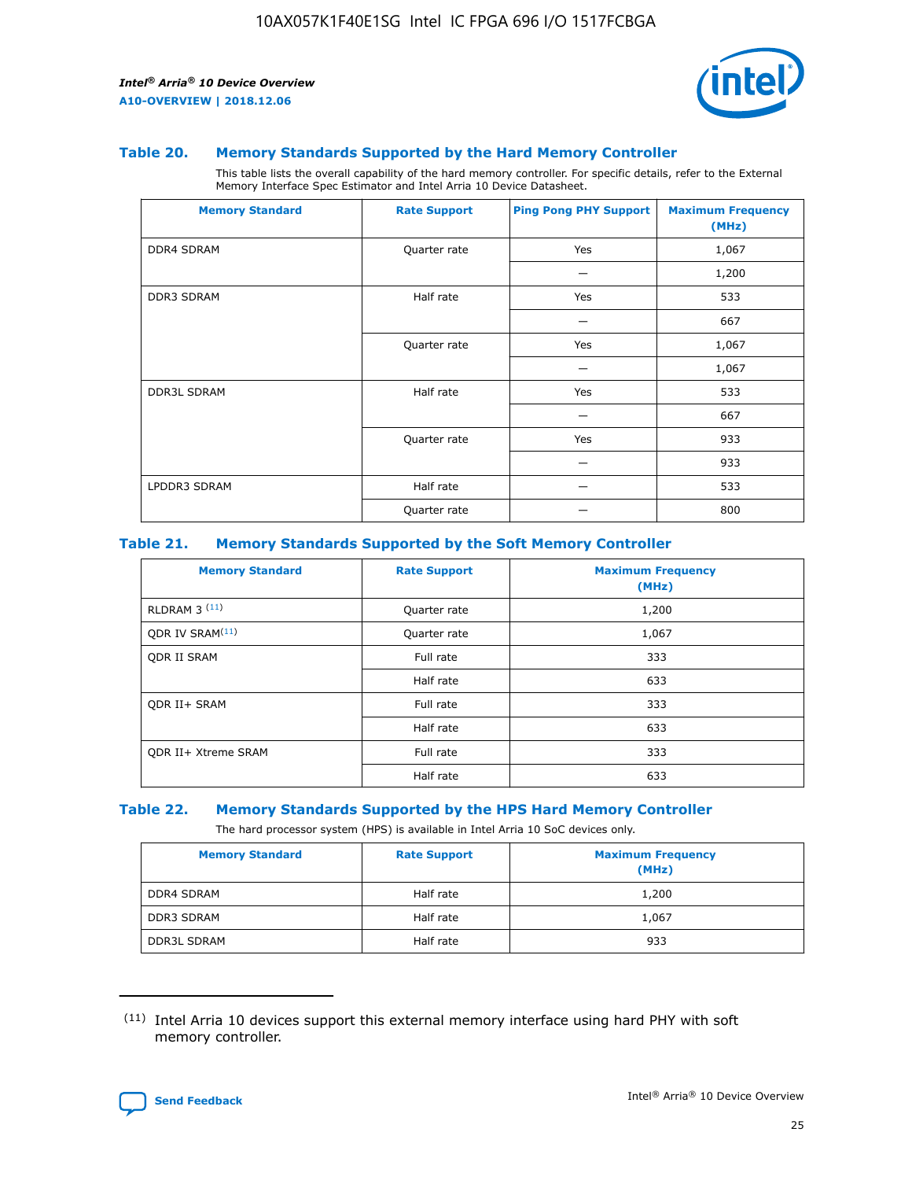### Table 20. Memory Standards Supported by the Hard Memory Controller

This table lists the overall capability of the hard memory controller. For specific details, refer to the External Memory Interface Spec Estimator and Intel Arria 10 Device Datasheet.

| Memory Standard | Rate Support | Ping Pong PHY Support | Maximum Frequency (MHz) |
|---|---|---|---|
| DDR4 SDRAM | Quarter rate | Yes | 1,067 |
| | | — | 1,200 |
| DDR3 SDRAM | Half rate | Yes | 533 |
| | | — | 667 |
| | Quarter rate | Yes | 1,067 |
| | | — | 1,067 |
| DDR3L SDRAM | Half rate | Yes | 533 |
| | | — | 667 |
| | Quarter rate | Yes | 933 |
| | | — | 933 |
| LPDDR3 SDRAM | Half rate | — | 533 |
| | Quarter rate | — | 800 |

### Table 21. Memory Standards Supported by the Soft Memory Controller

| Memory Standard | Rate Support | Maximum Frequency (MHz) |
|---|---|---|
| RLDRAM 3 [(11)] | Quarter rate | 1,200 |
| QDR IV SRAM[(11)] | Quarter rate | 1,067 |
| QDR II SRAM | Full rate | 333 |
| | Half rate | 633 |
| QDR II+ SRAM | Full rate | 333 |
| | Half rate | 633 |
| QDR II+ Xtreme SRAM | Full rate | 333 |
| | Half rate | 633 |

### Table 22. Memory Standards Supported by the HPS Hard Memory Controller

The hard processor system (HPS) is available in Intel Arria 10 SoC devices only.

| Memory Standard | Rate Support | Maximum Frequency (MHz) |
|---|---|---|
| DDR4 SDRAM | Half rate | 1,200 |
| DDR3 SDRAM | Half rate | 1,067 |
| DDR3L SDRAM | Half rate | 933 |

(11) Intel Arria 10 devices support this external memory interface using hard PHY with soft memory controller.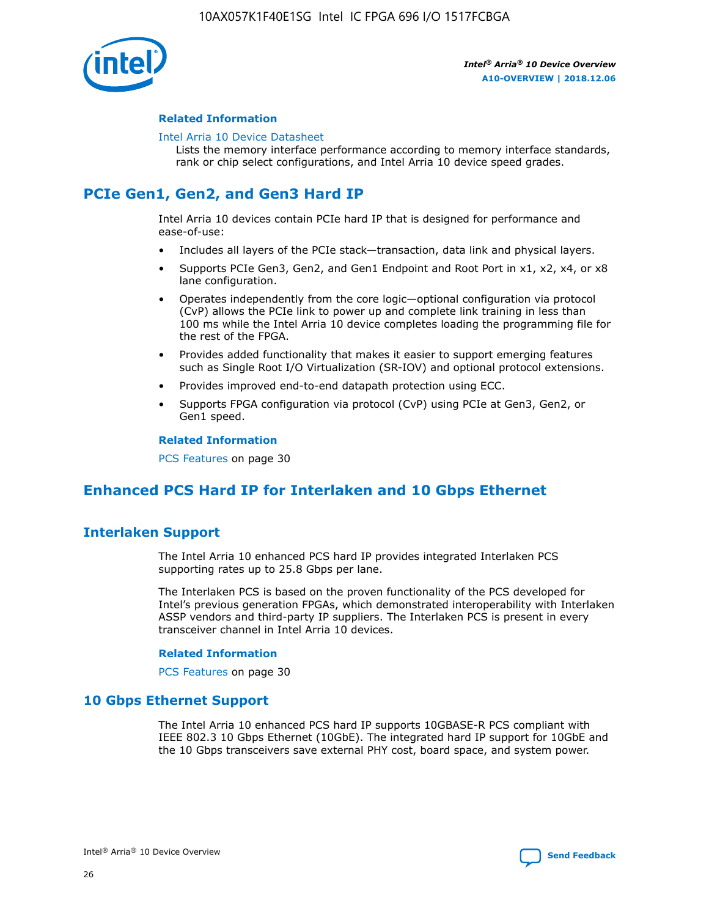#### Related Information

Intel Arria 10 Device Datasheet
Lists the memory interface performance according to memory interface standards, rank or chip select configurations, and Intel Arria 10 device speed grades.

## PCIe Gen1, Gen2, and Gen3 Hard IP

Intel Arria 10 devices contain PCIe hard IP that is designed for performance and ease-of-use:

- Includes all layers of the PCIe stack—transaction, data link and physical layers.
- Supports PCIe Gen3, Gen2, and Gen1 Endpoint and Root Port in x1, x2, x4, or x8 lane configuration.
- Operates independently from the core logic—optional configuration via protocol (CvP) allows the PCIe link to power up and complete link training in less than 100 ms while the Intel Arria 10 device completes loading the programming file for the rest of the FPGA.
- Provides added functionality that makes it easier to support emerging features such as Single Root I/O Virtualization (SR-IOV) and optional protocol extensions.
- Provides improved end-to-end datapath protection using ECC.
- Supports FPGA configuration via protocol (CvP) using PCIe at Gen3, Gen2, or Gen1 speed.

#### Related Information

PCS Features on page 30

## Enhanced PCS Hard IP for Interlaken and 10 Gbps Ethernet

## Interlaken Support

The Intel Arria 10 enhanced PCS hard IP provides integrated Interlaken PCS supporting rates up to 25.8 Gbps per lane.

The Interlaken PCS is based on the proven functionality of the PCS developed for Intel's previous generation FPGAs, which demonstrated interoperability with Interlaken ASSP vendors and third-party IP suppliers. The Interlaken PCS is present in every transceiver channel in Intel Arria 10 devices.

#### Related Information

PCS Features on page 30

## 10 Gbps Ethernet Support

The Intel Arria 10 enhanced PCS hard IP supports 10GBASE-R PCS compliant with IEEE 802.3 10 Gbps Ethernet (10GbE). The integrated hard IP support for 10GbE and the 10 Gbps transceivers save external PHY cost, board space, and system power.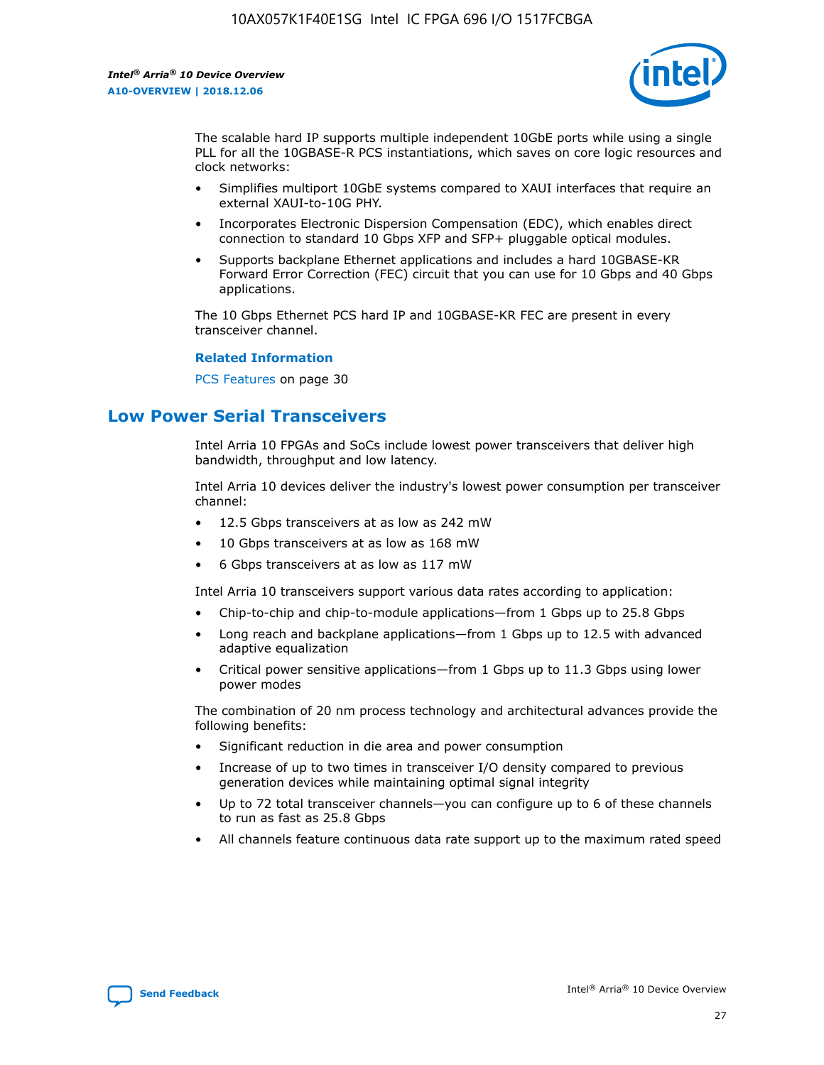The scalable hard IP supports multiple independent 10GbE ports while using a single PLL for all the 10GBASE-R PCS instantiations, which saves on core logic resources and clock networks:

- Simplifies multiport 10GbE systems compared to XAUI interfaces that require an external XAUI-to-10G PHY.
- Incorporates Electronic Dispersion Compensation (EDC), which enables direct connection to standard 10 Gbps XFP and SFP+ pluggable optical modules.
- Supports backplane Ethernet applications and includes a hard 10GBASE-KR Forward Error Correction (FEC) circuit that you can use for 10 Gbps and 40 Gbps applications.

The 10 Gbps Ethernet PCS hard IP and 10GBASE-KR FEC are present in every transceiver channel.

**Related Information**

PCS Features on page 30

## Low Power Serial Transceivers

Intel Arria 10 FPGAs and SoCs include lowest power transceivers that deliver high bandwidth, throughput and low latency.

Intel Arria 10 devices deliver the industry's lowest power consumption per transceiver channel:

- 12.5 Gbps transceivers at as low as 242 mW
- 10 Gbps transceivers at as low as 168 mW
- 6 Gbps transceivers at as low as 117 mW

Intel Arria 10 transceivers support various data rates according to application:

- Chip-to-chip and chip-to-module applications—from 1 Gbps up to 25.8 Gbps
- Long reach and backplane applications—from 1 Gbps up to 12.5 with advanced adaptive equalization
- Critical power sensitive applications—from 1 Gbps up to 11.3 Gbps using lower power modes

The combination of 20 nm process technology and architectural advances provide the following benefits:

- Significant reduction in die area and power consumption
- Increase of up to two times in transceiver I/O density compared to previous generation devices while maintaining optimal signal integrity
- Up to 72 total transceiver channels—you can configure up to 6 of these channels to run as fast as 25.8 Gbps
- All channels feature continuous data rate support up to the maximum rated speed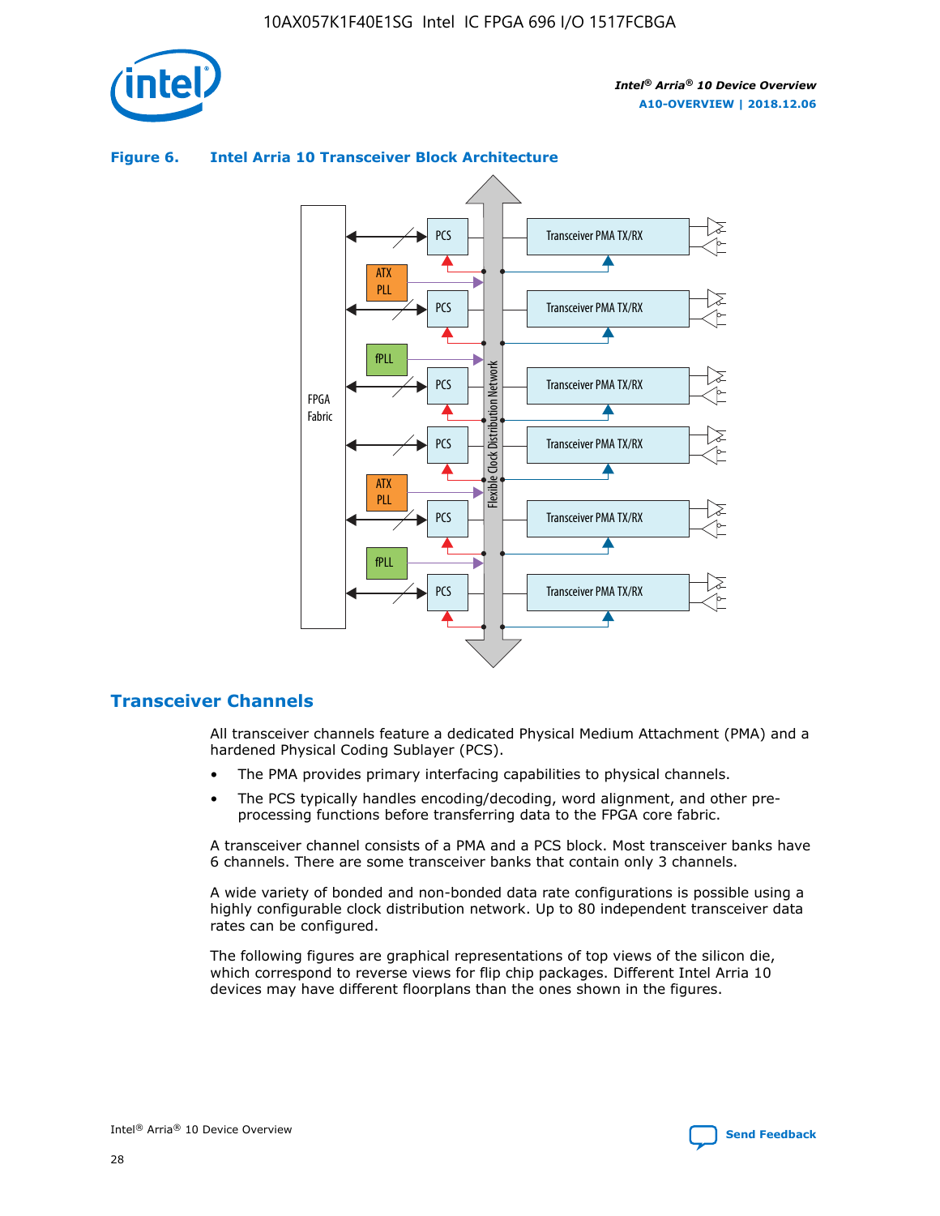**Figure 6. Intel Arria 10 Transceiver Block Architecture**

## Transceiver Channels

All transceiver channels feature a dedicated Physical Medium Attachment (PMA) and a hardened Physical Coding Sublayer (PCS).

- The PMA provides primary interfacing capabilities to physical channels.
- The PCS typically handles encoding/decoding, word alignment, and other pre-processing functions before transferring data to the FPGA core fabric.

A transceiver channel consists of a PMA and a PCS block. Most transceiver banks have 6 channels. There are some transceiver banks that contain only 3 channels.

A wide variety of bonded and non-bonded data rate configurations is possible using a highly configurable clock distribution network. Up to 80 independent transceiver data rates can be configured.

The following figures are graphical representations of top views of the silicon die, which correspond to reverse views for flip chip packages. Different Intel Arria 10 devices may have different floorplans than the ones shown in the figures.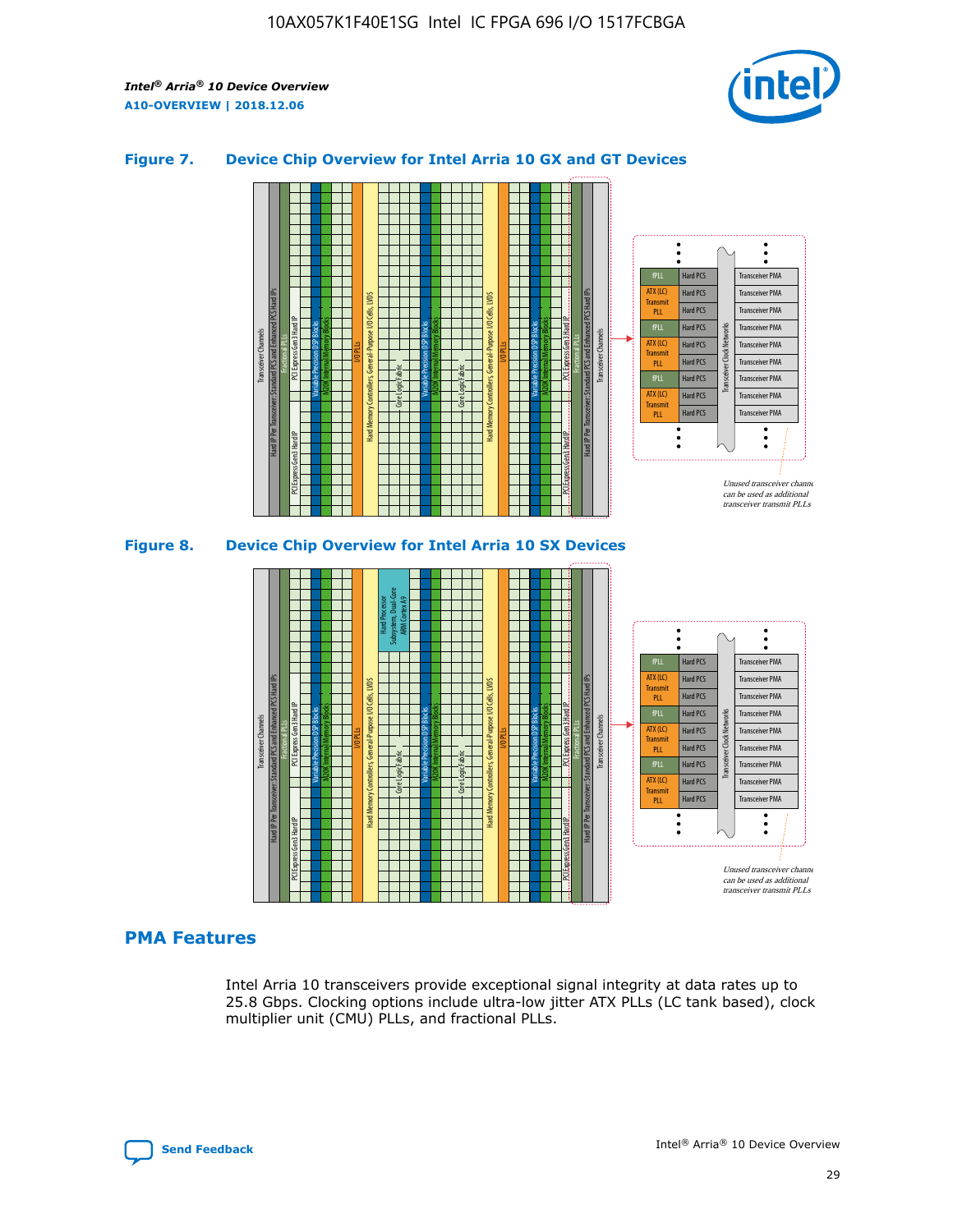### Figure 7. Device Chip Overview for Intel Arria 10 GX and GT Devices

### Figure 8. Device Chip Overview for Intel Arria 10 SX Devices

## PMA Features

Intel Arria 10 transceivers provide exceptional signal integrity at data rates up to 25.8 Gbps. Clocking options include ultra-low jitter ATX PLLs (LC tank based), clock multiplier unit (CMU) PLLs, and fractional PLLs.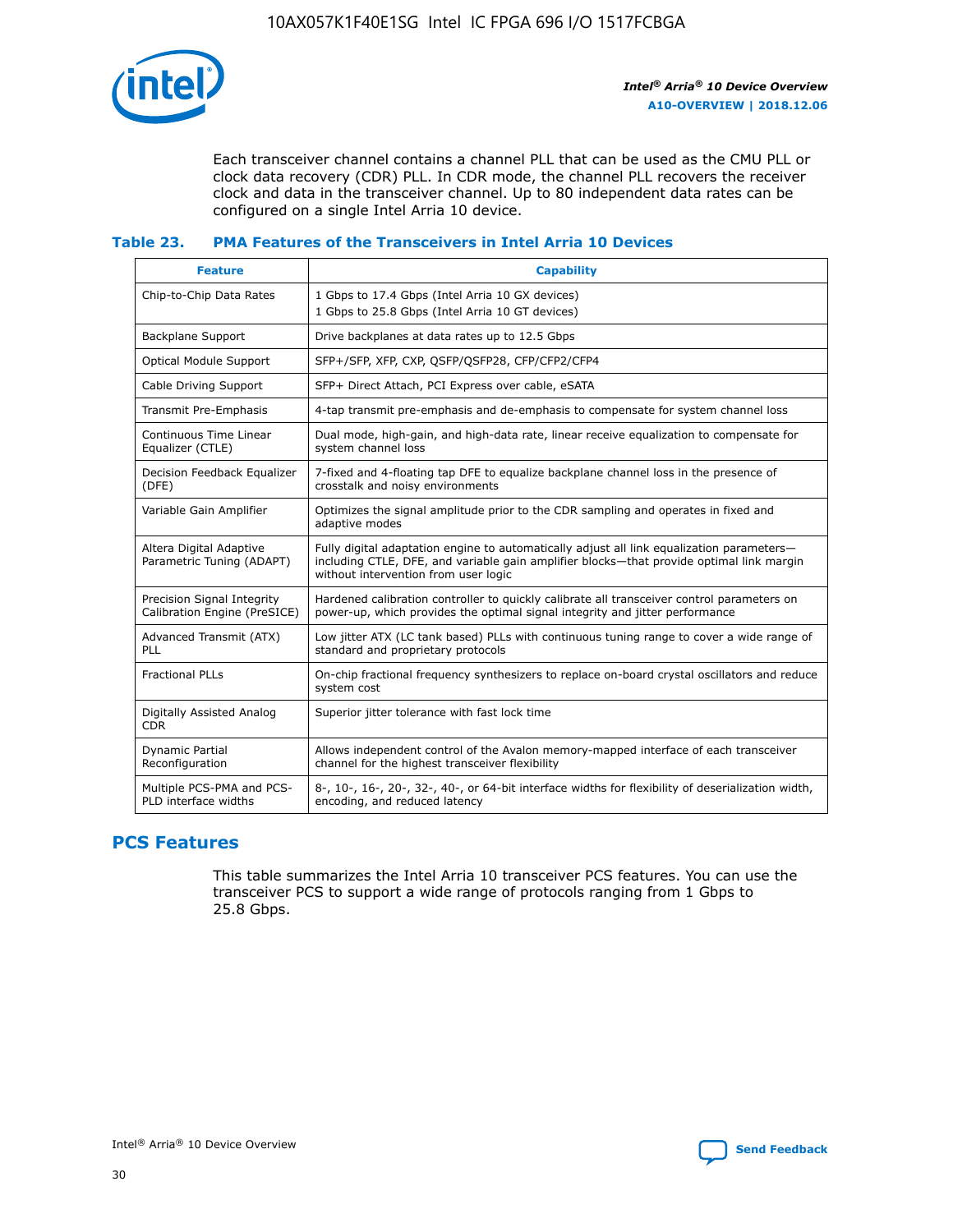Each transceiver channel contains a channel PLL that can be used as the CMU PLL or clock data recovery (CDR) PLL. In CDR mode, the channel PLL recovers the receiver clock and data in the transceiver channel. Up to 80 independent data rates can be configured on a single Intel Arria 10 device.

#### Table 23. PMA Features of the Transceivers in Intel Arria 10 Devices

| Feature | Capability |
| --- | --- |
| Chip-to-Chip Data Rates | 1 Gbps to 17.4 Gbps (Intel Arria 10 GX devices)<br>1 Gbps to 25.8 Gbps (Intel Arria 10 GT devices) |
| Backplane Support | Drive backplanes at data rates up to 12.5 Gbps |
| Optical Module Support | SFP+/SFP, XFP, CXP, QSFP/QSFP28, CFP/CFP2/CFP4 |
| Cable Driving Support | SFP+ Direct Attach, PCI Express over cable, eSATA |
| Transmit Pre-Emphasis | 4-tap transmit pre-emphasis and de-emphasis to compensate for system channel loss |
| Continuous Time Linear Equalizer (CTLE) | Dual mode, high-gain, and high-data rate, linear receive equalization to compensate for system channel loss |
| Decision Feedback Equalizer (DFE) | 7-fixed and 4-floating tap DFE to equalize backplane channel loss in the presence of crosstalk and noisy environments |
| Variable Gain Amplifier | Optimizes the signal amplitude prior to the CDR sampling and operates in fixed and adaptive modes |
| Altera Digital Adaptive Parametric Tuning (ADAPT) | Fully digital adaptation engine to automatically adjust all link equalization parameters—including CTLE, DFE, and variable gain amplifier blocks—that provide optimal link margin without intervention from user logic |
| Precision Signal Integrity Calibration Engine (PreSICE) | Hardened calibration controller to quickly calibrate all transceiver control parameters on power-up, which provides the optimal signal integrity and jitter performance |
| Advanced Transmit (ATX) PLL | Low jitter ATX (LC tank based) PLLs with continuous tuning range to cover a wide range of standard and proprietary protocols |
| Fractional PLLs | On-chip fractional frequency synthesizers to replace on-board crystal oscillators and reduce system cost |
| Digitally Assisted Analog CDR | Superior jitter tolerance with fast lock time |
| Dynamic Partial Reconfiguration | Allows independent control of the Avalon memory-mapped interface of each transceiver channel for the highest transceiver flexibility |
| Multiple PCS-PMA and PCS-PLD interface widths | 8-, 10-, 16-, 20-, 32-, 40-, or 64-bit interface widths for flexibility of deserialization width, encoding, and reduced latency |

## PCS Features

This table summarizes the Intel Arria 10 transceiver PCS features. You can use the transceiver PCS to support a wide range of protocols ranging from 1 Gbps to 25.8 Gbps.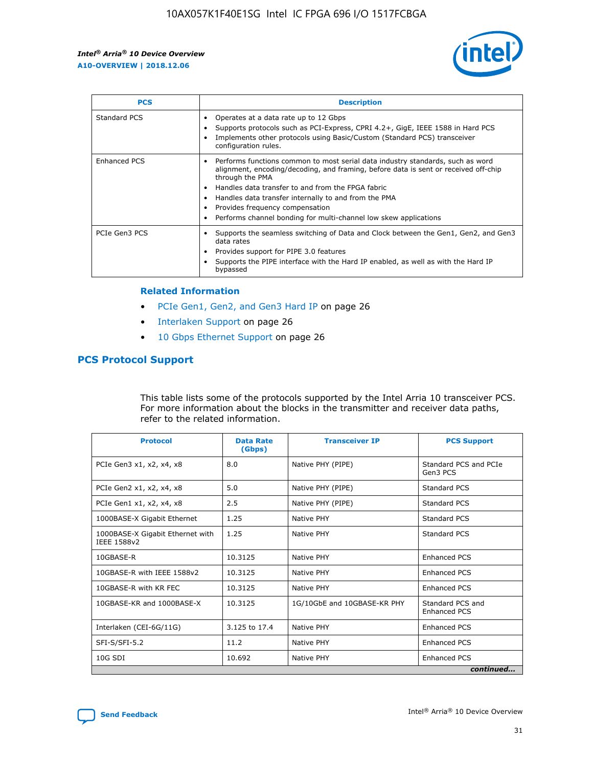| PCS | Description |
| --- | --- |
| Standard PCS | • Operates at a data rate up to 12 Gbps<br>• Supports protocols such as PCI-Express, CPRI 4.2+, GigE, IEEE 1588 in Hard PCS<br>• Implements other protocols using Basic/Custom (Standard PCS) transceiver configuration rules. |
| Enhanced PCS | • Performs functions common to most serial data industry standards, such as word alignment, encoding/decoding, and framing, before data is sent or received off-chip through the PMA<br>• Handles data transfer to and from the FPGA fabric<br>• Handles data transfer internally to and from the PMA<br>• Provides frequency compensation<br>• Performs channel bonding for multi-channel low skew applications |
| PCIe Gen3 PCS | • Supports the seamless switching of Data and Clock between the Gen1, Gen2, and Gen3 data rates<br>• Provides support for PIPE 3.0 features<br>• Supports the PIPE interface with the Hard IP enabled, as well as with the Hard IP bypassed |

### Related Information

- PCIe Gen1, Gen2, and Gen3 Hard IP on page 26
- Interlaken Support on page 26
- 10 Gbps Ethernet Support on page 26

## PCS Protocol Support

This table lists some of the protocols supported by the Intel Arria 10 transceiver PCS. For more information about the blocks in the transmitter and receiver data paths, refer to the related information.

| Protocol | Data Rate (Gbps) | Transceiver IP | PCS Support |
| --- | --- | --- | --- |
| PCIe Gen3 x1, x2, x4, x8 | 8.0 | Native PHY (PIPE) | Standard PCS and PCIe Gen3 PCS |
| PCIe Gen2 x1, x2, x4, x8 | 5.0 | Native PHY (PIPE) | Standard PCS |
| PCIe Gen1 x1, x2, x4, x8 | 2.5 | Native PHY (PIPE) | Standard PCS |
| 1000BASE-X Gigabit Ethernet | 1.25 | Native PHY | Standard PCS |
| 1000BASE-X Gigabit Ethernet with IEEE 1588v2 | 1.25 | Native PHY | Standard PCS |
| 10GBASE-R | 10.3125 | Native PHY | Enhanced PCS |
| 10GBASE-R with IEEE 1588v2 | 10.3125 | Native PHY | Enhanced PCS |
| 10GBASE-R with KR FEC | 10.3125 | Native PHY | Enhanced PCS |
| 10GBASE-KR and 1000BASE-X | 10.3125 | 1G/10GbE and 10GBASE-KR PHY | Standard PCS and Enhanced PCS |
| Interlaken (CEI-6G/11G) | 3.125 to 17.4 | Native PHY | Enhanced PCS |
| SFI-S/SFI-5.2 | 11.2 | Native PHY | Enhanced PCS |
| 10G SDI | 10.692 | Native PHY | Enhanced PCS |

*continued...*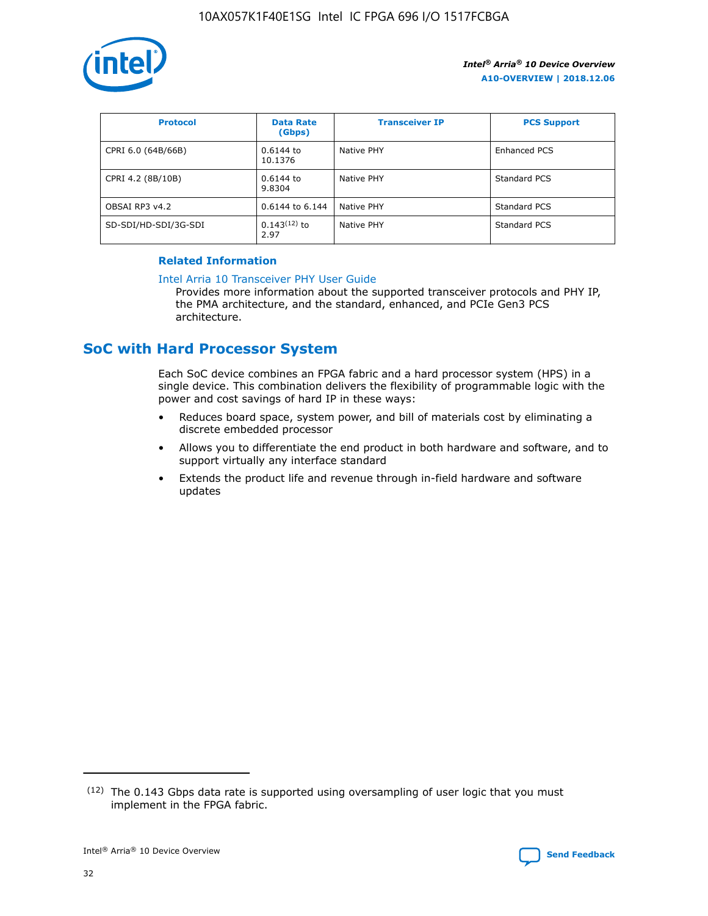| Protocol | Data Rate (Gbps) | Transceiver IP | PCS Support |
|---|---|---|---|
| CPRI 6.0 (64B/66B) | 0.6144 to 10.1376 | Native PHY | Enhanced PCS |
| CPRI 4.2 (8B/10B) | 0.6144 to 9.8304 | Native PHY | Standard PCS |
| OBSAI RP3 v4.2 | 0.6144 to 6.144 | Native PHY | Standard PCS |
| SD-SDI/HD-SDI/3G-SDI | 0.143[12] to 2.97 | Native PHY | Standard PCS |

**Related Information**

Intel Arria 10 Transceiver PHY User Guide

Provides more information about the supported transceiver protocols and PHY IP, the PMA architecture, and the standard, enhanced, and PCIe Gen3 PCS architecture.

## SoC with Hard Processor System

Each SoC device combines an FPGA fabric and a hard processor system (HPS) in a single device. This combination delivers the flexibility of programmable logic with the power and cost savings of hard IP in these ways:

- Reduces board space, system power, and bill of materials cost by eliminating a discrete embedded processor
- Allows you to differentiate the end product in both hardware and software, and to support virtually any interface standard
- Extends the product life and revenue through in-field hardware and software updates

[12] The 0.143 Gbps data rate is supported using oversampling of user logic that you must implement in the FPGA fabric.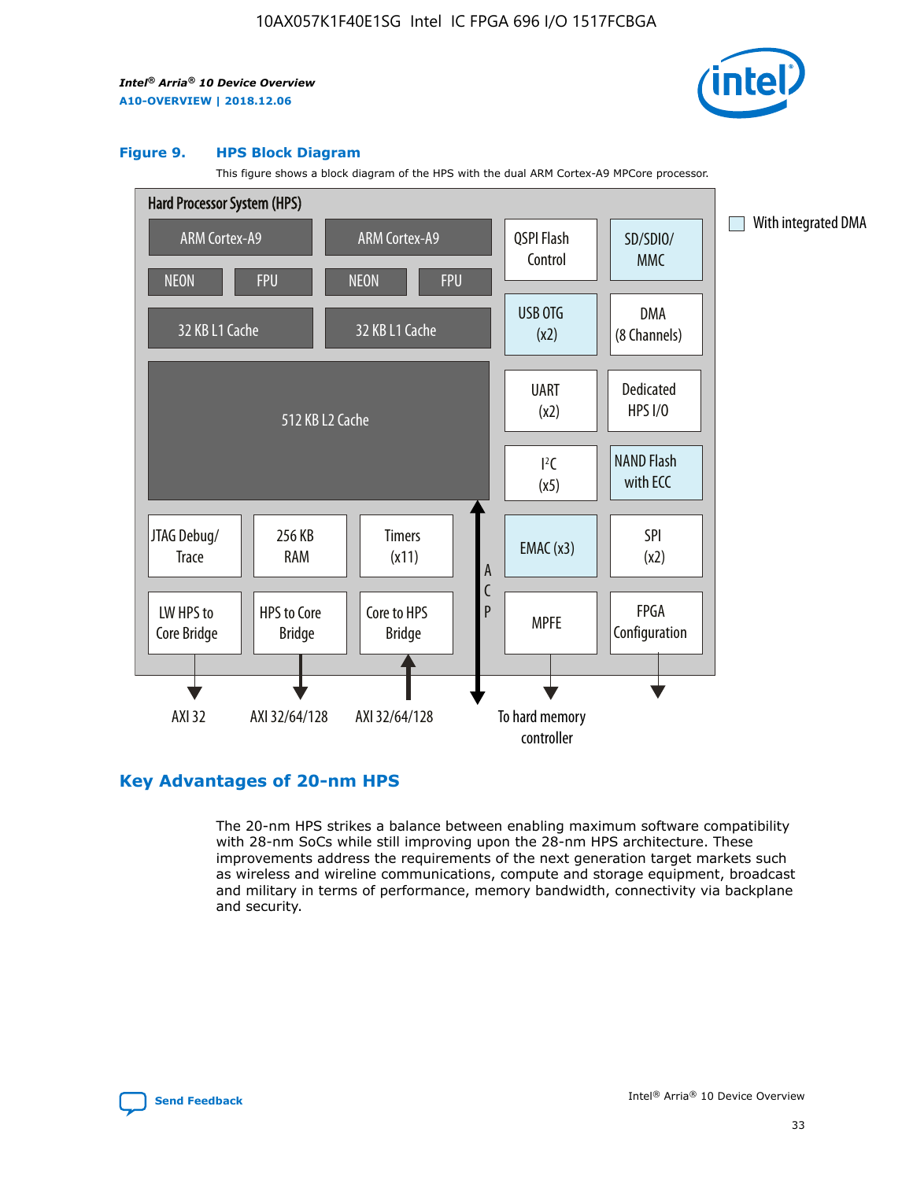**Figure 9. HPS Block Diagram**

This figure shows a block diagram of the HPS with the dual ARM Cortex-A9 MPCore processor.

Hard Processor System (HPS)

- ARM Cortex-A9 (NEON, FPU, 32 KB L1 Cache)
- ARM Cortex-A9 (NEON, FPU, 32 KB L1 Cache)
- 512 KB L2 Cache
- QSPI Flash Control
- SD/SDIO/MMC
- USB OTG (x2)
- DMA (8 Channels)
- UART (x2)
- Dedicated HPS I/O
- I²C (x5)
- NAND Flash with ECC
- JTAG Debug/Trace
- 256 KB RAM
- Timers (x11)
- EMAC (x3)
- SPI (x2)
- LW HPS to Core Bridge — AXI 32
- HPS to Core Bridge — AXI 32/64/128
- Core to HPS Bridge — AXI 32/64/128
- ACP
- MPFE — To hard memory controller
- FPGA Configuration

With integrated DMA: SD/SDIO/MMC, USB OTG (x2), NAND Flash with ECC, EMAC (x3)

## Key Advantages of 20-nm HPS

The 20-nm HPS strikes a balance between enabling maximum software compatibility with 28-nm SoCs while still improving upon the 28-nm HPS architecture. These improvements address the requirements of the next generation target markets such as wireless and wireline communications, compute and storage equipment, broadcast and military in terms of performance, memory bandwidth, connectivity via backplane and security.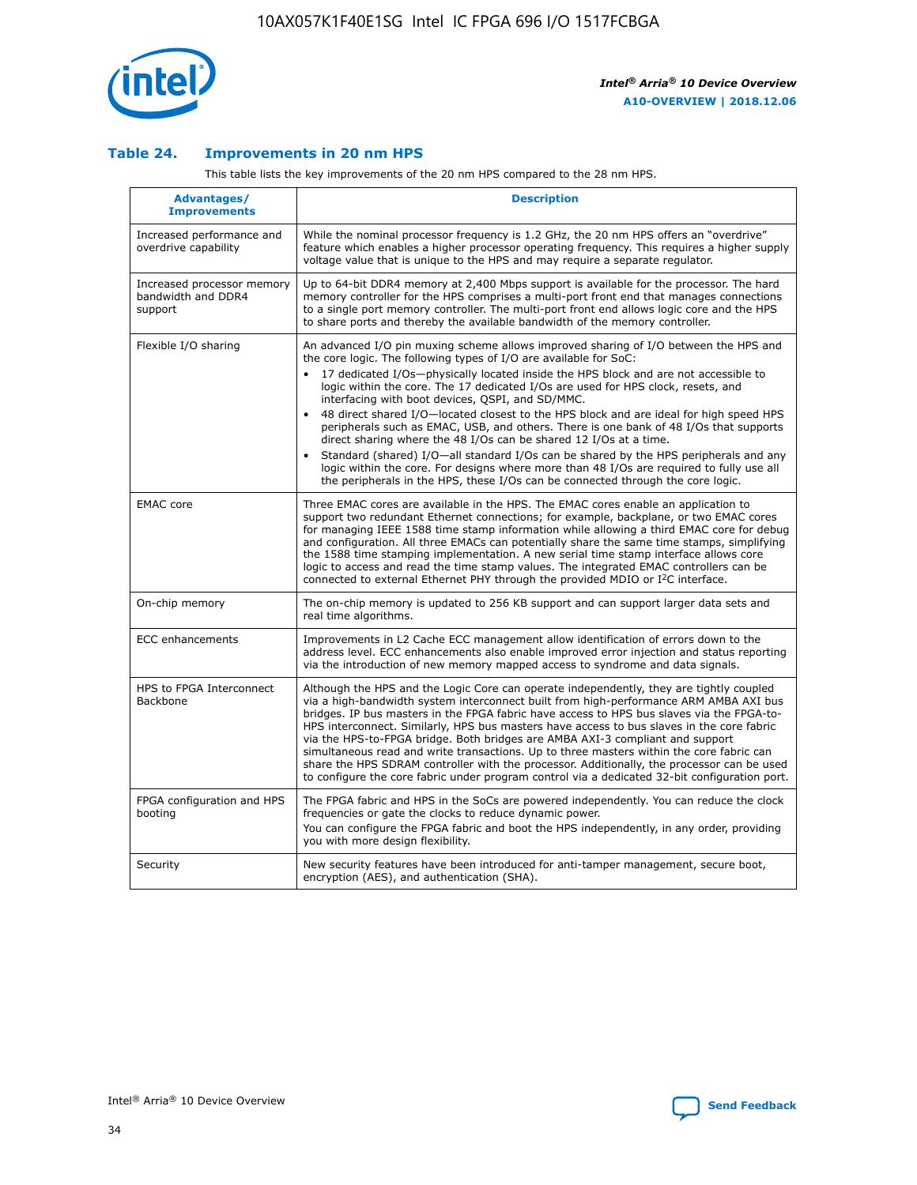### Table 24. Improvements in 20 nm HPS

This table lists the key improvements of the 20 nm HPS compared to the 28 nm HPS.

| Advantages/ Improvements | Description |
| --- | --- |
| Increased performance and overdrive capability | While the nominal processor frequency is 1.2 GHz, the 20 nm HPS offers an "overdrive" feature which enables a higher processor operating frequency. This requires a higher supply voltage value that is unique to the HPS and may require a separate regulator. |
| Increased processor memory bandwidth and DDR4 support | Up to 64-bit DDR4 memory at 2,400 Mbps support is available for the processor. The hard memory controller for the HPS comprises a multi-port front end that manages connections to a single port memory controller. The multi-port front end allows logic core and the HPS to share ports and thereby the available bandwidth of the memory controller. |
| Flexible I/O sharing | An advanced I/O pin muxing scheme allows improved sharing of I/O between the HPS and the core logic. The following types of I/O are available for SoC:<br>• 17 dedicated I/Os—physically located inside the HPS block and are not accessible to logic within the core. The 17 dedicated I/Os are used for HPS clock, resets, and interfacing with boot devices, QSPI, and SD/MMC.<br>• 48 direct shared I/O—located closest to the HPS block and are ideal for high speed HPS peripherals such as EMAC, USB, and others. There is one bank of 48 I/Os that supports direct sharing where the 48 I/Os can be shared 12 I/Os at a time.<br>• Standard (shared) I/O—all standard I/Os can be shared by the HPS peripherals and any logic within the core. For designs where more than 48 I/Os are required to fully use all the peripherals in the HPS, these I/Os can be connected through the core logic. |
| EMAC core | Three EMAC cores are available in the HPS. The EMAC cores enable an application to support two redundant Ethernet connections; for example, backplane, or two EMAC cores for managing IEEE 1588 time stamp information while allowing a third EMAC core for debug and configuration. All three EMACs can potentially share the same time stamps, simplifying the 1588 time stamping implementation. A new serial time stamp interface allows core logic to access and read the time stamp values. The integrated EMAC controllers can be connected to external Ethernet PHY through the provided MDIO or I²C interface. |
| On-chip memory | The on-chip memory is updated to 256 KB support and can support larger data sets and real time algorithms. |
| ECC enhancements | Improvements in L2 Cache ECC management allow identification of errors down to the address level. ECC enhancements also enable improved error injection and status reporting via the introduction of new memory mapped access to syndrome and data signals. |
| HPS to FPGA Interconnect Backbone | Although the HPS and the Logic Core can operate independently, they are tightly coupled via a high-bandwidth system interconnect built from high-performance ARM AMBA AXI bus bridges. IP bus masters in the FPGA fabric have access to HPS bus slaves via the FPGA-to-HPS interconnect. Similarly, HPS bus masters have access to bus slaves in the core fabric via the HPS-to-FPGA bridge. Both bridges are AMBA AXI-3 compliant and support simultaneous read and write transactions. Up to three masters within the core fabric can share the HPS SDRAM controller with the processor. Additionally, the processor can be used to configure the core fabric under program control via a dedicated 32-bit configuration port. |
| FPGA configuration and HPS booting | The FPGA fabric and HPS in the SoCs are powered independently. You can reduce the clock frequencies or gate the clocks to reduce dynamic power.<br>You can configure the FPGA fabric and boot the HPS independently, in any order, providing you with more design flexibility. |
| Security | New security features have been introduced for anti-tamper management, secure boot, encryption (AES), and authentication (SHA). |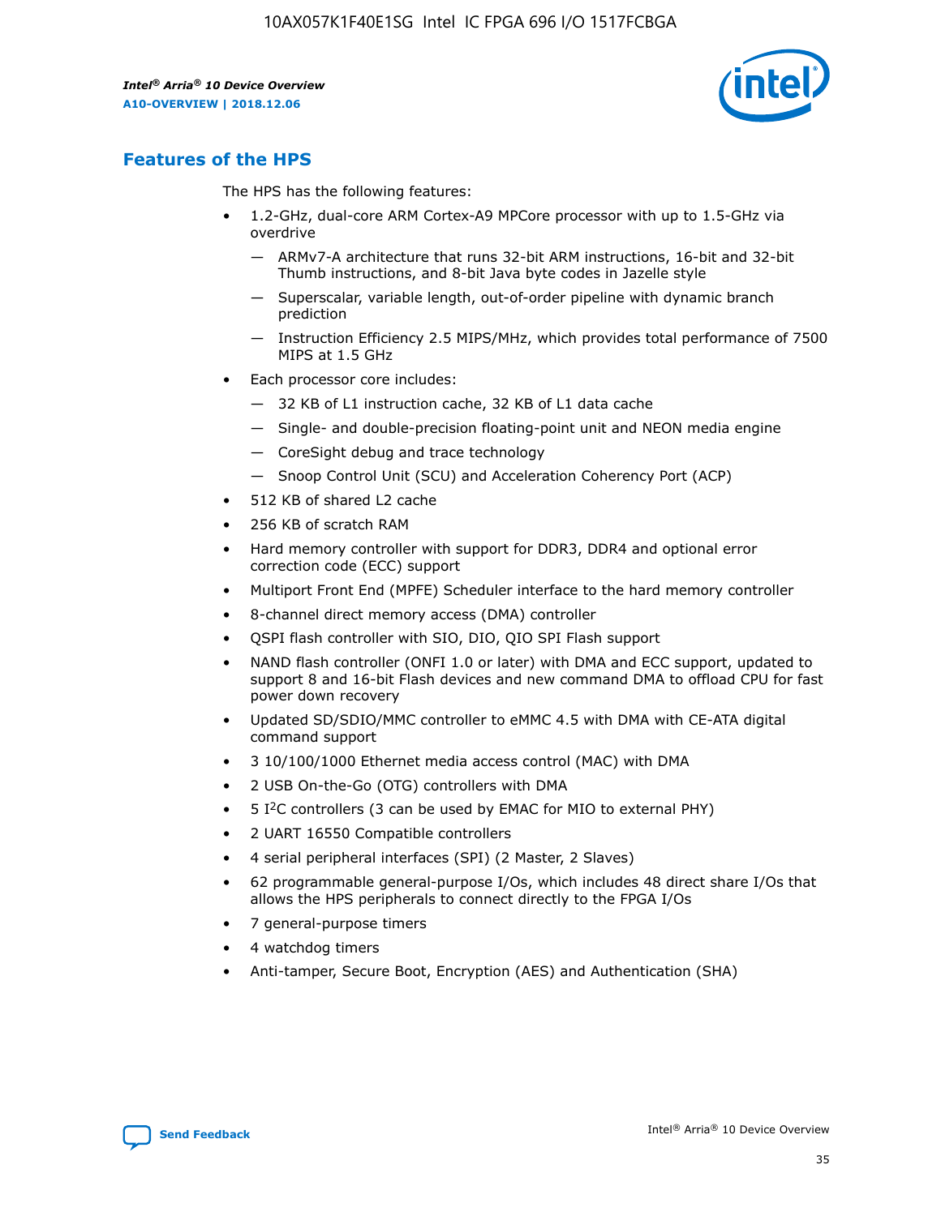## Features of the HPS

The HPS has the following features:

- 1.2-GHz, dual-core ARM Cortex-A9 MPCore processor with up to 1.5-GHz via overdrive
    - — ARMv7-A architecture that runs 32-bit ARM instructions, 16-bit and 32-bit Thumb instructions, and 8-bit Java byte codes in Jazelle style
    - — Superscalar, variable length, out-of-order pipeline with dynamic branch prediction
    - — Instruction Efficiency 2.5 MIPS/MHz, which provides total performance of 7500 MIPS at 1.5 GHz
- Each processor core includes:
    - — 32 KB of L1 instruction cache, 32 KB of L1 data cache
    - — Single- and double-precision floating-point unit and NEON media engine
    - — CoreSight debug and trace technology
    - — Snoop Control Unit (SCU) and Acceleration Coherency Port (ACP)
- 512 KB of shared L2 cache
- 256 KB of scratch RAM
- Hard memory controller with support for DDR3, DDR4 and optional error correction code (ECC) support
- Multiport Front End (MPFE) Scheduler interface to the hard memory controller
- 8-channel direct memory access (DMA) controller
- QSPI flash controller with SIO, DIO, QIO SPI Flash support
- NAND flash controller (ONFI 1.0 or later) with DMA and ECC support, updated to support 8 and 16-bit Flash devices and new command DMA to offload CPU for fast power down recovery
- Updated SD/SDIO/MMC controller to eMMC 4.5 with DMA with CE-ATA digital command support
- 3 10/100/1000 Ethernet media access control (MAC) with DMA
- 2 USB On-the-Go (OTG) controllers with DMA
- 5 I²C controllers (3 can be used by EMAC for MIO to external PHY)
- 2 UART 16550 Compatible controllers
- 4 serial peripheral interfaces (SPI) (2 Master, 2 Slaves)
- 62 programmable general-purpose I/Os, which includes 48 direct share I/Os that allows the HPS peripherals to connect directly to the FPGA I/Os
- 7 general-purpose timers
- 4 watchdog timers
- Anti-tamper, Secure Boot, Encryption (AES) and Authentication (SHA)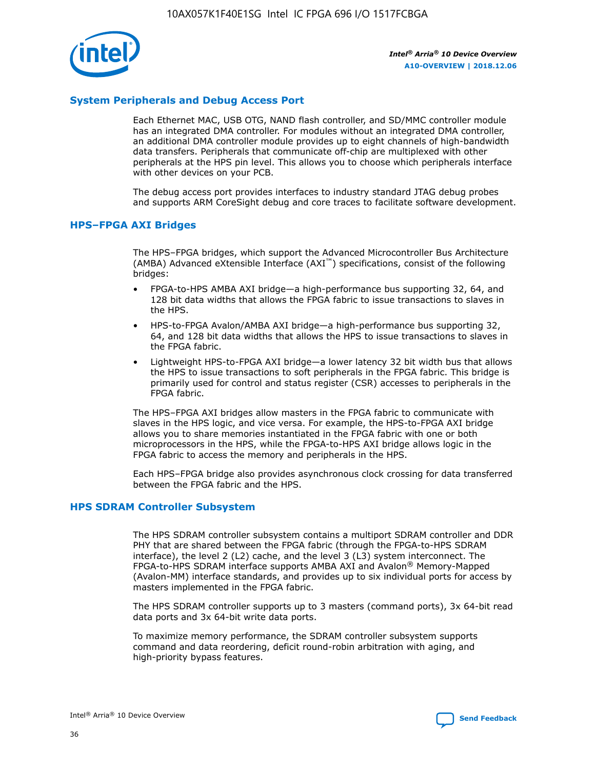## System Peripherals and Debug Access Port

Each Ethernet MAC, USB OTG, NAND flash controller, and SD/MMC controller module has an integrated DMA controller. For modules without an integrated DMA controller, an additional DMA controller module provides up to eight channels of high-bandwidth data transfers. Peripherals that communicate off-chip are multiplexed with other peripherals at the HPS pin level. This allows you to choose which peripherals interface with other devices on your PCB.

The debug access port provides interfaces to industry standard JTAG debug probes and supports ARM CoreSight debug and core traces to facilitate software development.

## HPS–FPGA AXI Bridges

The HPS–FPGA bridges, which support the Advanced Microcontroller Bus Architecture (AMBA) Advanced eXtensible Interface (AXI™) specifications, consist of the following bridges:

- FPGA-to-HPS AMBA AXI bridge—a high-performance bus supporting 32, 64, and 128 bit data widths that allows the FPGA fabric to issue transactions to slaves in the HPS.
- HPS-to-FPGA Avalon/AMBA AXI bridge—a high-performance bus supporting 32, 64, and 128 bit data widths that allows the HPS to issue transactions to slaves in the FPGA fabric.
- Lightweight HPS-to-FPGA AXI bridge—a lower latency 32 bit width bus that allows the HPS to issue transactions to soft peripherals in the FPGA fabric. This bridge is primarily used for control and status register (CSR) accesses to peripherals in the FPGA fabric.

The HPS–FPGA AXI bridges allow masters in the FPGA fabric to communicate with slaves in the HPS logic, and vice versa. For example, the HPS-to-FPGA AXI bridge allows you to share memories instantiated in the FPGA fabric with one or both microprocessors in the HPS, while the FPGA-to-HPS AXI bridge allows logic in the FPGA fabric to access the memory and peripherals in the HPS.

Each HPS–FPGA bridge also provides asynchronous clock crossing for data transferred between the FPGA fabric and the HPS.

## HPS SDRAM Controller Subsystem

The HPS SDRAM controller subsystem contains a multiport SDRAM controller and DDR PHY that are shared between the FPGA fabric (through the FPGA-to-HPS SDRAM interface), the level 2 (L2) cache, and the level 3 (L3) system interconnect. The FPGA-to-HPS SDRAM interface supports AMBA AXI and Avalon® Memory-Mapped (Avalon-MM) interface standards, and provides up to six individual ports for access by masters implemented in the FPGA fabric.

The HPS SDRAM controller supports up to 3 masters (command ports), 3x 64-bit read data ports and 3x 64-bit write data ports.

To maximize memory performance, the SDRAM controller subsystem supports command and data reordering, deficit round-robin arbitration with aging, and high-priority bypass features.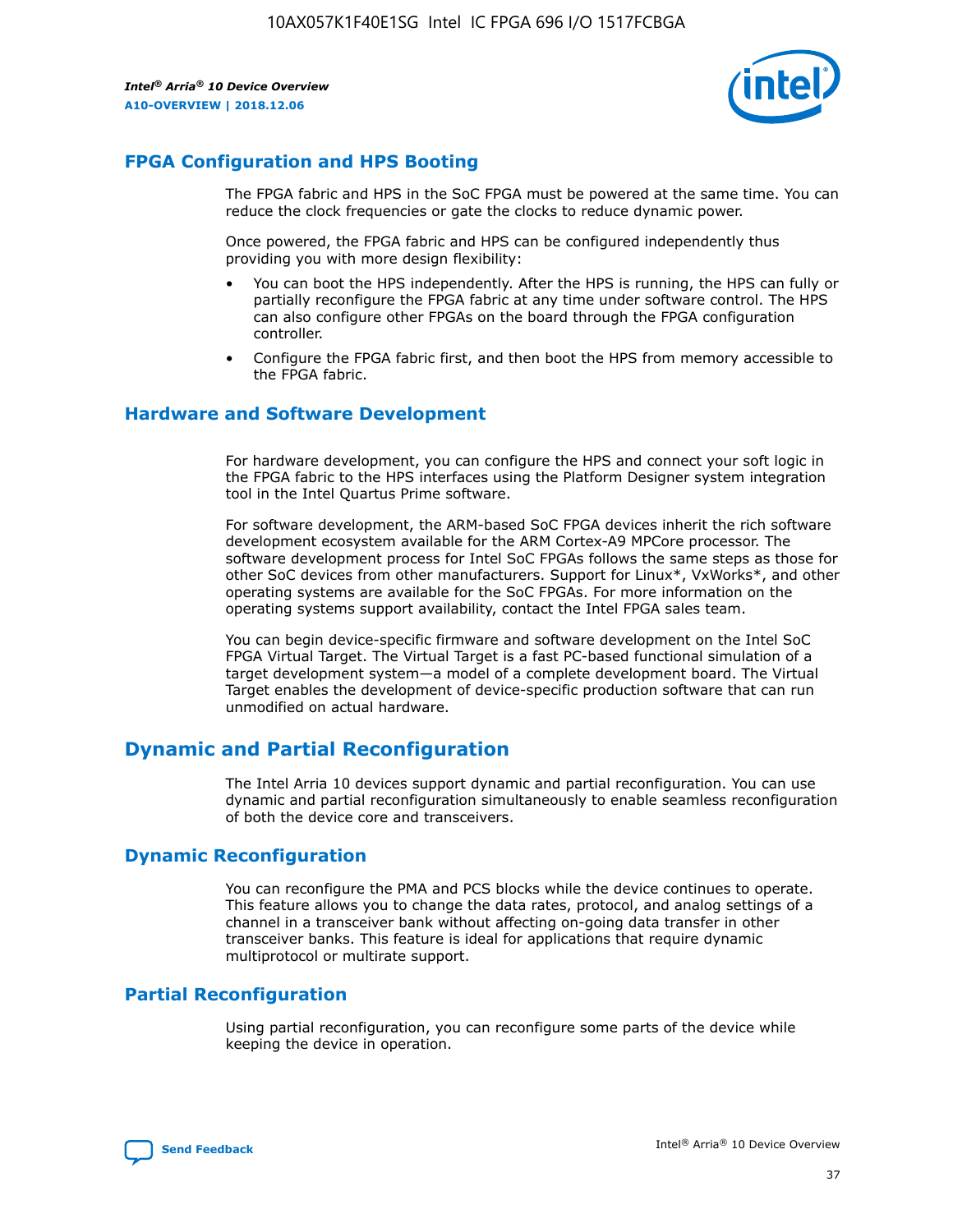## FPGA Configuration and HPS Booting

The FPGA fabric and HPS in the SoC FPGA must be powered at the same time. You can reduce the clock frequencies or gate the clocks to reduce dynamic power.

Once powered, the FPGA fabric and HPS can be configured independently thus providing you with more design flexibility:

- You can boot the HPS independently. After the HPS is running, the HPS can fully or partially reconfigure the FPGA fabric at any time under software control. The HPS can also configure other FPGAs on the board through the FPGA configuration controller.
- Configure the FPGA fabric first, and then boot the HPS from memory accessible to the FPGA fabric.

## Hardware and Software Development

For hardware development, you can configure the HPS and connect your soft logic in the FPGA fabric to the HPS interfaces using the Platform Designer system integration tool in the Intel Quartus Prime software.

For software development, the ARM-based SoC FPGA devices inherit the rich software development ecosystem available for the ARM Cortex-A9 MPCore processor. The software development process for Intel SoC FPGAs follows the same steps as those for other SoC devices from other manufacturers. Support for Linux*, VxWorks*, and other operating systems are available for the SoC FPGAs. For more information on the operating systems support availability, contact the Intel FPGA sales team.

You can begin device-specific firmware and software development on the Intel SoC FPGA Virtual Target. The Virtual Target is a fast PC-based functional simulation of a target development system—a model of a complete development board. The Virtual Target enables the development of device-specific production software that can run unmodified on actual hardware.

# Dynamic and Partial Reconfiguration

The Intel Arria 10 devices support dynamic and partial reconfiguration. You can use dynamic and partial reconfiguration simultaneously to enable seamless reconfiguration of both the device core and transceivers.

## Dynamic Reconfiguration

You can reconfigure the PMA and PCS blocks while the device continues to operate. This feature allows you to change the data rates, protocol, and analog settings of a channel in a transceiver bank without affecting on-going data transfer in other transceiver banks. This feature is ideal for applications that require dynamic multiprotocol or multirate support.

## Partial Reconfiguration

Using partial reconfiguration, you can reconfigure some parts of the device while keeping the device in operation.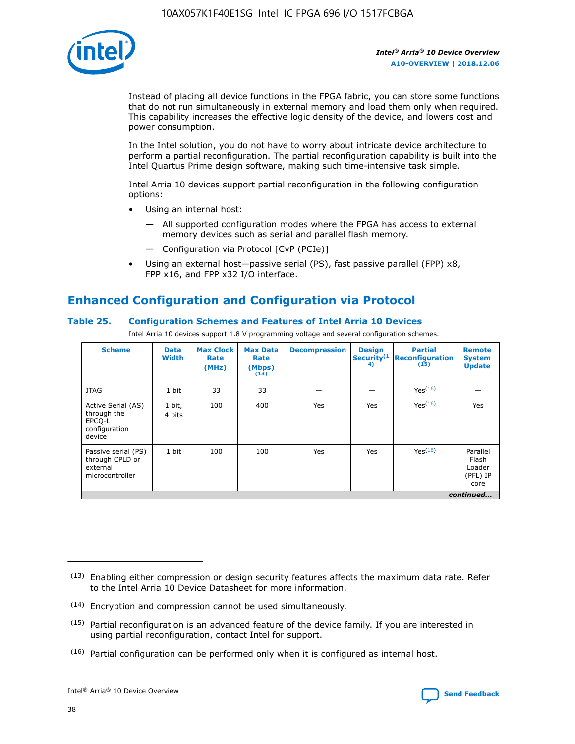Instead of placing all device functions in the FPGA fabric, you can store some functions that do not run simultaneously in external memory and load them only when required. This capability increases the effective logic density of the device, and lowers cost and power consumption.

In the Intel solution, you do not have to worry about intricate device architecture to perform a partial reconfiguration. The partial reconfiguration capability is built into the Intel Quartus Prime design software, making such time-intensive task simple.

Intel Arria 10 devices support partial reconfiguration in the following configuration options:

- Using an internal host:
  - All supported configuration modes where the FPGA has access to external memory devices such as serial and parallel flash memory.
  - Configuration via Protocol [CvP (PCIe)]
- Using an external host—passive serial (PS), fast passive parallel (FPP) x8, FPP x16, and FPP x32 I/O interface.

## Enhanced Configuration and Configuration via Protocol

### Table 25. Configuration Schemes and Features of Intel Arria 10 Devices

Intel Arria 10 devices support 1.8 V programming voltage and several configuration schemes.

| Scheme | Data Width | Max Clock Rate (MHz) | Max Data Rate (Mbps) (13) | Decompression | Design Security(14) | Partial Reconfiguration (15) | Remote System Update |
|---|---|---|---|---|---|---|---|
| JTAG | 1 bit | 33 | 33 | — | — | Yes(16) | — |
| Active Serial (AS) through the EPCQ-L configuration device | 1 bit, 4 bits | 100 | 400 | Yes | Yes | Yes(16) | Yes |
| Passive serial (PS) through CPLD or external microcontroller | 1 bit | 100 | 100 | Yes | Yes | Yes(16) | Parallel Flash Loader (PFL) IP core |

*continued...*

(13) Enabling either compression or design security features affects the maximum data rate. Refer to the Intel Arria 10 Device Datasheet for more information.

(14) Encryption and compression cannot be used simultaneously.

(15) Partial reconfiguration is an advanced feature of the device family. If you are interested in using partial reconfiguration, contact Intel for support.

(16) Partial configuration can be performed only when it is configured as internal host.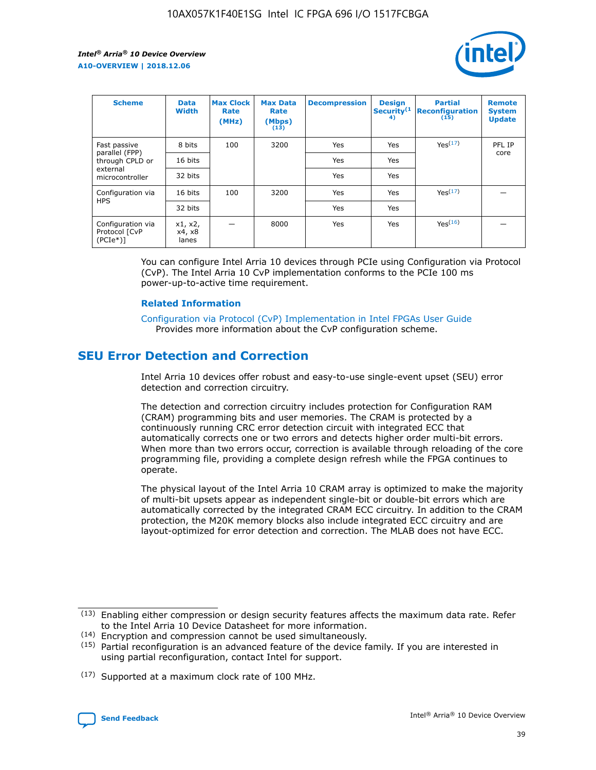| Scheme | Data Width | Max Clock Rate (MHz) | Max Data Rate (Mbps) (13) | Decompression | Design Security (14) | Partial Reconfiguration (15) | Remote System Update |
|---|---|---|---|---|---|---|---|
| Fast passive parallel (FPP) through CPLD or external microcontroller | 8 bits | 100 | 3200 | Yes | Yes | Yes(17) | PFL IP core |
| | 16 bits | | | Yes | Yes | | |
| | 32 bits | | | Yes | Yes | | |
| Configuration via HPS | 16 bits | 100 | 3200 | Yes | Yes | Yes(17) | — |
| | 32 bits | | | Yes | Yes | | |
| Configuration via Protocol [CvP (PCIe*)] | x1, x2, x4, x8 lanes | — | 8000 | Yes | Yes | Yes(16) | — |

You can configure Intel Arria 10 devices through PCIe using Configuration via Protocol (CvP). The Intel Arria 10 CvP implementation conforms to the PCIe 100 ms power-up-to-active time requirement.

### Related Information

Configuration via Protocol (CvP) Implementation in Intel FPGAs User Guide
Provides more information about the CvP configuration scheme.

## SEU Error Detection and Correction

Intel Arria 10 devices offer robust and easy-to-use single-event upset (SEU) error detection and correction circuitry.

The detection and correction circuitry includes protection for Configuration RAM (CRAM) programming bits and user memories. The CRAM is protected by a continuously running CRC error detection circuit with integrated ECC that automatically corrects one or two errors and detects higher order multi-bit errors. When more than two errors occur, correction is available through reloading of the core programming file, providing a complete design refresh while the FPGA continues to operate.

The physical layout of the Intel Arria 10 CRAM array is optimized to make the majority of multi-bit upsets appear as independent single-bit or double-bit errors which are automatically corrected by the integrated CRAM ECC circuitry. In addition to the CRAM protection, the M20K memory blocks also include integrated ECC circuitry and are layout-optimized for error detection and correction. The MLAB does not have ECC.

(13) Enabling either compression or design security features affects the maximum data rate. Refer to the Intel Arria 10 Device Datasheet for more information.

(14) Encryption and compression cannot be used simultaneously.

(15) Partial reconfiguration is an advanced feature of the device family. If you are interested in using partial reconfiguration, contact Intel for support.

(17) Supported at a maximum clock rate of 100 MHz.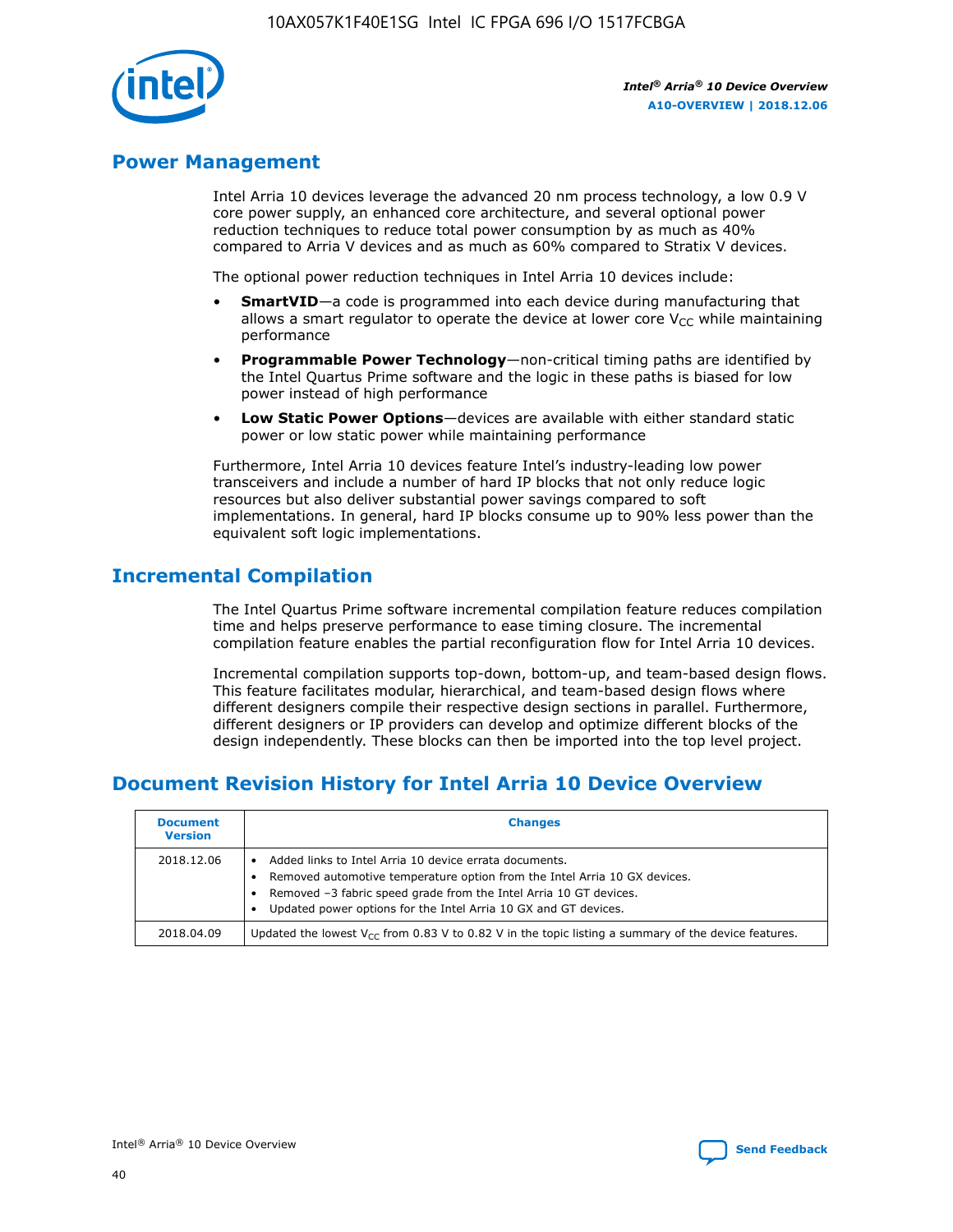## Power Management

Intel Arria 10 devices leverage the advanced 20 nm process technology, a low 0.9 V core power supply, an enhanced core architecture, and several optional power reduction techniques to reduce total power consumption by as much as 40% compared to Arria V devices and as much as 60% compared to Stratix V devices.

The optional power reduction techniques in Intel Arria 10 devices include:

- **SmartVID**—a code is programmed into each device during manufacturing that allows a smart regulator to operate the device at lower core $V_{CC}$ while maintaining performance
- **Programmable Power Technology**—non-critical timing paths are identified by the Intel Quartus Prime software and the logic in these paths is biased for low power instead of high performance
- **Low Static Power Options**—devices are available with either standard static power or low static power while maintaining performance

Furthermore, Intel Arria 10 devices feature Intel's industry-leading low power transceivers and include a number of hard IP blocks that not only reduce logic resources but also deliver substantial power savings compared to soft implementations. In general, hard IP blocks consume up to 90% less power than the equivalent soft logic implementations.

## Incremental Compilation

The Intel Quartus Prime software incremental compilation feature reduces compilation time and helps preserve performance to ease timing closure. The incremental compilation feature enables the partial reconfiguration flow for Intel Arria 10 devices.

Incremental compilation supports top-down, bottom-up, and team-based design flows. This feature facilitates modular, hierarchical, and team-based design flows where different designers compile their respective design sections in parallel. Furthermore, different designers or IP providers can develop and optimize different blocks of the design independently. These blocks can then be imported into the top level project.

## Document Revision History for Intel Arria 10 Device Overview

| Document Version | Changes |
|---|---|
| 2018.12.06 | • Added links to Intel Arria 10 device errata documents.<br>• Removed automotive temperature option from the Intel Arria 10 GX devices.<br>• Removed –3 fabric speed grade from the Intel Arria 10 GT devices.<br>• Updated power options for the Intel Arria 10 GX and GT devices. |
| 2018.04.09 | Updated the lowest $V_{CC}$ from 0.83 V to 0.82 V in the topic listing a summary of the device features. |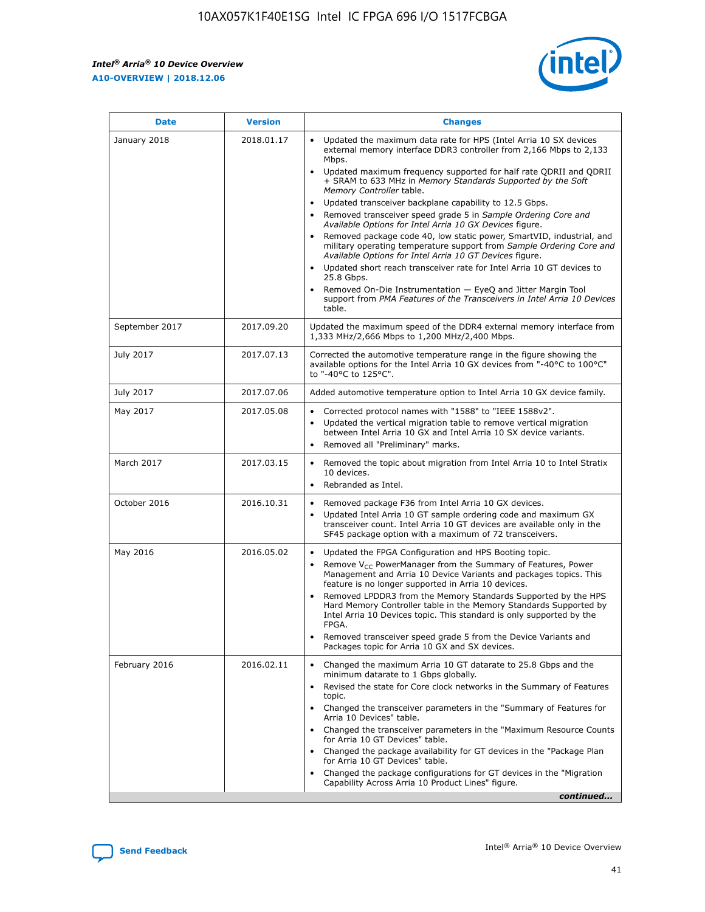| Date | Version | Changes |
|---|---|---|
| January 2018 | 2018.01.17 | • Updated the maximum data rate for HPS (Intel Arria 10 SX devices external memory interface DDR3 controller from 2,166 Mbps to 2,133 Mbps.<br>• Updated maximum frequency supported for half rate QDRII and QDRII + SRAM to 633 MHz in *Memory Standards Supported by the Soft Memory Controller* table.<br>• Updated transceiver backplane capability to 12.5 Gbps.<br>• Removed transceiver speed grade 5 in *Sample Ordering Core and Available Options for Intel Arria 10 GX Devices* figure.<br>• Removed package code 40, low static power, SmartVID, industrial, and military operating temperature support from *Sample Ordering Core and Available Options for Intel Arria 10 GT Devices* figure.<br>• Updated short reach transceiver rate for Intel Arria 10 GT devices to 25.8 Gbps.<br>• Removed On-Die Instrumentation — EyeQ and Jitter Margin Tool support from *PMA Features of the Transceivers in Intel Arria 10 Devices* table. |
| September 2017 | 2017.09.20 | Updated the maximum speed of the DDR4 external memory interface from 1,333 MHz/2,666 Mbps to 1,200 MHz/2,400 Mbps. |
| July 2017 | 2017.07.13 | Corrected the automotive temperature range in the figure showing the available options for the Intel Arria 10 GX devices from "-40°C to 100°C" to "-40°C to 125°C". |
| July 2017 | 2017.07.06 | Added automotive temperature option to Intel Arria 10 GX device family. |
| May 2017 | 2017.05.08 | • Corrected protocol names with "1588" to "IEEE 1588v2".<br>• Updated the vertical migration table to remove vertical migration between Intel Arria 10 GX and Intel Arria 10 SX device variants.<br>• Removed all "Preliminary" marks. |
| March 2017 | 2017.03.15 | • Removed the topic about migration from Intel Arria 10 to Intel Stratix 10 devices.<br>• Rebranded as Intel. |
| October 2016 | 2016.10.31 | • Removed package F36 from Intel Arria 10 GX devices.<br>• Updated Intel Arria 10 GT sample ordering code and maximum GX transceiver count. Intel Arria 10 GT devices are available only in the SF45 package option with a maximum of 72 transceivers. |
| May 2016 | 2016.05.02 | • Updated the FPGA Configuration and HPS Booting topic.<br>• Remove $V_{CC}$ PowerManager from the Summary of Features, Power Management and Arria 10 Device Variants and packages topics. This feature is no longer supported in Arria 10 devices.<br>• Removed LPDDR3 from the Memory Standards Supported by the HPS Hard Memory Controller table in the Memory Standards Supported by Intel Arria 10 Devices topic. This standard is only supported by the FPGA.<br>• Removed transceiver speed grade 5 from the Device Variants and Packages topic for Arria 10 GX and SX devices. |
| February 2016 | 2016.02.11 | • Changed the maximum Arria 10 GT datarate to 25.8 Gbps and the minimum datarate to 1 Gbps globally.<br>• Revised the state for Core clock networks in the Summary of Features topic.<br>• Changed the transceiver parameters in the "Summary of Features for Arria 10 Devices" table.<br>• Changed the transceiver parameters in the "Maximum Resource Counts for Arria 10 GT Devices" table.<br>• Changed the package availability for GT devices in the "Package Plan for Arria 10 GT Devices" table.<br>• Changed the package configurations for GT devices in the "Migration Capability Across Arria 10 Product Lines" figure. |

*continued...*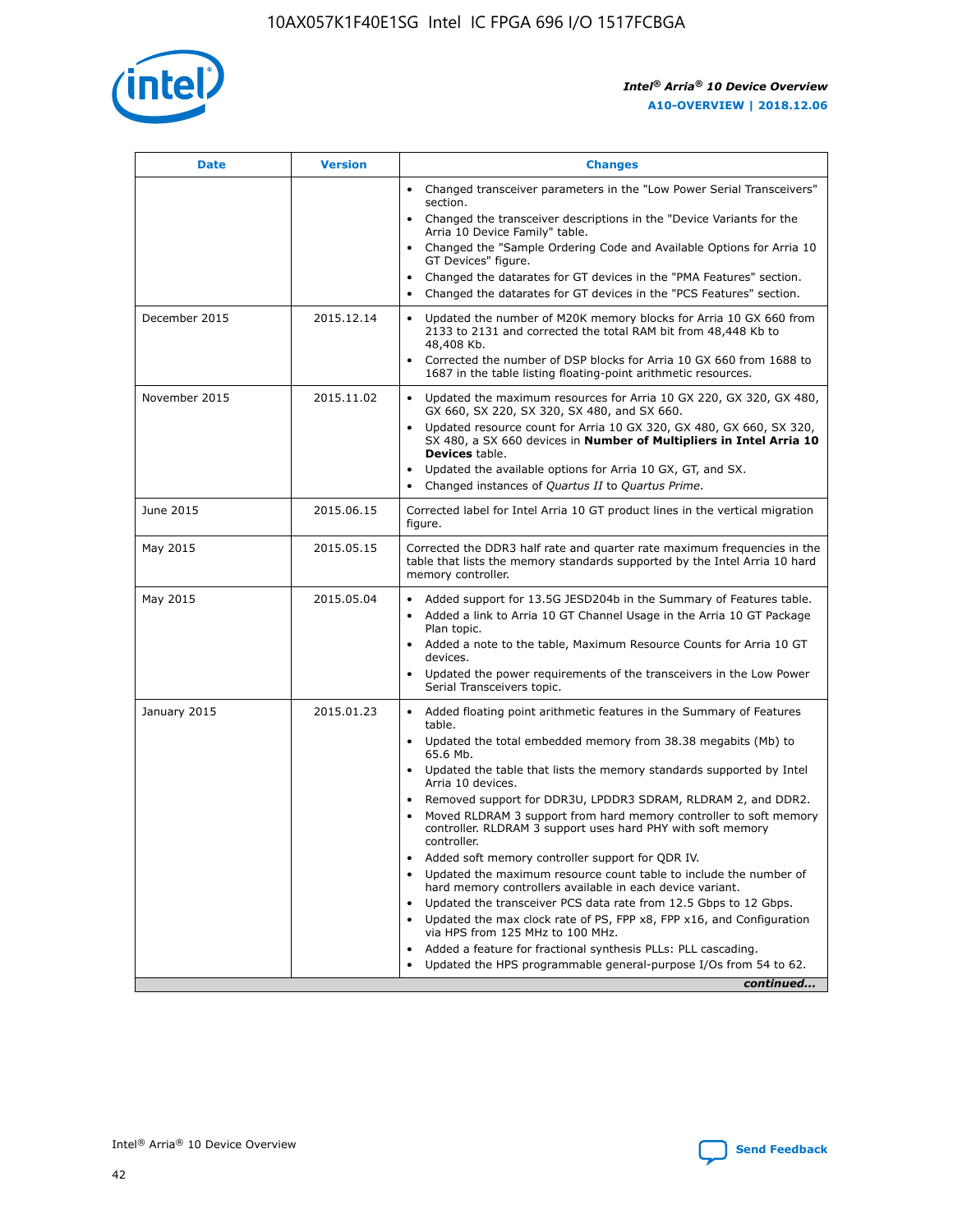| Date | Version | Changes |
| --- | --- | --- |
| | | • Changed transceiver parameters in the "Low Power Serial Transceivers" section.<br>• Changed the transceiver descriptions in the "Device Variants for the Arria 10 Device Family" table.<br>• Changed the "Sample Ordering Code and Available Options for Arria 10 GT Devices" figure.<br>• Changed the datarates for GT devices in the "PMA Features" section.<br>• Changed the datarates for GT devices in the "PCS Features" section. |
| December 2015 | 2015.12.14 | • Updated the number of M20K memory blocks for Arria 10 GX 660 from 2133 to 2131 and corrected the total RAM bit from 48,448 Kb to 48,408 Kb.<br>• Corrected the number of DSP blocks for Arria 10 GX 660 from 1688 to 1687 in the table listing floating-point arithmetic resources. |
| November 2015 | 2015.11.02 | • Updated the maximum resources for Arria 10 GX 220, GX 320, GX 480, GX 660, SX 220, SX 320, SX 480, and SX 660.<br>• Updated resource count for Arria 10 GX 320, GX 480, GX 660, SX 320, SX 480, a SX 660 devices in **Number of Multipliers in Intel Arria 10 Devices** table.<br>• Updated the available options for Arria 10 GX, GT, and SX.<br>• Changed instances of *Quartus II* to *Quartus Prime*. |
| June 2015 | 2015.06.15 | Corrected label for Intel Arria 10 GT product lines in the vertical migration figure. |
| May 2015 | 2015.05.15 | Corrected the DDR3 half rate and quarter rate maximum frequencies in the table that lists the memory standards supported by the Intel Arria 10 hard memory controller. |
| May 2015 | 2015.05.04 | • Added support for 13.5G JESD204b in the Summary of Features table.<br>• Added a link to Arria 10 GT Channel Usage in the Arria 10 GT Package Plan topic.<br>• Added a note to the table, Maximum Resource Counts for Arria 10 GT devices.<br>• Updated the power requirements of the transceivers in the Low Power Serial Transceivers topic. |
| January 2015 | 2015.01.23 | • Added floating point arithmetic features in the Summary of Features table.<br>• Updated the total embedded memory from 38.38 megabits (Mb) to 65.6 Mb.<br>• Updated the table that lists the memory standards supported by Intel Arria 10 devices.<br>• Removed support for DDR3U, LPDDR3 SDRAM, RLDRAM 2, and DDR2.<br>• Moved RLDRAM 3 support from hard memory controller to soft memory controller. RLDRAM 3 support uses hard PHY with soft memory controller.<br>• Added soft memory controller support for QDR IV.<br>• Updated the maximum resource count table to include the number of hard memory controllers available in each device variant.<br>• Updated the transceiver PCS data rate from 12.5 Gbps to 12 Gbps.<br>• Updated the max clock rate of PS, FPP x8, FPP x16, and Configuration via HPS from 125 MHz to 100 MHz.<br>• Added a feature for fractional synthesis PLLs: PLL cascading.<br>• Updated the HPS programmable general-purpose I/Os from 54 to 62. |

*continued...*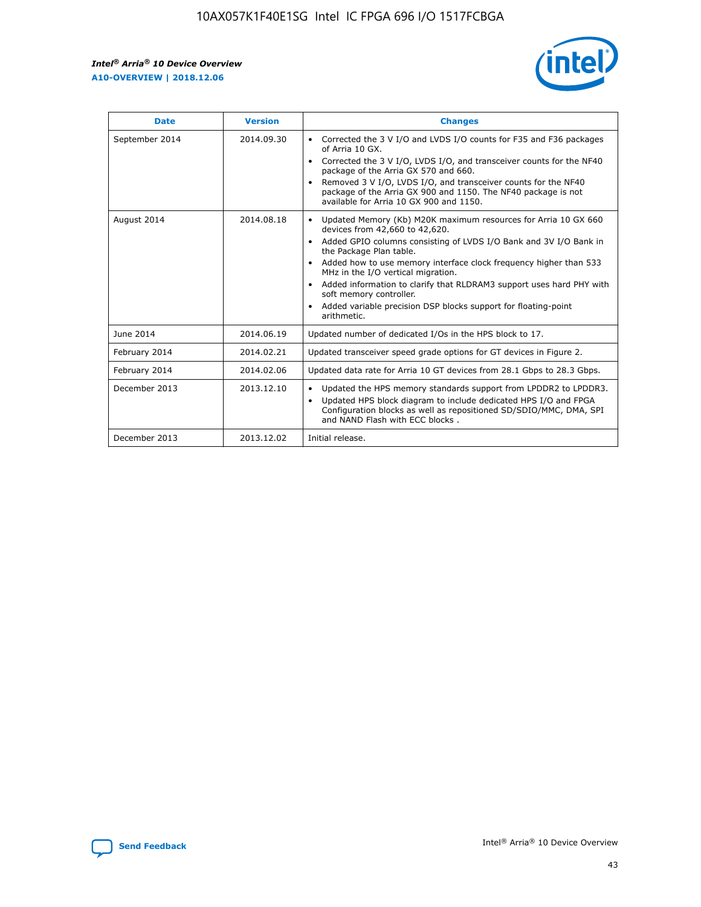| Date | Version | Changes |
| --- | --- | --- |
| September 2014 | 2014.09.30 | • Corrected the 3 V I/O and LVDS I/O counts for F35 and F36 packages of Arria 10 GX.<br>• Corrected the 3 V I/O, LVDS I/O, and transceiver counts for the NF40 package of the Arria GX 570 and 660.<br>• Removed 3 V I/O, LVDS I/O, and transceiver counts for the NF40 package of the Arria GX 900 and 1150. The NF40 package is not available for Arria 10 GX 900 and 1150. |
| August 2014 | 2014.08.18 | • Updated Memory (Kb) M20K maximum resources for Arria 10 GX 660 devices from 42,660 to 42,620.<br>• Added GPIO columns consisting of LVDS I/O Bank and 3V I/O Bank in the Package Plan table.<br>• Added how to use memory interface clock frequency higher than 533 MHz in the I/O vertical migration.<br>• Added information to clarify that RLDRAM3 support uses hard PHY with soft memory controller.<br>• Added variable precision DSP blocks support for floating-point arithmetic. |
| June 2014 | 2014.06.19 | Updated number of dedicated I/Os in the HPS block to 17. |
| February 2014 | 2014.02.21 | Updated transceiver speed grade options for GT devices in Figure 2. |
| February 2014 | 2014.02.06 | Updated data rate for Arria 10 GT devices from 28.1 Gbps to 28.3 Gbps. |
| December 2013 | 2013.12.10 | • Updated the HPS memory standards support from LPDDR2 to LPDDR3.<br>• Updated HPS block diagram to include dedicated HPS I/O and FPGA Configuration blocks as well as repositioned SD/SDIO/MMC, DMA, SPI and NAND Flash with ECC blocks . |
| December 2013 | 2013.12.02 | Initial release. |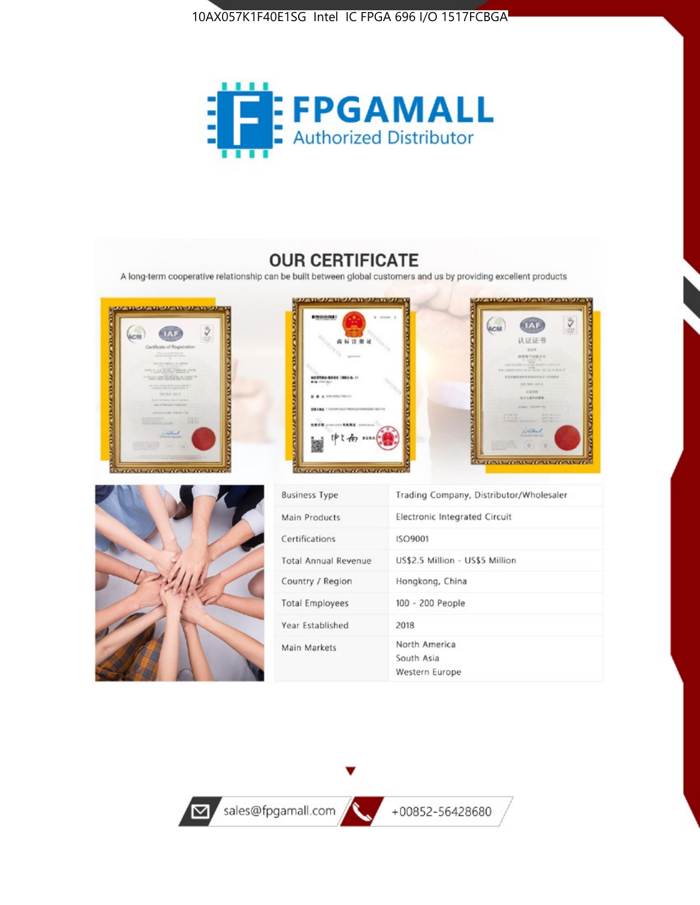FPGAMALL
Authorized Distributor

## OUR CERTIFICATE

A long-term cooperative relationship can be built between global customers and us by providing excellent products

| | |
|---|---|
| Business Type | Trading Company, Distributor/Wholesaler |
| Main Products | Electronic Integrated Circuit |
| Certifications | ISO9001 |
| Total Annual Revenue | US$2.5 Million - US$5 Million |
| Country / Region | Hongkong, China |
| Total Employees | 100 - 200 People |
| Year Established | 2018 |
| Main Markets | North America<br>South Asia<br>Western Europe |

sales@fpgamall.com

+00852-56428680